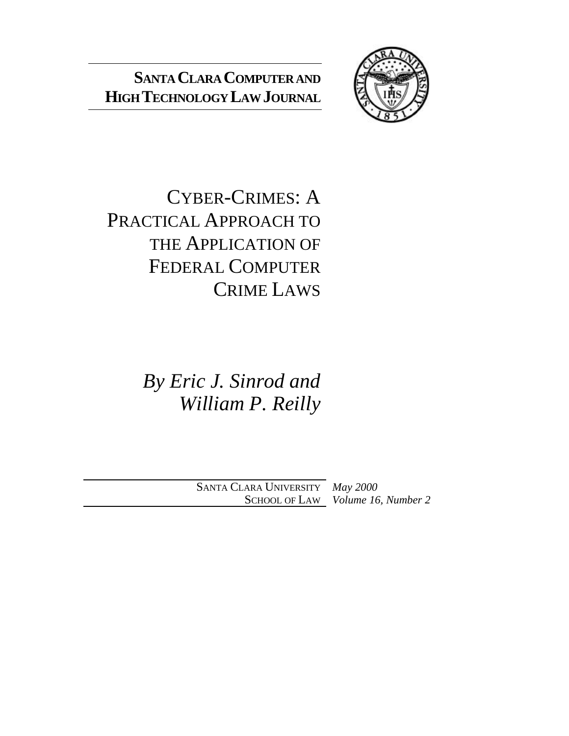**SANTA CLARA COMPUTER AND HIGH TECHNOLOGY LAW JOURNAL**

# CYBER-CRIMES: A PRACTICAL APPROACH TO THE APPLICATION OF FEDERAL COMPUTER CRIME LAWS

*By Eric J. Sinrod and William P. Reilly*

SANTA CLARA UNIVERSITY SCHOOL OF LAW

*May 2000*
*Volume 16, Number 2*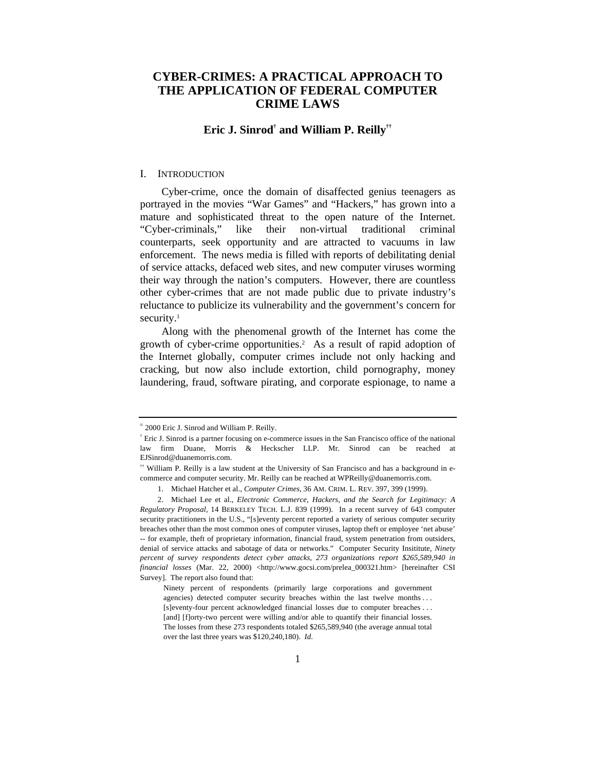# CYBER-CRIMES: A PRACTICAL APPROACH TO THE APPLICATION OF FEDERAL COMPUTER CRIME LAWS

**Eric J. Sinrod[†] and William P. Reilly[††]**

## I. INTRODUCTION

Cyber-crime, once the domain of disaffected genius teenagers as portrayed in the movies "War Games" and "Hackers," has grown into a mature and sophisticated threat to the open nature of the Internet. "Cyber-criminals," like their non-virtual traditional criminal counterparts, seek opportunity and are attracted to vacuums in law enforcement. The news media is filled with reports of debilitating denial of service attacks, defaced web sites, and new computer viruses worming their way through the nation's computers. However, there are countless other cyber-crimes that are not made public due to private industry's reluctance to publicize its vulnerability and the government's concern for security.[1]

Along with the phenomenal growth of the Internet has come the growth of cyber-crime opportunities.[2] As a result of rapid adoption of the Internet globally, computer crimes include not only hacking and cracking, but now also include extortion, child pornography, money laundering, fraud, software pirating, and corporate espionage, to name a

---

© 2000 Eric J. Sinrod and William P. Reilly.

† Eric J. Sinrod is a partner focusing on e-commerce issues in the San Francisco office of the national law firm Duane, Morris & Heckscher LLP. Mr. Sinrod can be reached at EJSinrod@duanemorris.com.

†† William P. Reilly is a law student at the University of San Francisco and has a background in e-commerce and computer security. Mr. Reilly can be reached at WPReilly@duanemorris.com.

1. Michael Hatcher et al., *Computer Crimes*, 36 AM. CRIM. L. REV. 397, 399 (1999).

2. Michael Lee et al., *Electronic Commerce, Hackers, and the Search for Legitimacy: A Regulatory Proposal*, 14 BERKELEY TECH. L.J. 839 (1999). In a recent survey of 643 computer security practitioners in the U.S., "[s]eventy percent reported a variety of serious computer security breaches other than the most common ones of computer viruses, laptop theft or employee 'net abuse' -- for example, theft of proprietary information, financial fraud, system penetration from outsiders, denial of service attacks and sabotage of data or networks." Computer Security Insititute, *Ninety percent of survey respondents detect cyber attacks, 273 organizations report $265,589,940 in financial losses* (Mar. 22, 2000) <http://www.gocsi.com/prelea_000321.htm> [hereinafter CSI Survey]. The report also found that:

> Ninety percent of respondents (primarily large corporations and government agencies) detected computer security breaches within the last twelve months . . . [s]eventy-four percent acknowledged financial losses due to computer breaches . . . [and] [f]orty-two percent were willing and/or able to quantify their financial losses. The losses from these 273 respondents totaled $265,589,940 (the average annual total over the last three years was $120,240,180). *Id.*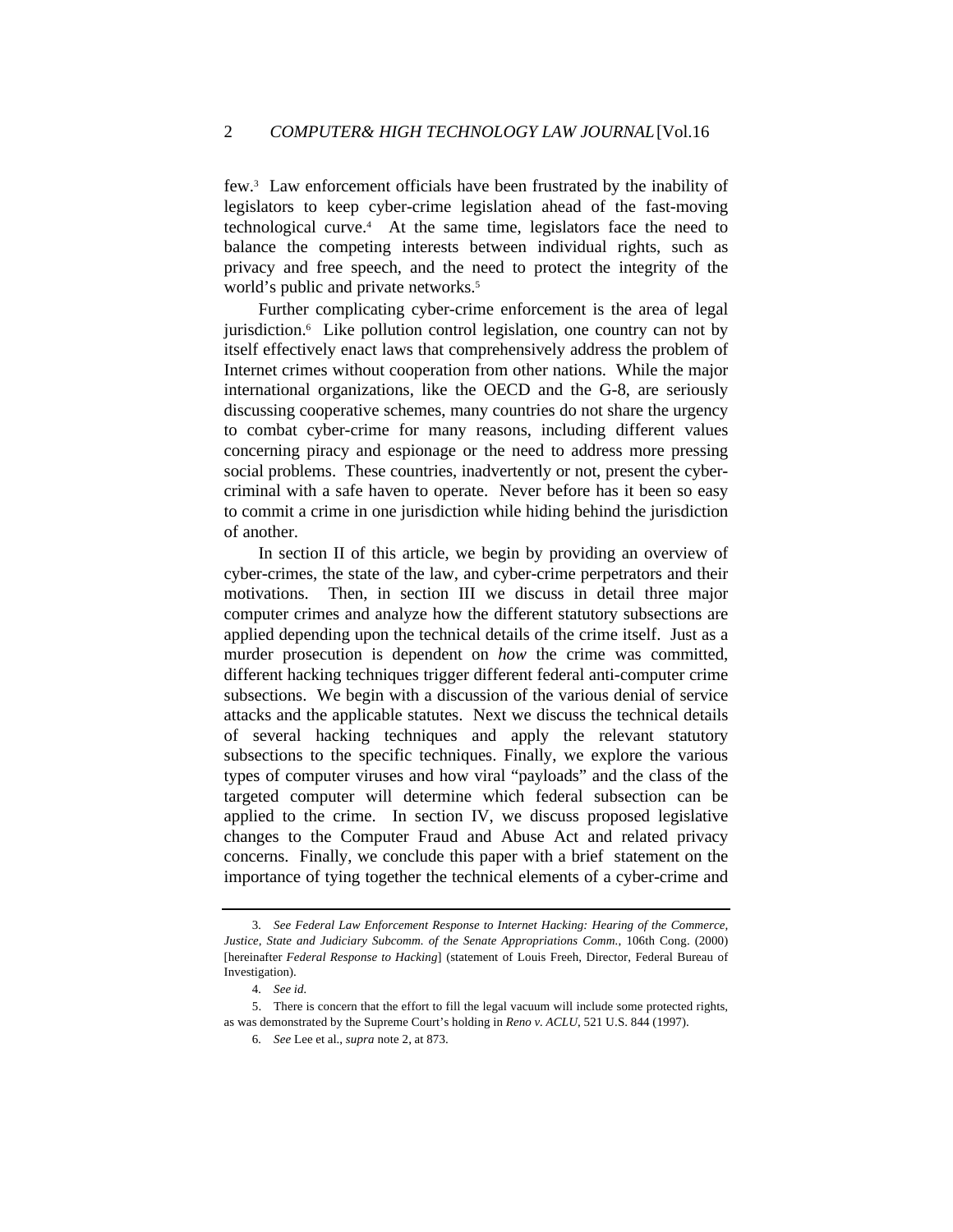few.[3] Law enforcement officials have been frustrated by the inability of legislators to keep cyber-crime legislation ahead of the fast-moving technological curve.[4] At the same time, legislators face the need to balance the competing interests between individual rights, such as privacy and free speech, and the need to protect the integrity of the world's public and private networks.[5]

Further complicating cyber-crime enforcement is the area of legal jurisdiction.[6] Like pollution control legislation, one country can not by itself effectively enact laws that comprehensively address the problem of Internet crimes without cooperation from other nations. While the major international organizations, like the OECD and the G-8, are seriously discussing cooperative schemes, many countries do not share the urgency to combat cyber-crime for many reasons, including different values concerning piracy and espionage or the need to address more pressing social problems. These countries, inadvertently or not, present the cyber-criminal with a safe haven to operate. Never before has it been so easy to commit a crime in one jurisdiction while hiding behind the jurisdiction of another.

In section II of this article, we begin by providing an overview of cyber-crimes, the state of the law, and cyber-crime perpetrators and their motivations. Then, in section III we discuss in detail three major computer crimes and analyze how the different statutory subsections are applied depending upon the technical details of the crime itself. Just as a murder prosecution is dependent on *how* the crime was committed, different hacking techniques trigger different federal anti-computer crime subsections. We begin with a discussion of the various denial of service attacks and the applicable statutes. Next we discuss the technical details of several hacking techniques and apply the relevant statutory subsections to the specific techniques. Finally, we explore the various types of computer viruses and how viral "payloads" and the class of the targeted computer will determine which federal subsection can be applied to the crime. In section IV, we discuss proposed legislative changes to the Computer Fraud and Abuse Act and related privacy concerns. Finally, we conclude this paper with a brief statement on the importance of tying together the technical elements of a cyber-crime and

---

3. *See Federal Law Enforcement Response to Internet Hacking: Hearing of the Commerce, Justice, State and Judiciary Subcomm. of the Senate Appropriations Comm.*, 106th Cong. (2000) [hereinafter *Federal Response to Hacking*] (statement of Louis Freeh, Director, Federal Bureau of Investigation).

4. *See id.*

5. There is concern that the effort to fill the legal vacuum will include some protected rights, as was demonstrated by the Supreme Court's holding in *Reno v. ACLU*, 521 U.S. 844 (1997).

6. *See* Lee et al., *supra* note 2, at 873.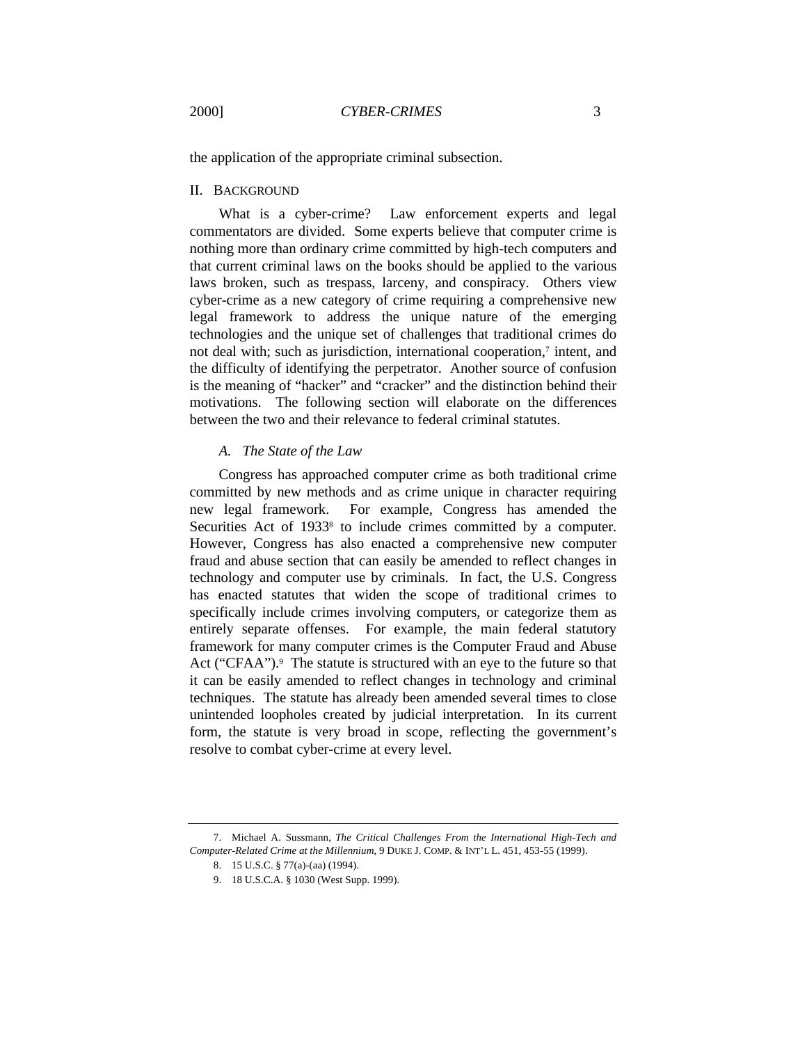the application of the appropriate criminal subsection.

## II. BACKGROUND

What is a cyber-crime? Law enforcement experts and legal commentators are divided. Some experts believe that computer crime is nothing more than ordinary crime committed by high-tech computers and that current criminal laws on the books should be applied to the various laws broken, such as trespass, larceny, and conspiracy. Others view cyber-crime as a new category of crime requiring a comprehensive new legal framework to address the unique nature of the emerging technologies and the unique set of challenges that traditional crimes do not deal with; such as jurisdiction, international cooperation,[7] intent, and the difficulty of identifying the perpetrator. Another source of confusion is the meaning of "hacker" and "cracker" and the distinction behind their motivations. The following section will elaborate on the differences between the two and their relevance to federal criminal statutes.

### *A. The State of the Law*

Congress has approached computer crime as both traditional crime committed by new methods and as crime unique in character requiring new legal framework. For example, Congress has amended the Securities Act of 1933[8] to include crimes committed by a computer. However, Congress has also enacted a comprehensive new computer fraud and abuse section that can easily be amended to reflect changes in technology and computer use by criminals. In fact, the U.S. Congress has enacted statutes that widen the scope of traditional crimes to specifically include crimes involving computers, or categorize them as entirely separate offenses. For example, the main federal statutory framework for many computer crimes is the Computer Fraud and Abuse Act ("CFAA").[9] The statute is structured with an eye to the future so that it can be easily amended to reflect changes in technology and criminal techniques. The statute has already been amended several times to close unintended loopholes created by judicial interpretation. In its current form, the statute is very broad in scope, reflecting the government's resolve to combat cyber-crime at every level.

---

7. Michael A. Sussmann, *The Critical Challenges From the International High-Tech and Computer-Related Crime at the Millennium*, 9 DUKE J. COMP. & INT'L L. 451, 453-55 (1999).

8. 15 U.S.C. § 77(a)-(aa) (1994).

9. 18 U.S.C.A. § 1030 (West Supp. 1999).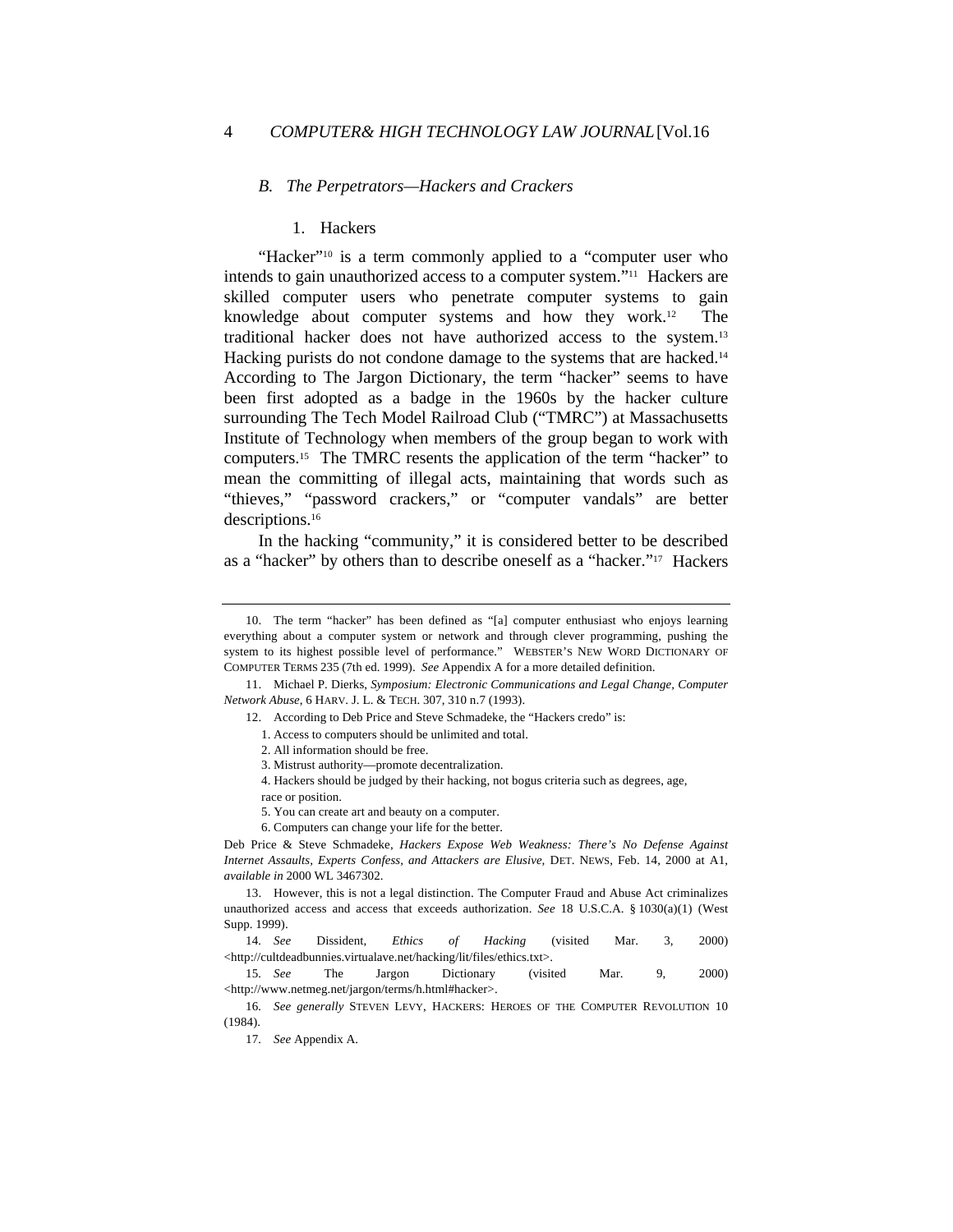### B. *The Perpetrators—Hackers and Crackers*

#### 1. Hackers

"Hacker"[10] is a term commonly applied to a "computer user who intends to gain unauthorized access to a computer system."[11] Hackers are skilled computer users who penetrate computer systems to gain knowledge about computer systems and how they work.[12] The traditional hacker does not have authorized access to the system.[13] Hacking purists do not condone damage to the systems that are hacked.[14] According to The Jargon Dictionary, the term "hacker" seems to have been first adopted as a badge in the 1960s by the hacker culture surrounding The Tech Model Railroad Club ("TMRC") at Massachusetts Institute of Technology when members of the group began to work with computers.[15] The TMRC resents the application of the term "hacker" to mean the committing of illegal acts, maintaining that words such as "thieves," "password crackers," or "computer vandals" are better descriptions.[16]

In the hacking "community," it is considered better to be described as a "hacker" by others than to describe oneself as a "hacker."[17] Hackers

---

10. The term "hacker" has been defined as "[a] computer enthusiast who enjoys learning everything about a computer system or network and through clever programming, pushing the system to its highest possible level of performance." WEBSTER'S NEW WORD DICTIONARY OF COMPUTER TERMS 235 (7th ed. 1999). *See* Appendix A for a more detailed definition.

11. Michael P. Dierks, *Symposium: Electronic Communications and Legal Change, Computer Network Abuse*, 6 HARV. J. L. & TECH. 307, 310 n.7 (1993).

12. According to Deb Price and Steve Schmadeke, the "Hackers credo" is:

> 1. Access to computers should be unlimited and total.
> 2. All information should be free.
> 3. Mistrust authority—promote decentralization.
> 4. Hackers should be judged by their hacking, not bogus criteria such as degrees, age, race or position.
> 5. You can create art and beauty on a computer.
> 6. Computers can change your life for the better.

Deb Price & Steve Schmadeke, *Hackers Expose Web Weakness: There's No Defense Against Internet Assaults, Experts Confess, and Attackers are Elusive*, DET. NEWS, Feb. 14, 2000 at A1, *available in* 2000 WL 3467302.

13. However, this is not a legal distinction. The Computer Fraud and Abuse Act criminalizes unauthorized access and access that exceeds authorization. *See* 18 U.S.C.A. § 1030(a)(1) (West Supp. 1999).

14. *See* Dissident, *Ethics of Hacking* (visited Mar. 3, 2000) <http://cultdeadbunnies.virtualave.net/hacking/lit/files/ethics.txt>.

15. *See* The Jargon Dictionary (visited Mar. 9, 2000) <http://www.netmeg.net/jargon/terms/h.html#hacker>.

16. *See generally* STEVEN LEVY, HACKERS: HEROES OF THE COMPUTER REVOLUTION 10 (1984).

17. *See* Appendix A.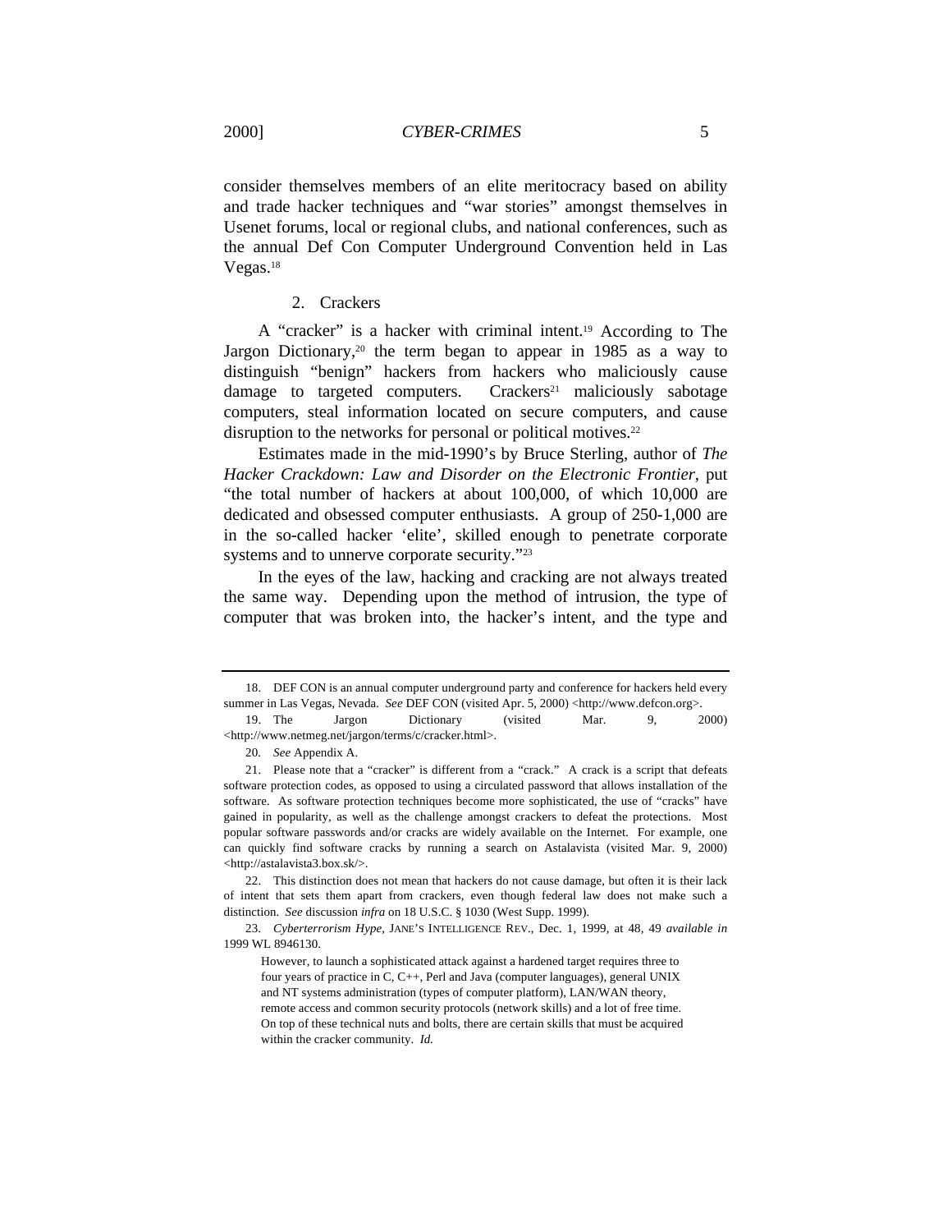consider themselves members of an elite meritocracy based on ability and trade hacker techniques and "war stories" amongst themselves in Usenet forums, local or regional clubs, and national conferences, such as the annual Def Con Computer Underground Convention held in Las Vegas.[18]

### 2. Crackers

A "cracker" is a hacker with criminal intent.[19] According to The Jargon Dictionary,[20] the term began to appear in 1985 as a way to distinguish "benign" hackers from hackers who maliciously cause damage to targeted computers. Crackers[21] maliciously sabotage computers, steal information located on secure computers, and cause disruption to the networks for personal or political motives.[22]

Estimates made in the mid-1990's by Bruce Sterling, author of *The Hacker Crackdown: Law and Disorder on the Electronic Frontier*, put "the total number of hackers at about 100,000, of which 10,000 are dedicated and obsessed computer enthusiasts. A group of 250-1,000 are in the so-called hacker 'elite', skilled enough to penetrate corporate systems and to unnerve corporate security."[23]

In the eyes of the law, hacking and cracking are not always treated the same way. Depending upon the method of intrusion, the type of computer that was broken into, the hacker's intent, and the type and

---

18. DEF CON is an annual computer underground party and conference for hackers held every summer in Las Vegas, Nevada. *See* DEF CON (visited Apr. 5, 2000) <http://www.defcon.org>.

19. The Jargon Dictionary (visited Mar. 9, 2000) <http://www.netmeg.net/jargon/terms/c/cracker.html>.

20. *See* Appendix A.

21. Please note that a "cracker" is different from a "crack." A crack is a script that defeats software protection codes, as opposed to using a circulated password that allows installation of the software. As software protection techniques become more sophisticated, the use of "cracks" have gained in popularity, as well as the challenge amongst crackers to defeat the protections. Most popular software passwords and/or cracks are widely available on the Internet. For example, one can quickly find software cracks by running a search on Astalavista (visited Mar. 9, 2000) <http://astalavista3.box.sk/>.

22. This distinction does not mean that hackers do not cause damage, but often it is their lack of intent that sets them apart from crackers, even though federal law does not make such a distinction. *See* discussion *infra* on 18 U.S.C. § 1030 (West Supp. 1999).

23. *Cyberterrorism Hype*, JANE'S INTELLIGENCE REV., Dec. 1, 1999, at 48, 49 *available in* 1999 WL 8946130.

> However, to launch a sophisticated attack against a hardened target requires three to four years of practice in C, C++, Perl and Java (computer languages), general UNIX and NT systems administration (types of computer platform), LAN/WAN theory, remote access and common security protocols (network skills) and a lot of free time. On top of these technical nuts and bolts, there are certain skills that must be acquired within the cracker community. *Id.*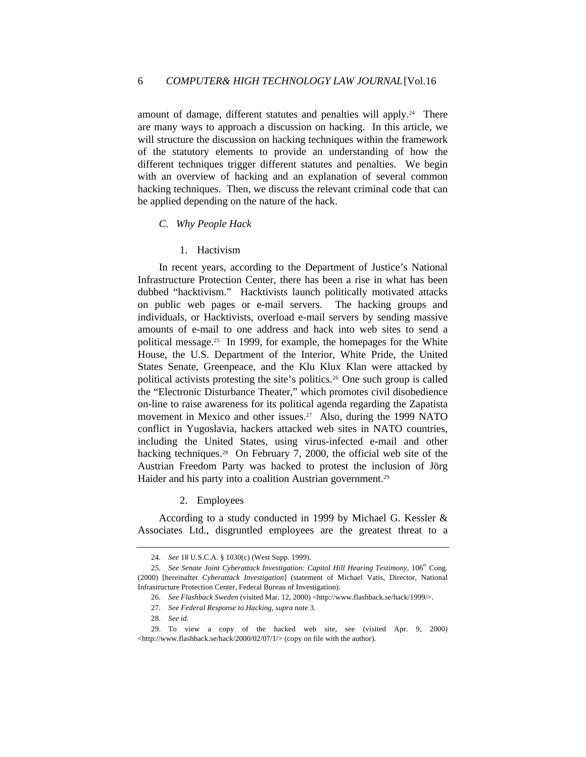amount of damage, different statutes and penalties will apply.[24] There are many ways to approach a discussion on hacking. In this article, we will structure the discussion on hacking techniques within the framework of the statutory elements to provide an understanding of how the different techniques trigger different statutes and penalties. We begin with an overview of hacking and an explanation of several common hacking techniques. Then, we discuss the relevant criminal code that can be applied depending on the nature of the hack.

### *C. Why People Hack*

#### 1. Hactivism

In recent years, according to the Department of Justice's National Infrastructure Protection Center, there has been a rise in what has been dubbed "hacktivism." Hacktivists launch politically motivated attacks on public web pages or e-mail servers. The hacking groups and individuals, or Hacktivists, overload e-mail servers by sending massive amounts of e-mail to one address and hack into web sites to send a political message.[25] In 1999, for example, the homepages for the White House, the U.S. Department of the Interior, White Pride, the United States Senate, Greenpeace, and the Klu Klux Klan were attacked by political activists protesting the site's politics.[26] One such group is called the "Electronic Disturbance Theater," which promotes civil disobedience on-line to raise awareness for its political agenda regarding the Zapatista movement in Mexico and other issues.[27] Also, during the 1999 NATO conflict in Yugoslavia, hackers attacked web sites in NATO countries, including the United States, using virus-infected e-mail and other hacking techniques.[28] On February 7, 2000, the official web site of the Austrian Freedom Party was hacked to protest the inclusion of Jörg Haider and his party into a coalition Austrian government.[29]

#### 2. Employees

According to a study conducted in 1999 by Michael G. Kessler & Associates Ltd., disgruntled employees are the greatest threat to a

---

24. *See* 18 U.S.C.A. § 1030(c) (West Supp. 1999).

25. *See Senate Joint Cyberattack Investigation: Capitol Hill Hearing Testimony*, 106th Cong. (2000) [hereinafter *Cyberattack Investigation*] (statement of Michael Vatis, Director, National Infrastructure Protection Center, Federal Bureau of Investigation).

26. *See Flashback Sweden* (visited Mar. 12, 2000) <http://www.flashback.se/hack/1999/>.

27. *See Federal Response to Hacking, supra* note 3.

28. *See id.*

29. To view a copy of the hacked web site, see (visited Apr. 9, 2000) <http://www.flashback.se/hack/2000/02/07/1/> (copy on file with the author).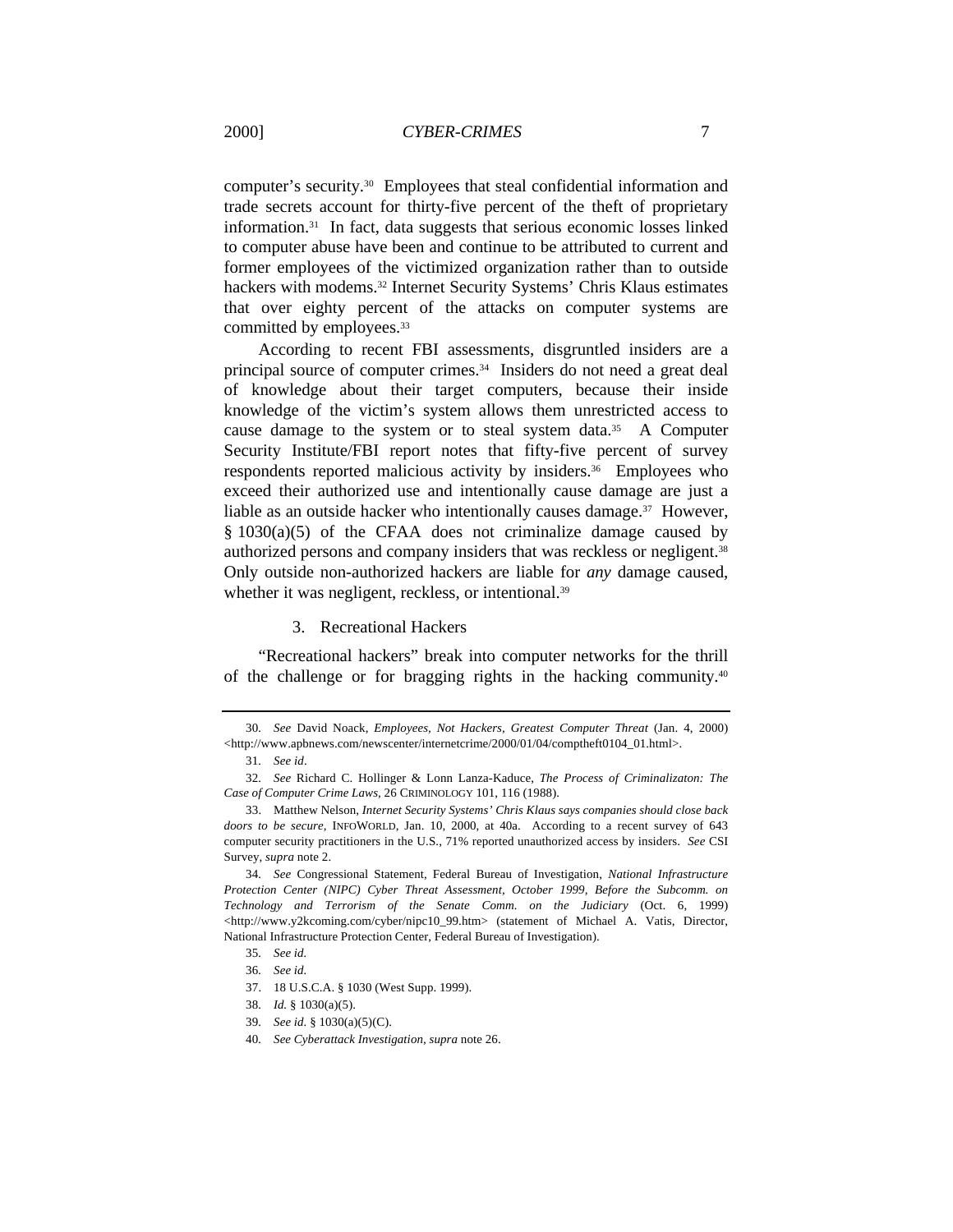computer's security.[30] Employees that steal confidential information and trade secrets account for thirty-five percent of the theft of proprietary information.[31] In fact, data suggests that serious economic losses linked to computer abuse have been and continue to be attributed to current and former employees of the victimized organization rather than to outside hackers with modems.[32] Internet Security Systems' Chris Klaus estimates that over eighty percent of the attacks on computer systems are committed by employees.[33]

According to recent FBI assessments, disgruntled insiders are a principal source of computer crimes.[34] Insiders do not need a great deal of knowledge about their target computers, because their inside knowledge of the victim's system allows them unrestricted access to cause damage to the system or to steal system data.[35] A Computer Security Institute/FBI report notes that fifty-five percent of survey respondents reported malicious activity by insiders.[36] Employees who exceed their authorized use and intentionally cause damage are just a liable as an outside hacker who intentionally causes damage.[37] However, § 1030(a)(5) of the CFAA does not criminalize damage caused by authorized persons and company insiders that was reckless or negligent.[38] Only outside non-authorized hackers are liable for *any* damage caused, whether it was negligent, reckless, or intentional.[39]

### 3. Recreational Hackers

"Recreational hackers" break into computer networks for the thrill of the challenge or for bragging rights in the hacking community.[40]

---

30. *See* David Noack, *Employees, Not Hackers, Greatest Computer Threat* (Jan. 4, 2000) <http://www.apbnews.com/newscenter/internetcrime/2000/01/04/comptheft0104_01.html>.

31. *See id*.

32. *See* Richard C. Hollinger & Lonn Lanza-Kaduce, *The Process of Criminalizaton: The Case of Computer Crime Laws*, 26 CRIMINOLOGY 101, 116 (1988).

33. Matthew Nelson, *Internet Security Systems' Chris Klaus says companies should close back doors to be secure*, INFOWORLD, Jan. 10, 2000, at 40a. According to a recent survey of 643 computer security practitioners in the U.S., 71% reported unauthorized access by insiders. *See* CSI Survey, *supra* note 2.

34. *See* Congressional Statement, Federal Bureau of Investigation, *National Infrastructure Protection Center (NIPC) Cyber Threat Assessment, October 1999, Before the Subcomm. on Technology and Terrorism of the Senate Comm. on the Judiciary* (Oct. 6, 1999) <http://www.y2kcoming.com/cyber/nipc10_99.htm> (statement of Michael A. Vatis, Director, National Infrastructure Protection Center, Federal Bureau of Investigation).

35. *See id.*

36. *See id.*

37. 18 U.S.C.A. § 1030 (West Supp. 1999).

38. *Id.* § 1030(a)(5).

39. *See id.* § 1030(a)(5)(C).

40. *See Cyberattack Investigation*, *supra* note 26.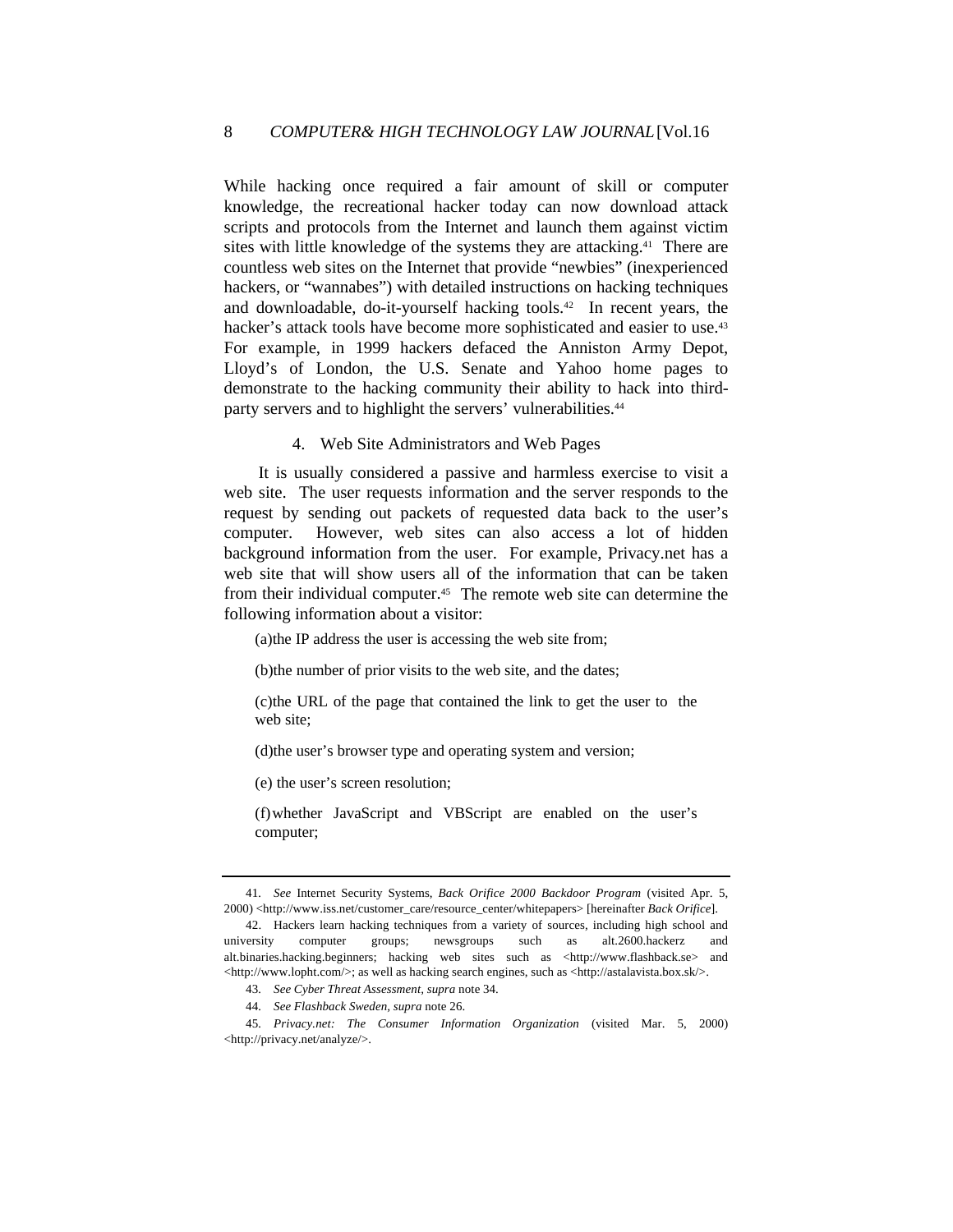While hacking once required a fair amount of skill or computer knowledge, the recreational hacker today can now download attack scripts and protocols from the Internet and launch them against victim sites with little knowledge of the systems they are attacking.[41] There are countless web sites on the Internet that provide "newbies" (inexperienced hackers, or "wannabes") with detailed instructions on hacking techniques and downloadable, do-it-yourself hacking tools.[42] In recent years, the hacker's attack tools have become more sophisticated and easier to use.[43] For example, in 1999 hackers defaced the Anniston Army Depot, Lloyd's of London, the U.S. Senate and Yahoo home pages to demonstrate to the hacking community their ability to hack into third-party servers and to highlight the servers' vulnerabilities.[44]

### 4. Web Site Administrators and Web Pages

It is usually considered a passive and harmless exercise to visit a web site. The user requests information and the server responds to the request by sending out packets of requested data back to the user's computer. However, web sites can also access a lot of hidden background information from the user. For example, Privacy.net has a web site that will show users all of the information that can be taken from their individual computer.[45] The remote web site can determine the following information about a visitor:

(a) the IP address the user is accessing the web site from;

(b) the number of prior visits to the web site, and the dates;

(c) the URL of the page that contained the link to get the user to the web site;

(d) the user's browser type and operating system and version;

(e) the user's screen resolution;

(f) whether JavaScript and VBScript are enabled on the user's computer;

---

41. *See* Internet Security Systems, *Back Orifice 2000 Backdoor Program* (visited Apr. 5, 2000) <http://www.iss.net/customer_care/resource_center/whitepapers> [hereinafter *Back Orifice*].

42. Hackers learn hacking techniques from a variety of sources, including high school and university computer groups; newsgroups such as alt.2600.hackerz and alt.binaries.hacking.beginners; hacking web sites such as <http://www.flashback.se> and <http://www.lopht.com/>; as well as hacking search engines, such as <http://astalavista.box.sk/>.

43. *See Cyber Threat Assessment*, *supra* note 34.

44. *See Flashback Sweden*, *supra* note 26.

45. *Privacy.net: The Consumer Information Organization* (visited Mar. 5, 2000) <http://privacy.net/analyze/>.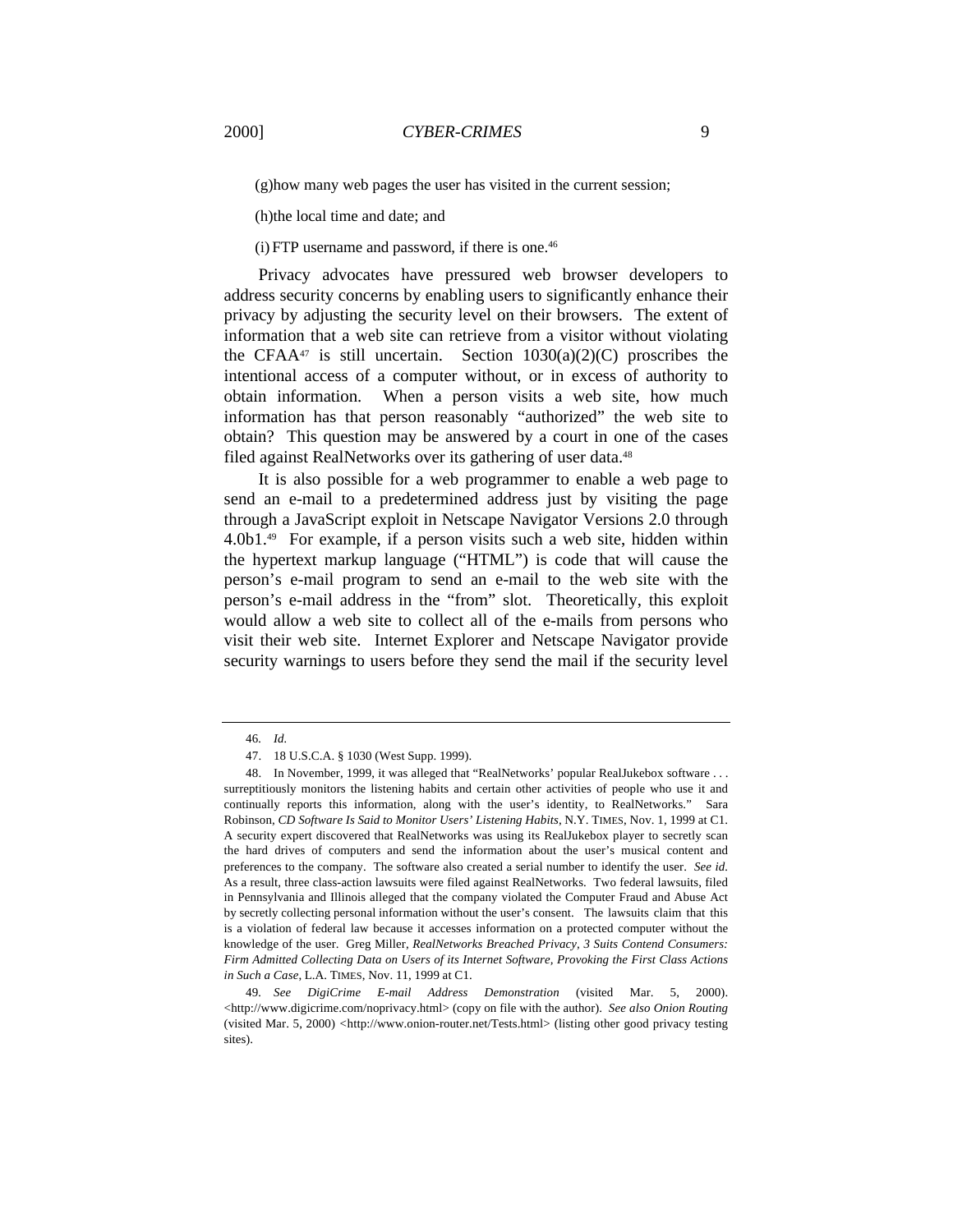(g)how many web pages the user has visited in the current session;

(h)the local time and date; and

(i) FTP username and password, if there is one.[46]

Privacy advocates have pressured web browser developers to address security concerns by enabling users to significantly enhance their privacy by adjusting the security level on their browsers. The extent of information that a web site can retrieve from a visitor without violating the CFAA[47] is still uncertain. Section 1030(a)(2)(C) proscribes the intentional access of a computer without, or in excess of authority to obtain information. When a person visits a web site, how much information has that person reasonably "authorized" the web site to obtain? This question may be answered by a court in one of the cases filed against RealNetworks over its gathering of user data.[48]

It is also possible for a web programmer to enable a web page to send an e-mail to a predetermined address just by visiting the page through a JavaScript exploit in Netscape Navigator Versions 2.0 through 4.0b1.[49] For example, if a person visits such a web site, hidden within the hypertext markup language ("HTML") is code that will cause the person's e-mail program to send an e-mail to the web site with the person's e-mail address in the "from" slot. Theoretically, this exploit would allow a web site to collect all of the e-mails from persons who visit their web site. Internet Explorer and Netscape Navigator provide security warnings to users before they send the mail if the security level

---

46. *Id.*

47. 18 U.S.C.A. § 1030 (West Supp. 1999).

48. In November, 1999, it was alleged that "RealNetworks' popular RealJukebox software . . . surreptitiously monitors the listening habits and certain other activities of people who use it and continually reports this information, along with the user's identity, to RealNetworks." Sara Robinson, *CD Software Is Said to Monitor Users' Listening Habits*, N.Y. TIMES, Nov. 1, 1999 at C1. A security expert discovered that RealNetworks was using its RealJukebox player to secretly scan the hard drives of computers and send the information about the user's musical content and preferences to the company. The software also created a serial number to identify the user. *See id.* As a result, three class-action lawsuits were filed against RealNetworks. Two federal lawsuits, filed in Pennsylvania and Illinois alleged that the company violated the Computer Fraud and Abuse Act by secretly collecting personal information without the user's consent. The lawsuits claim that this is a violation of federal law because it accesses information on a protected computer without the knowledge of the user. Greg Miller, *RealNetworks Breached Privacy, 3 Suits Contend Consumers: Firm Admitted Collecting Data on Users of its Internet Software, Provoking the First Class Actions in Such a Case*, L.A. TIMES, Nov. 11, 1999 at C1.

49. *See DigiCrime E-mail Address Demonstration* (visited Mar. 5, 2000). <http://www.digicrime.com/noprivacy.html> (copy on file with the author). *See also Onion Routing* (visited Mar. 5, 2000) <http://www.onion-router.net/Tests.html> (listing other good privacy testing sites).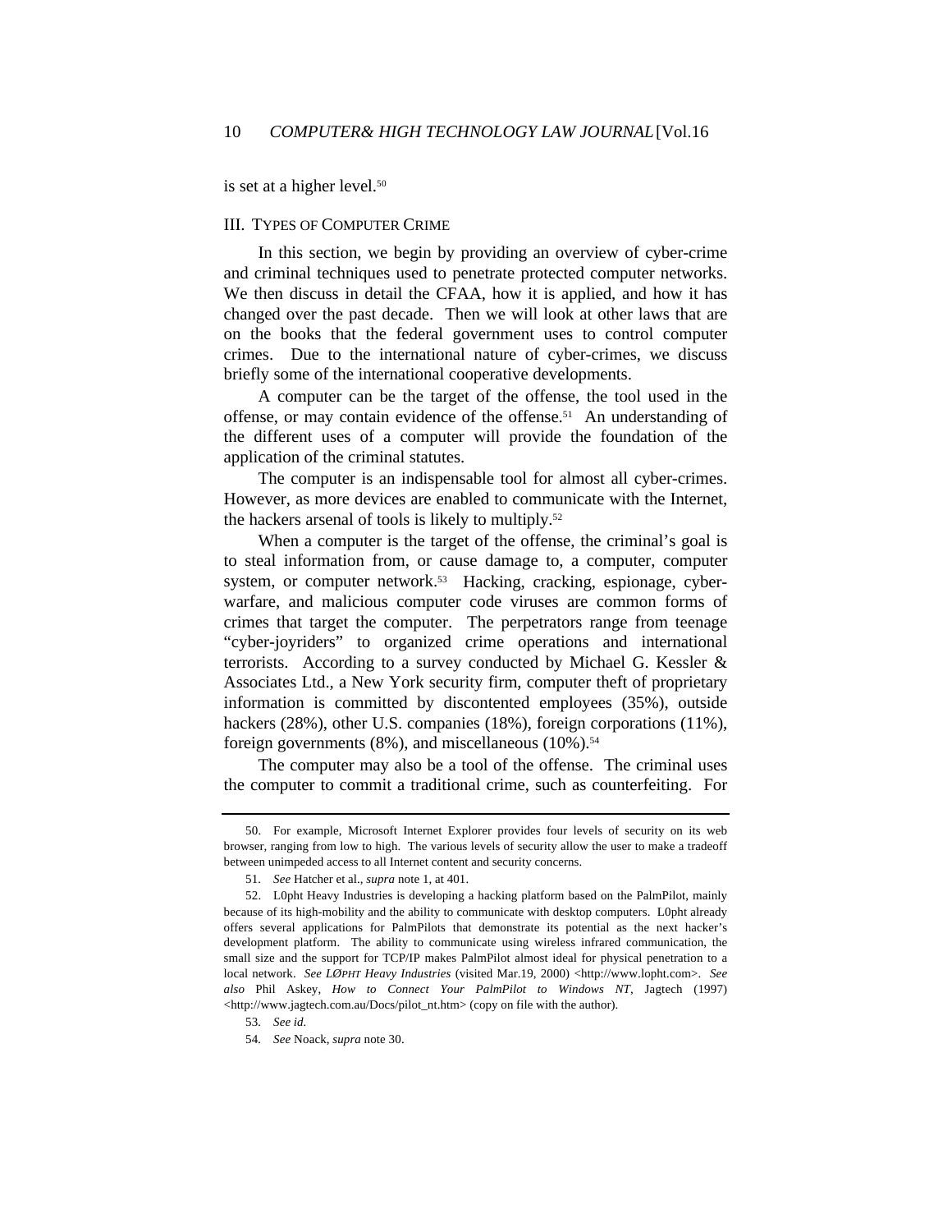is set at a higher level.[50]

## III. Types of Computer Crime

In this section, we begin by providing an overview of cyber-crime and criminal techniques used to penetrate protected computer networks. We then discuss in detail the CFAA, how it is applied, and how it has changed over the past decade. Then we will look at other laws that are on the books that the federal government uses to control computer crimes. Due to the international nature of cyber-crimes, we discuss briefly some of the international cooperative developments.

A computer can be the target of the offense, the tool used in the offense, or may contain evidence of the offense.[51] An understanding of the different uses of a computer will provide the foundation of the application of the criminal statutes.

The computer is an indispensable tool for almost all cyber-crimes. However, as more devices are enabled to communicate with the Internet, the hackers arsenal of tools is likely to multiply.[52]

When a computer is the target of the offense, the criminal's goal is to steal information from, or cause damage to, a computer, computer system, or computer network.[53] Hacking, cracking, espionage, cyber-warfare, and malicious computer code viruses are common forms of crimes that target the computer. The perpetrators range from teenage "cyber-joyriders" to organized crime operations and international terrorists. According to a survey conducted by Michael G. Kessler & Associates Ltd., a New York security firm, computer theft of proprietary information is committed by discontented employees (35%), outside hackers (28%), other U.S. companies (18%), foreign corporations (11%), foreign governments (8%), and miscellaneous (10%).[54]

The computer may also be a tool of the offense. The criminal uses the computer to commit a traditional crime, such as counterfeiting. For

---

50. For example, Microsoft Internet Explorer provides four levels of security on its web browser, ranging from low to high. The various levels of security allow the user to make a tradeoff between unimpeded access to all Internet content and security concerns.

51. *See* Hatcher et al., *supra* note 1, at 401.

52. L0pht Heavy Industries is developing a hacking platform based on the PalmPilot, mainly because of its high-mobility and the ability to communicate with desktop computers. L0pht already offers several applications for PalmPilots that demonstrate its potential as the next hacker's development platform. The ability to communicate using wireless infrared communication, the small size and the support for TCP/IP makes PalmPilot almost ideal for physical penetration to a local network. *See LØPHT Heavy Industries* (visited Mar.19, 2000) <http://www.lopht.com>. *See also* Phil Askey, *How to Connect Your PalmPilot to Windows NT*, Jagtech (1997) <http://www.jagtech.com.au/Docs/pilot_nt.htm> (copy on file with the author).

53. *See id.*

54. *See* Noack, *supra* note 30.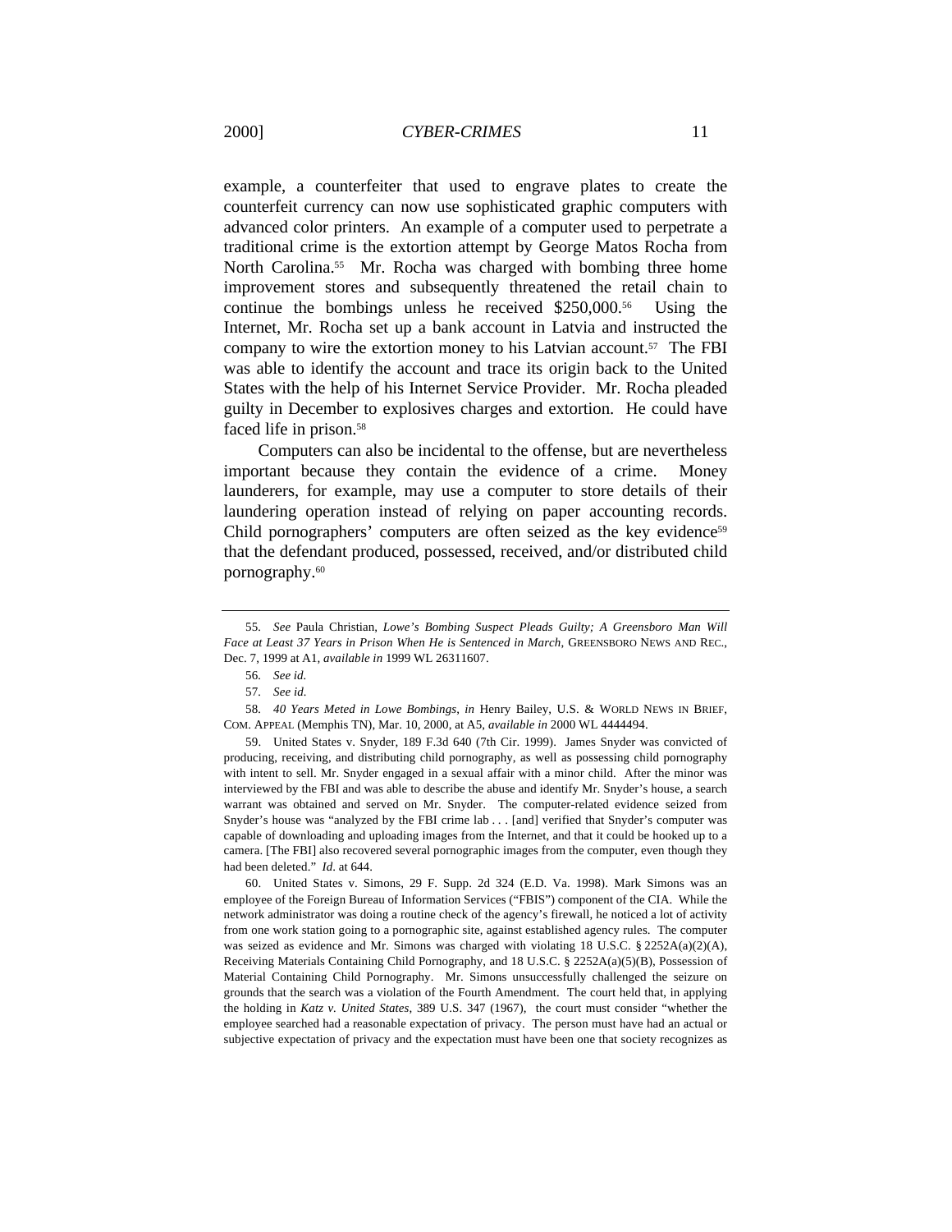example, a counterfeiter that used to engrave plates to create the counterfeit currency can now use sophisticated graphic computers with advanced color printers. An example of a computer used to perpetrate a traditional crime is the extortion attempt by George Matos Rocha from North Carolina.[55] Mr. Rocha was charged with bombing three home improvement stores and subsequently threatened the retail chain to continue the bombings unless he received $250,000.[56] Using the Internet, Mr. Rocha set up a bank account in Latvia and instructed the company to wire the extortion money to his Latvian account.[57] The FBI was able to identify the account and trace its origin back to the United States with the help of his Internet Service Provider. Mr. Rocha pleaded guilty in December to explosives charges and extortion. He could have faced life in prison.[58]

Computers can also be incidental to the offense, but are nevertheless important because they contain the evidence of a crime. Money launderers, for example, may use a computer to store details of their laundering operation instead of relying on paper accounting records. Child pornographers' computers are often seized as the key evidence[59] that the defendant produced, possessed, received, and/or distributed child pornography.[60]

---

55. *See* Paula Christian, *Lowe's Bombing Suspect Pleads Guilty; A Greensboro Man Will Face at Least 37 Years in Prison When He is Sentenced in March*, GREENSBORO NEWS AND REC., Dec. 7, 1999 at A1, *available in* 1999 WL 26311607.

56. *See id.*

57. *See id.*

58. *40 Years Meted in Lowe Bombings*, *in* Henry Bailey, U.S. & WORLD NEWS IN BRIEF, COM. APPEAL (Memphis TN), Mar. 10, 2000, at A5, *available in* 2000 WL 4444494.

59. United States v. Snyder, 189 F.3d 640 (7th Cir. 1999). James Snyder was convicted of producing, receiving, and distributing child pornography, as well as possessing child pornography with intent to sell. Mr. Snyder engaged in a sexual affair with a minor child. After the minor was interviewed by the FBI and was able to describe the abuse and identify Mr. Snyder's house, a search warrant was obtained and served on Mr. Snyder. The computer-related evidence seized from Snyder's house was "analyzed by the FBI crime lab . . . [and] verified that Snyder's computer was capable of downloading and uploading images from the Internet, and that it could be hooked up to a camera. [The FBI] also recovered several pornographic images from the computer, even though they had been deleted." *Id.* at 644.

60. United States v. Simons, 29 F. Supp. 2d 324 (E.D. Va. 1998). Mark Simons was an employee of the Foreign Bureau of Information Services ("FBIS") component of the CIA. While the network administrator was doing a routine check of the agency's firewall, he noticed a lot of activity from one work station going to a pornographic site, against established agency rules. The computer was seized as evidence and Mr. Simons was charged with violating 18 U.S.C. § 2252A(a)(2)(A), Receiving Materials Containing Child Pornography, and 18 U.S.C. § 2252A(a)(5)(B), Possession of Material Containing Child Pornography. Mr. Simons unsuccessfully challenged the seizure on grounds that the search was a violation of the Fourth Amendment. The court held that, in applying the holding in *Katz v. United States*, 389 U.S. 347 (1967), the court must consider "whether the employee searched had a reasonable expectation of privacy. The person must have had an actual or subjective expectation of privacy and the expectation must have been one that society recognizes as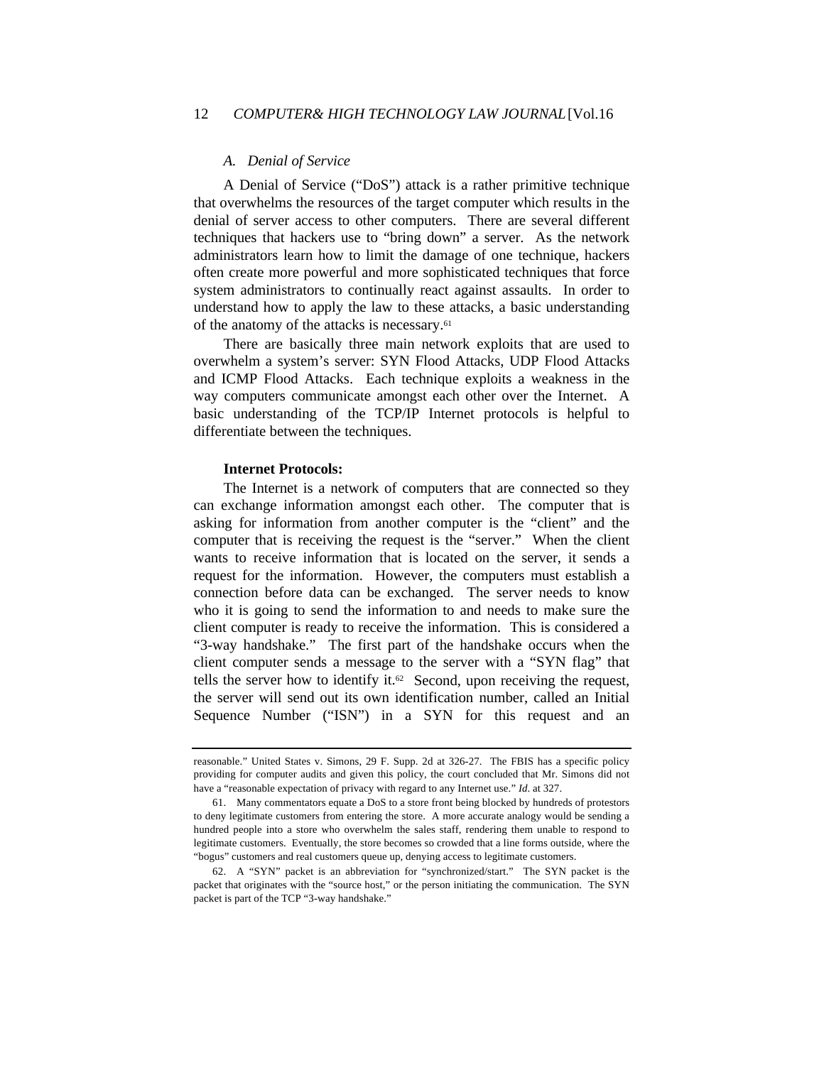### *A. Denial of Service*

A Denial of Service ("DoS") attack is a rather primitive technique that overwhelms the resources of the target computer which results in the denial of server access to other computers. There are several different techniques that hackers use to "bring down" a server. As the network administrators learn how to limit the damage of one technique, hackers often create more powerful and more sophisticated techniques that force system administrators to continually react against assaults. In order to understand how to apply the law to these attacks, a basic understanding of the anatomy of the attacks is necessary.[61]

There are basically three main network exploits that are used to overwhelm a system's server: SYN Flood Attacks, UDP Flood Attacks and ICMP Flood Attacks. Each technique exploits a weakness in the way computers communicate amongst each other over the Internet. A basic understanding of the TCP/IP Internet protocols is helpful to differentiate between the techniques.

**Internet Protocols:**

The Internet is a network of computers that are connected so they can exchange information amongst each other. The computer that is asking for information from another computer is the "client" and the computer that is receiving the request is the "server." When the client wants to receive information that is located on the server, it sends a request for the information. However, the computers must establish a connection before data can be exchanged. The server needs to know who it is going to send the information to and needs to make sure the client computer is ready to receive the information. This is considered a "3-way handshake." The first part of the handshake occurs when the client computer sends a message to the server with a "SYN flag" that tells the server how to identify it.[62] Second, upon receiving the request, the server will send out its own identification number, called an Initial Sequence Number ("ISN") in a SYN for this request and an

---

reasonable." United States v. Simons, 29 F. Supp. 2d at 326-27. The FBIS has a specific policy providing for computer audits and given this policy, the court concluded that Mr. Simons did not have a "reasonable expectation of privacy with regard to any Internet use." *Id.* at 327.

61. Many commentators equate a DoS to a store front being blocked by hundreds of protestors to deny legitimate customers from entering the store. A more accurate analogy would be sending a hundred people into a store who overwhelm the sales staff, rendering them unable to respond to legitimate customers. Eventually, the store becomes so crowded that a line forms outside, where the "bogus" customers and real customers queue up, denying access to legitimate customers.

62. A "SYN" packet is an abbreviation for "synchronized/start." The SYN packet is the packet that originates with the "source host," or the person initiating the communication. The SYN packet is part of the TCP "3-way handshake."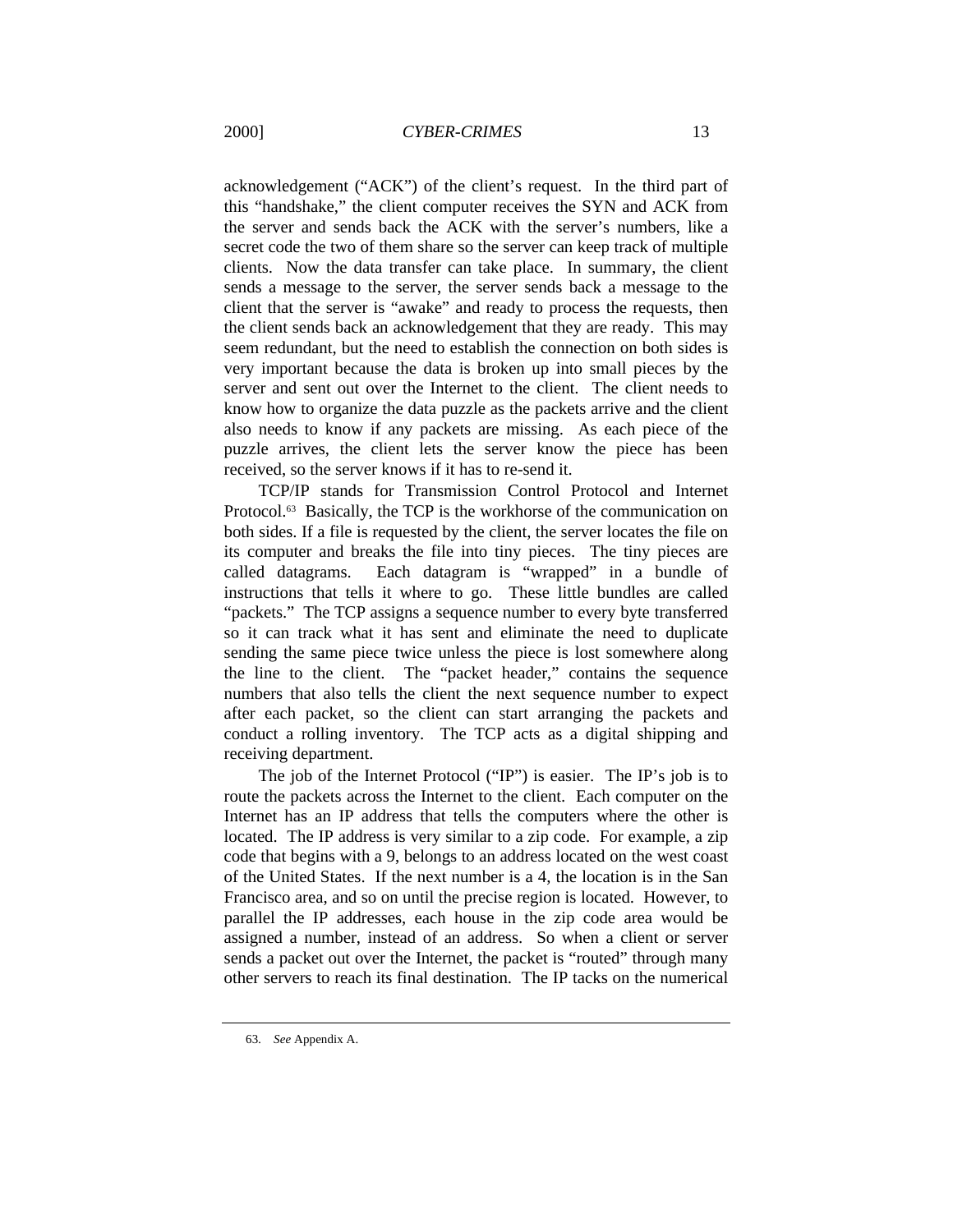acknowledgement ("ACK") of the client's request. In the third part of this "handshake," the client computer receives the SYN and ACK from the server and sends back the ACK with the server's numbers, like a secret code the two of them share so the server can keep track of multiple clients. Now the data transfer can take place. In summary, the client sends a message to the server, the server sends back a message to the client that the server is "awake" and ready to process the requests, then the client sends back an acknowledgement that they are ready. This may seem redundant, but the need to establish the connection on both sides is very important because the data is broken up into small pieces by the server and sent out over the Internet to the client. The client needs to know how to organize the data puzzle as the packets arrive and the client also needs to know if any packets are missing. As each piece of the puzzle arrives, the client lets the server know the piece has been received, so the server knows if it has to re-send it.

TCP/IP stands for Transmission Control Protocol and Internet Protocol.[63] Basically, the TCP is the workhorse of the communication on both sides. If a file is requested by the client, the server locates the file on its computer and breaks the file into tiny pieces. The tiny pieces are called datagrams. Each datagram is "wrapped" in a bundle of instructions that tells it where to go. These little bundles are called "packets." The TCP assigns a sequence number to every byte transferred so it can track what it has sent and eliminate the need to duplicate sending the same piece twice unless the piece is lost somewhere along the line to the client. The "packet header," contains the sequence numbers that also tells the client the next sequence number to expect after each packet, so the client can start arranging the packets and conduct a rolling inventory. The TCP acts as a digital shipping and receiving department.

The job of the Internet Protocol ("IP") is easier. The IP's job is to route the packets across the Internet to the client. Each computer on the Internet has an IP address that tells the computers where the other is located. The IP address is very similar to a zip code. For example, a zip code that begins with a 9, belongs to an address located on the west coast of the United States. If the next number is a 4, the location is in the San Francisco area, and so on until the precise region is located. However, to parallel the IP addresses, each house in the zip code area would be assigned a number, instead of an address. So when a client or server sends a packet out over the Internet, the packet is "routed" through many other servers to reach its final destination. The IP tacks on the numerical

---

63. *See* Appendix A.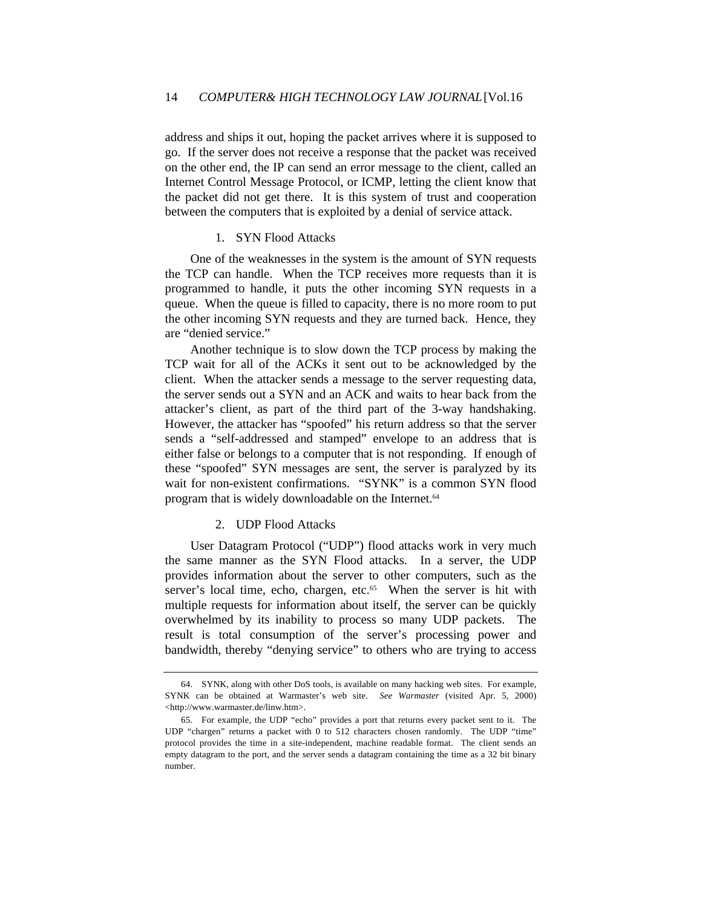address and ships it out, hoping the packet arrives where it is supposed to go. If the server does not receive a response that the packet was received on the other end, the IP can send an error message to the client, called an Internet Control Message Protocol, or ICMP, letting the client know that the packet did not get there. It is this system of trust and cooperation between the computers that is exploited by a denial of service attack.

### 1. SYN Flood Attacks

One of the weaknesses in the system is the amount of SYN requests the TCP can handle. When the TCP receives more requests than it is programmed to handle, it puts the other incoming SYN requests in a queue. When the queue is filled to capacity, there is no more room to put the other incoming SYN requests and they are turned back. Hence, they are "denied service."

Another technique is to slow down the TCP process by making the TCP wait for all of the ACKs it sent out to be acknowledged by the client. When the attacker sends a message to the server requesting data, the server sends out a SYN and an ACK and waits to hear back from the attacker's client, as part of the third part of the 3-way handshaking. However, the attacker has "spoofed" his return address so that the server sends a "self-addressed and stamped" envelope to an address that is either false or belongs to a computer that is not responding. If enough of these "spoofed" SYN messages are sent, the server is paralyzed by its wait for non-existent confirmations. "SYNK" is a common SYN flood program that is widely downloadable on the Internet.[64]

### 2. UDP Flood Attacks

User Datagram Protocol ("UDP") flood attacks work in very much the same manner as the SYN Flood attacks. In a server, the UDP provides information about the server to other computers, such as the server's local time, echo, chargen, etc.[65] When the server is hit with multiple requests for information about itself, the server can be quickly overwhelmed by its inability to process so many UDP packets. The result is total consumption of the server's processing power and bandwidth, thereby "denying service" to others who are trying to access

---

64. SYNK, along with other DoS tools, is available on many hacking web sites. For example, SYNK can be obtained at Warmaster's web site. *See Warmaster* (visited Apr. 5, 2000) <http://www.warmaster.de/linw.htm>.

65. For example, the UDP "echo" provides a port that returns every packet sent to it. The UDP "chargen" returns a packet with 0 to 512 characters chosen randomly. The UDP "time" protocol provides the time in a site-independent, machine readable format. The client sends an empty datagram to the port, and the server sends a datagram containing the time as a 32 bit binary number.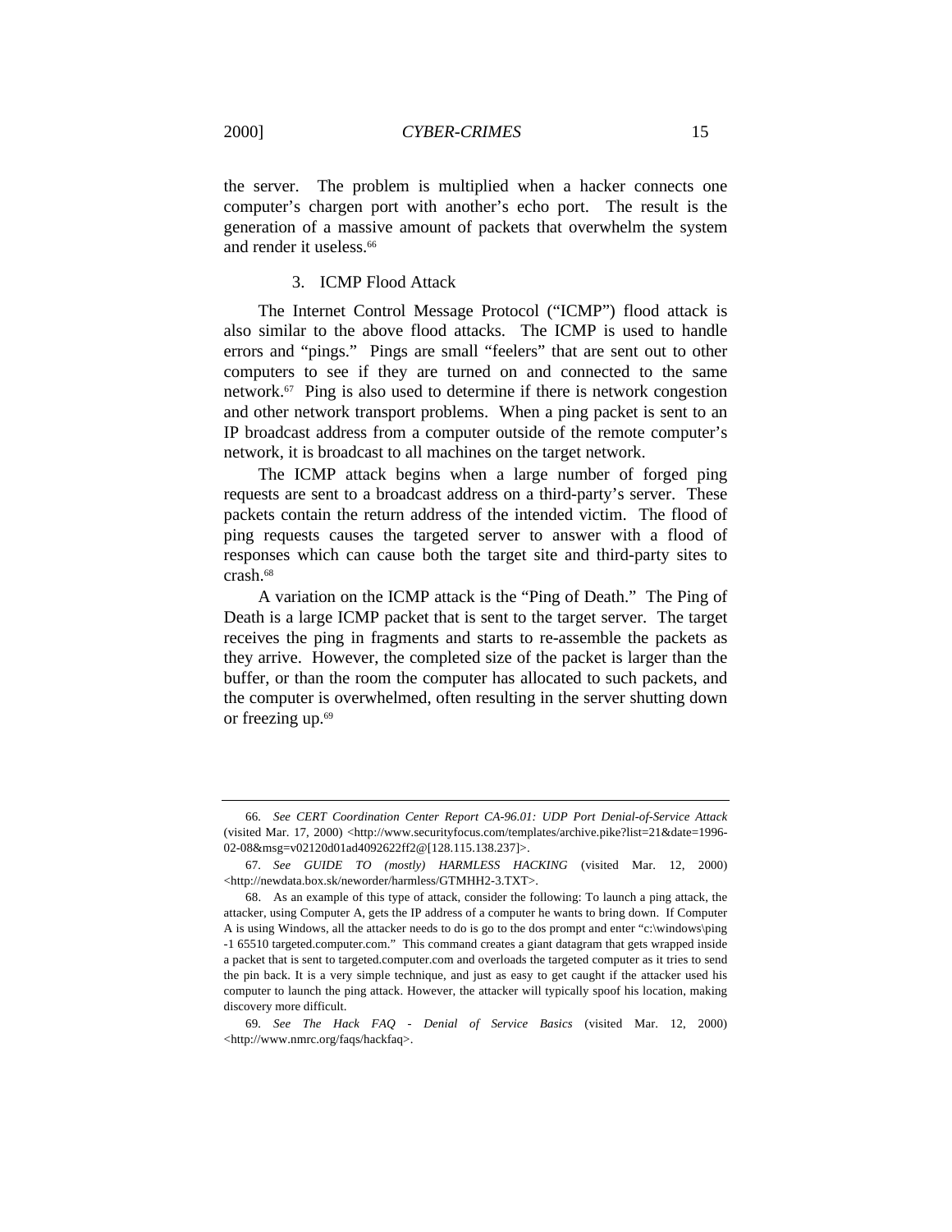the server. The problem is multiplied when a hacker connects one computer's chargen port with another's echo port. The result is the generation of a massive amount of packets that overwhelm the system and render it useless.[66]

### 3. ICMP Flood Attack

The Internet Control Message Protocol ("ICMP") flood attack is also similar to the above flood attacks. The ICMP is used to handle errors and "pings." Pings are small "feelers" that are sent out to other computers to see if they are turned on and connected to the same network.[67] Ping is also used to determine if there is network congestion and other network transport problems. When a ping packet is sent to an IP broadcast address from a computer outside of the remote computer's network, it is broadcast to all machines on the target network.

The ICMP attack begins when a large number of forged ping requests are sent to a broadcast address on a third-party's server. These packets contain the return address of the intended victim. The flood of ping requests causes the targeted server to answer with a flood of responses which can cause both the target site and third-party sites to crash.[68]

A variation on the ICMP attack is the "Ping of Death." The Ping of Death is a large ICMP packet that is sent to the target server. The target receives the ping in fragments and starts to re-assemble the packets as they arrive. However, the completed size of the packet is larger than the buffer, or than the room the computer has allocated to such packets, and the computer is overwhelmed, often resulting in the server shutting down or freezing up.[69]

---

66. *See CERT Coordination Center Report CA-96.01: UDP Port Denial-of-Service Attack* (visited Mar. 17, 2000) <http://www.securityfocus.com/templates/archive.pike?list=21&date=1996-02-08&msg=v02120d01ad4092622ff2@[128.115.138.237]>.

67. *See GUIDE TO (mostly) HARMLESS HACKING* (visited Mar. 12, 2000) <http://newdata.box.sk/neworder/harmless/GTMHH2-3.TXT>.

68. As an example of this type of attack, consider the following: To launch a ping attack, the attacker, using Computer A, gets the IP address of a computer he wants to bring down. If Computer A is using Windows, all the attacker needs to do is go to the dos prompt and enter "c:\windows\ping -1 65510 targeted.computer.com." This command creates a giant datagram that gets wrapped inside a packet that is sent to targeted.computer.com and overloads the targeted computer as it tries to send the pin back. It is a very simple technique, and just as easy to get caught if the attacker used his computer to launch the ping attack. However, the attacker will typically spoof his location, making discovery more difficult.

69. *See The Hack FAQ - Denial of Service Basics* (visited Mar. 12, 2000) <http://www.nmrc.org/faqs/hackfaq>.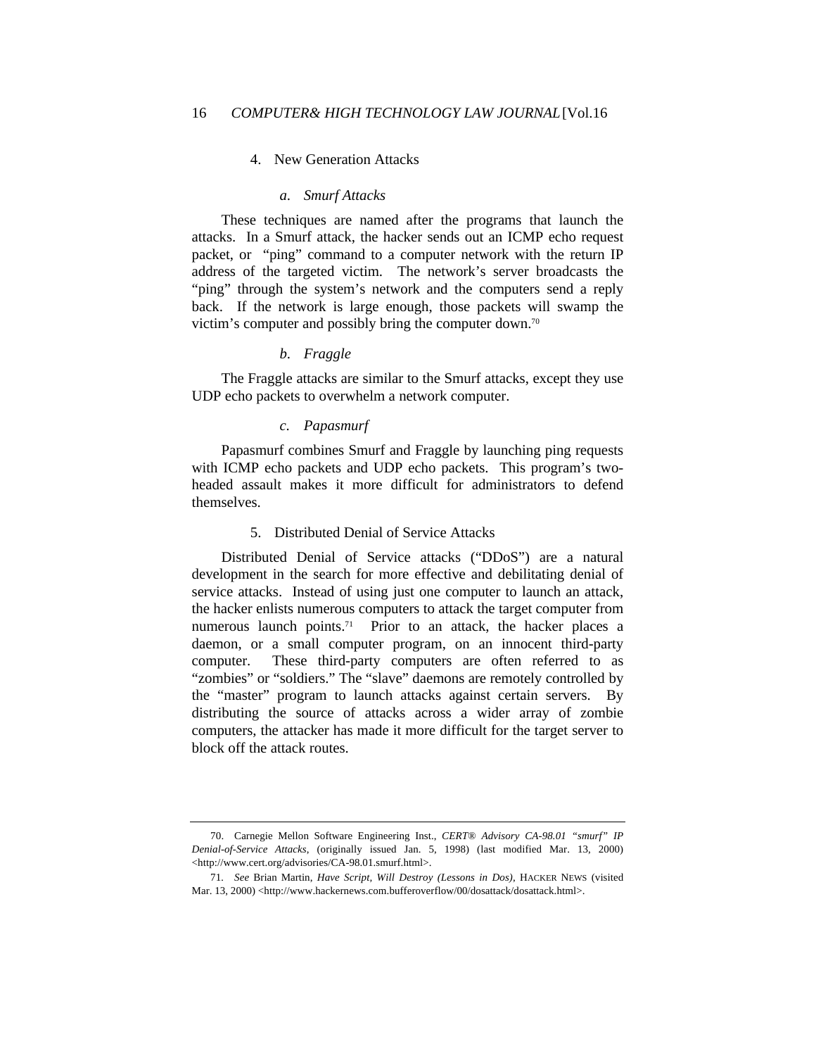### 4. New Generation Attacks

#### *a. Smurf Attacks*

These techniques are named after the programs that launch the attacks. In a Smurf attack, the hacker sends out an ICMP echo request packet, or "ping" command to a computer network with the return IP address of the targeted victim. The network's server broadcasts the "ping" through the system's network and the computers send a reply back. If the network is large enough, those packets will swamp the victim's computer and possibly bring the computer down.[70]

#### *b. Fraggle*

The Fraggle attacks are similar to the Smurf attacks, except they use UDP echo packets to overwhelm a network computer.

#### *c. Papasmurf*

Papasmurf combines Smurf and Fraggle by launching ping requests with ICMP echo packets and UDP echo packets. This program's two-headed assault makes it more difficult for administrators to defend themselves.

### 5. Distributed Denial of Service Attacks

Distributed Denial of Service attacks ("DDoS") are a natural development in the search for more effective and debilitating denial of service attacks. Instead of using just one computer to launch an attack, the hacker enlists numerous computers to attack the target computer from numerous launch points.[71] Prior to an attack, the hacker places a daemon, or a small computer program, on an innocent third-party computer. These third-party computers are often referred to as "zombies" or "soldiers." The "slave" daemons are remotely controlled by the "master" program to launch attacks against certain servers. By distributing the source of attacks across a wider array of zombie computers, the attacker has made it more difficult for the target server to block off the attack routes.

---

70. Carnegie Mellon Software Engineering Inst., *CERT® Advisory CA-98.01 "smurf" IP Denial-of-Service Attacks*, (originally issued Jan. 5, 1998) (last modified Mar. 13, 2000) <http://www.cert.org/advisories/CA-98.01.smurf.html>.

71. *See* Brian Martin, *Have Script, Will Destroy (Lessons in Dos)*, HACKER NEWS (visited Mar. 13, 2000) <http://www.hackernews.com.bufferoverflow/00/dosattack/dosattack.html>.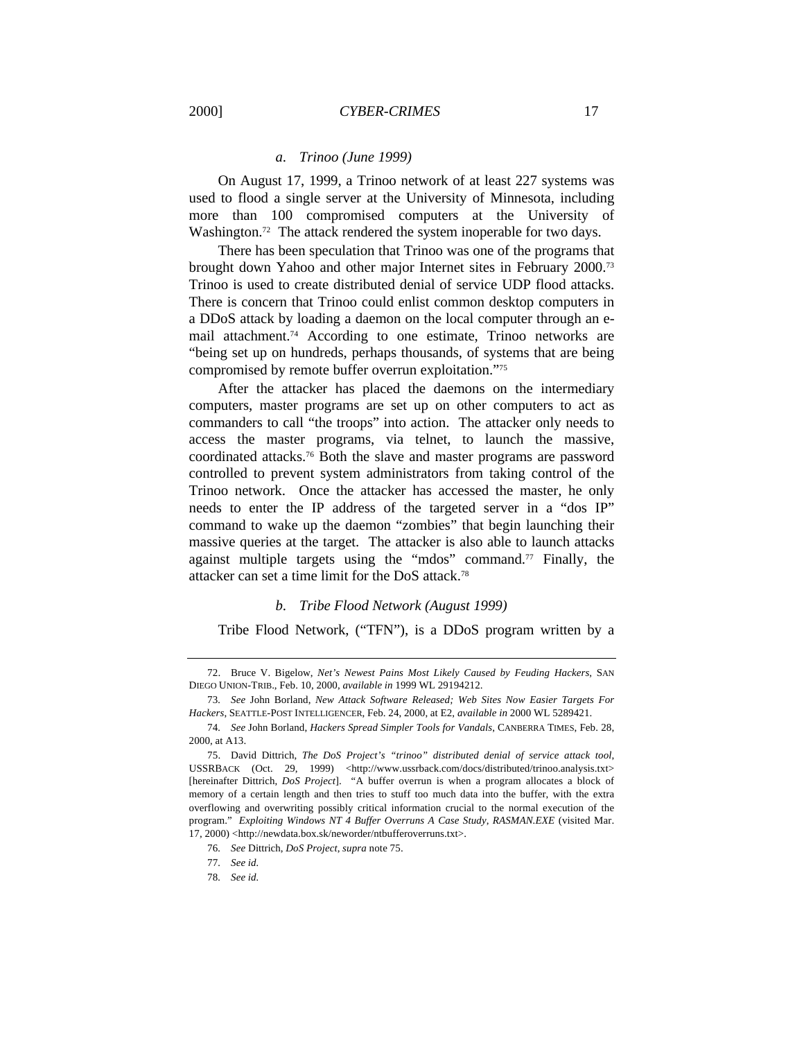#### *a. Trinoo (June 1999)*

On August 17, 1999, a Trinoo network of at least 227 systems was used to flood a single server at the University of Minnesota, including more than 100 compromised computers at the University of Washington.[72] The attack rendered the system inoperable for two days.

There has been speculation that Trinoo was one of the programs that brought down Yahoo and other major Internet sites in February 2000.[73] Trinoo is used to create distributed denial of service UDP flood attacks. There is concern that Trinoo could enlist common desktop computers in a DDoS attack by loading a daemon on the local computer through an e-mail attachment.[74] According to one estimate, Trinoo networks are "being set up on hundreds, perhaps thousands, of systems that are being compromised by remote buffer overrun exploitation."[75]

After the attacker has placed the daemons on the intermediary computers, master programs are set up on other computers to act as commanders to call "the troops" into action. The attacker only needs to access the master programs, via telnet, to launch the massive, coordinated attacks.[76] Both the slave and master programs are password controlled to prevent system administrators from taking control of the Trinoo network. Once the attacker has accessed the master, he only needs to enter the IP address of the targeted server in a "dos IP" command to wake up the daemon "zombies" that begin launching their massive queries at the target. The attacker is also able to launch attacks against multiple targets using the "mdos" command.[77] Finally, the attacker can set a time limit for the DoS attack.[78]

#### *b. Tribe Flood Network (August 1999)*

Tribe Flood Network, ("TFN"), is a DDoS program written by a

---

72. Bruce V. Bigelow, *Net's Newest Pains Most Likely Caused by Feuding Hackers*, SAN DIEGO UNION-TRIB., Feb. 10, 2000, *available in* 1999 WL 29194212.

73. *See* John Borland, *New Attack Software Released; Web Sites Now Easier Targets For Hackers*, SEATTLE-POST INTELLIGENCER, Feb. 24, 2000, at E2, *available in* 2000 WL 5289421.

74. *See* John Borland, *Hackers Spread Simpler Tools for Vandals*, CANBERRA TIMES, Feb. 28, 2000, at A13.

75. David Dittrich, *The DoS Project's "trinoo" distributed denial of service attack tool*, USSRBACK (Oct. 29, 1999) <http://www.ussrback.com/docs/distributed/trinoo.analysis.txt> [hereinafter Dittrich, *DoS Project*]. "A buffer overrun is when a program allocates a block of memory of a certain length and then tries to stuff too much data into the buffer, with the extra overflowing and overwriting possibly critical information crucial to the normal execution of the program." *Exploiting Windows NT 4 Buffer Overruns A Case Study*, *RASMAN.EXE* (visited Mar. 17, 2000) <http://newdata.box.sk/neworder/ntbufferoverruns.txt>.

76. *See* Dittrich, *DoS Project*, *supra* note 75.

77. *See id.*

78. *See id.*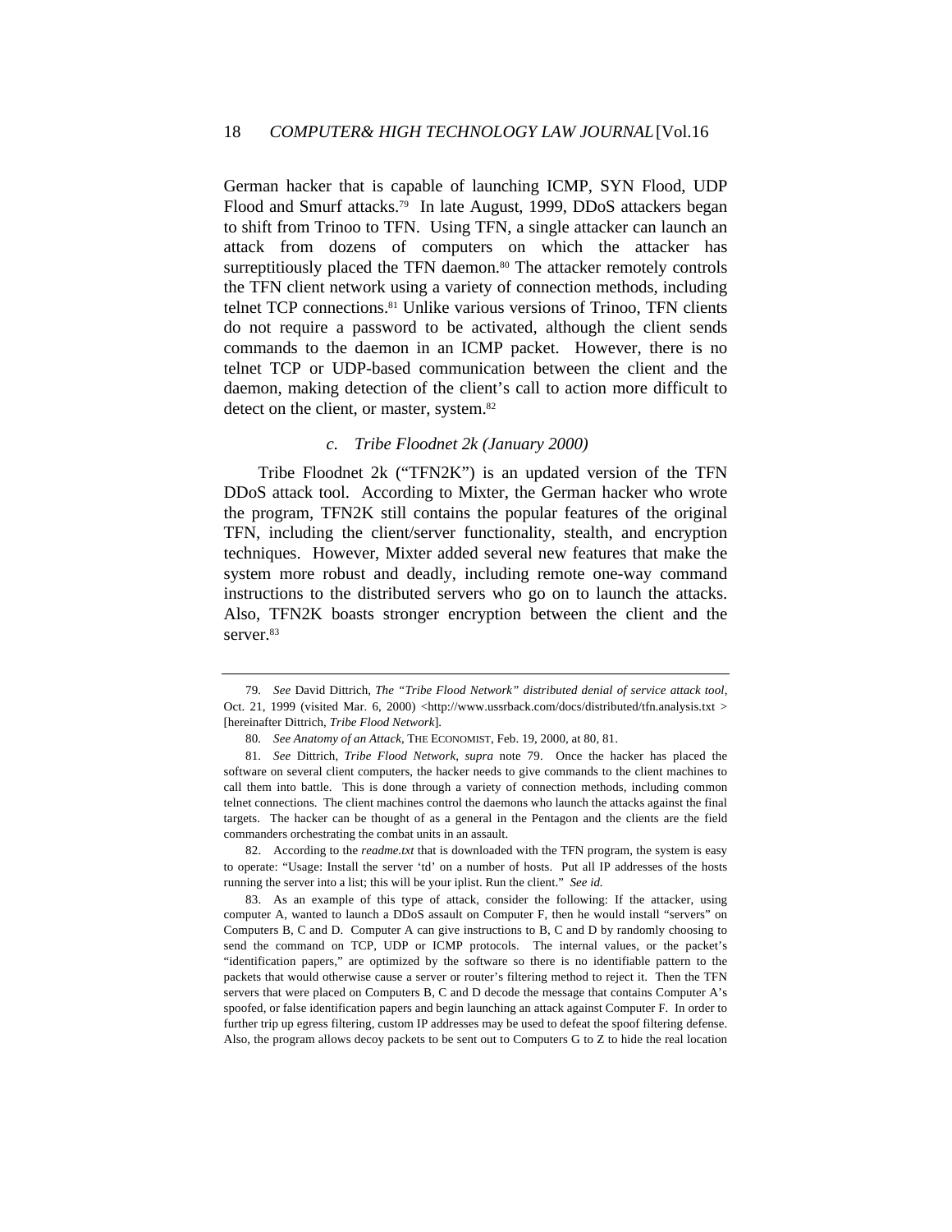German hacker that is capable of launching ICMP, SYN Flood, UDP Flood and Smurf attacks.[79] In late August, 1999, DDoS attackers began to shift from Trinoo to TFN. Using TFN, a single attacker can launch an attack from dozens of computers on which the attacker has surreptitiously placed the TFN daemon.[80] The attacker remotely controls the TFN client network using a variety of connection methods, including telnet TCP connections.[81] Unlike various versions of Trinoo, TFN clients do not require a password to be activated, although the client sends commands to the daemon in an ICMP packet. However, there is no telnet TCP or UDP-based communication between the client and the daemon, making detection of the client's call to action more difficult to detect on the client, or master, system.[82]

### *c. Tribe Floodnet 2k (January 2000)*

Tribe Floodnet 2k ("TFN2K") is an updated version of the TFN DDoS attack tool. According to Mixter, the German hacker who wrote the program, TFN2K still contains the popular features of the original TFN, including the client/server functionality, stealth, and encryption techniques. However, Mixter added several new features that make the system more robust and deadly, including remote one-way command instructions to the distributed servers who go on to launch the attacks. Also, TFN2K boasts stronger encryption between the client and the server.[83]

---

79. *See* David Dittrich, *The "Tribe Flood Network" distributed denial of service attack tool*, Oct. 21, 1999 (visited Mar. 6, 2000) <http://www.ussrback.com/docs/distributed/tfn.analysis.txt > [hereinafter Dittrich, *Tribe Flood Network*].

80. *See Anatomy of an Attack*, THE ECONOMIST, Feb. 19, 2000, at 80, 81.

81. *See* Dittrich, *Tribe Flood Network*, *supra* note 79. Once the hacker has placed the software on several client computers, the hacker needs to give commands to the client machines to call them into battle. This is done through a variety of connection methods, including common telnet connections. The client machines control the daemons who launch the attacks against the final targets. The hacker can be thought of as a general in the Pentagon and the clients are the field commanders orchestrating the combat units in an assault.

82. According to the *readme.txt* that is downloaded with the TFN program, the system is easy to operate: "Usage: Install the server 'td' on a number of hosts. Put all IP addresses of the hosts running the server into a list; this will be your iplist. Run the client." *See id.*

83. As an example of this type of attack, consider the following: If the attacker, using computer A, wanted to launch a DDoS assault on Computer F, then he would install "servers" on Computers B, C and D. Computer A can give instructions to B, C and D by randomly choosing to send the command on TCP, UDP or ICMP protocols. The internal values, or the packet's "identification papers," are optimized by the software so there is no identifiable pattern to the packets that would otherwise cause a server or router's filtering method to reject it. Then the TFN servers that were placed on Computers B, C and D decode the message that contains Computer A's spoofed, or false identification papers and begin launching an attack against Computer F. In order to further trip up egress filtering, custom IP addresses may be used to defeat the spoof filtering defense. Also, the program allows decoy packets to be sent out to Computers G to Z to hide the real location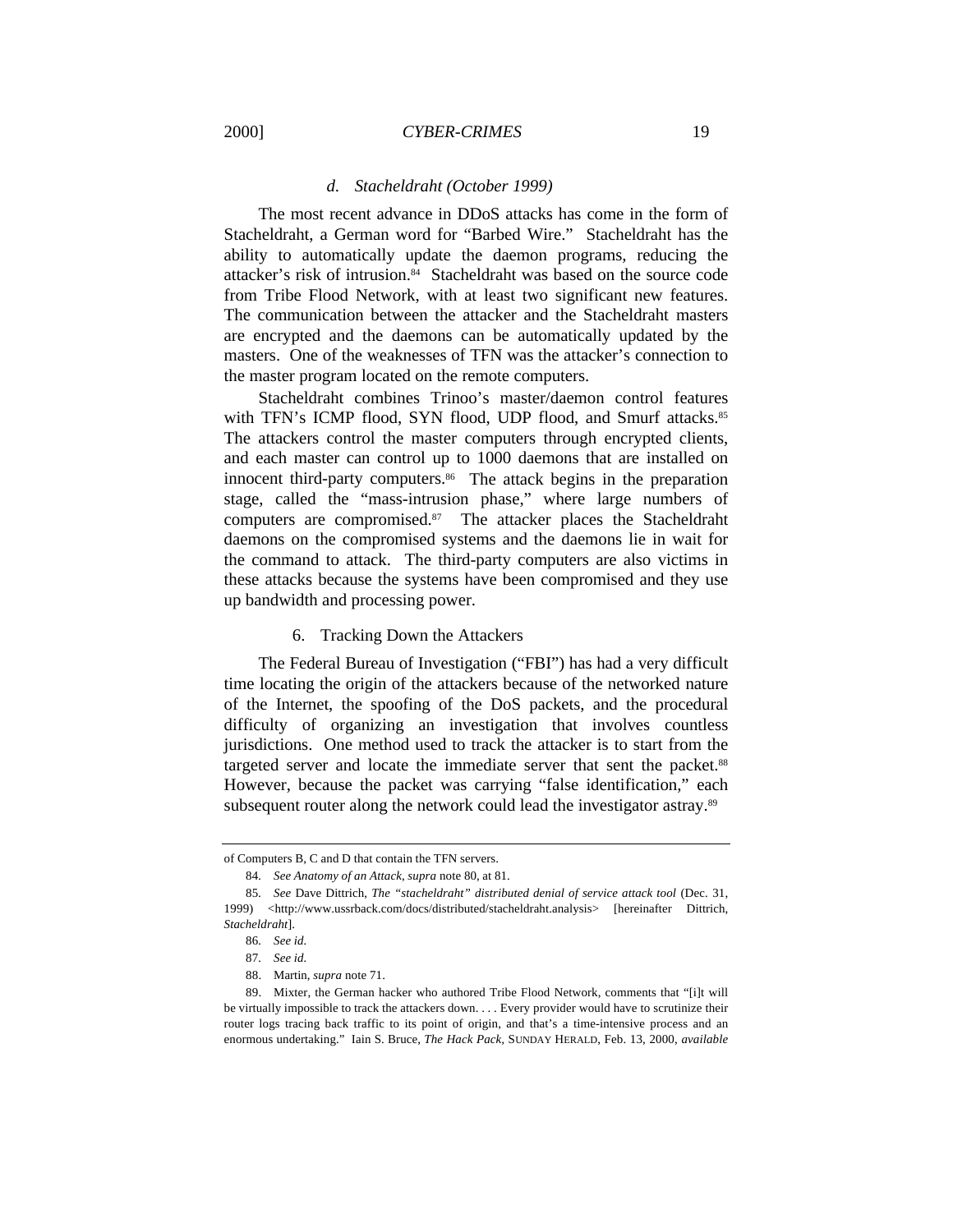#### *d. Stacheldraht (October 1999)*

The most recent advance in DDoS attacks has come in the form of Stacheldraht, a German word for "Barbed Wire." Stacheldraht has the ability to automatically update the daemon programs, reducing the attacker's risk of intrusion.[84] Stacheldraht was based on the source code from Tribe Flood Network, with at least two significant new features. The communication between the attacker and the Stacheldraht masters are encrypted and the daemons can be automatically updated by the masters. One of the weaknesses of TFN was the attacker's connection to the master program located on the remote computers.

Stacheldraht combines Trinoo's master/daemon control features with TFN's ICMP flood, SYN flood, UDP flood, and Smurf attacks.[85] The attackers control the master computers through encrypted clients, and each master can control up to 1000 daemons that are installed on innocent third-party computers.[86] The attack begins in the preparation stage, called the "mass-intrusion phase," where large numbers of computers are compromised.[87] The attacker places the Stacheldraht daemons on the compromised systems and the daemons lie in wait for the command to attack. The third-party computers are also victims in these attacks because the systems have been compromised and they use up bandwidth and processing power.

### 6. Tracking Down the Attackers

The Federal Bureau of Investigation ("FBI") has had a very difficult time locating the origin of the attackers because of the networked nature of the Internet, the spoofing of the DoS packets, and the procedural difficulty of organizing an investigation that involves countless jurisdictions. One method used to track the attacker is to start from the targeted server and locate the immediate server that sent the packet.[88] However, because the packet was carrying "false identification," each subsequent router along the network could lead the investigator astray.[89]

---

of Computers B, C and D that contain the TFN servers.

84. *See Anatomy of an Attack*, *supra* note 80, at 81.

85. *See* Dave Dittrich, *The "stacheldraht" distributed denial of service attack tool* (Dec. 31, 1999) <http://www.ussrback.com/docs/distributed/stacheldraht.analysis> [hereinafter Dittrich, *Stacheldraht*].

86. *See id.*

87. *See id.*

88. Martin, *supra* note 71.

89. Mixter, the German hacker who authored Tribe Flood Network, comments that "[i]t will be virtually impossible to track the attackers down. . . . Every provider would have to scrutinize their router logs tracing back traffic to its point of origin, and that's a time-intensive process and an enormous undertaking." Iain S. Bruce, *The Hack Pack*, SUNDAY HERALD, Feb. 13, 2000, *available*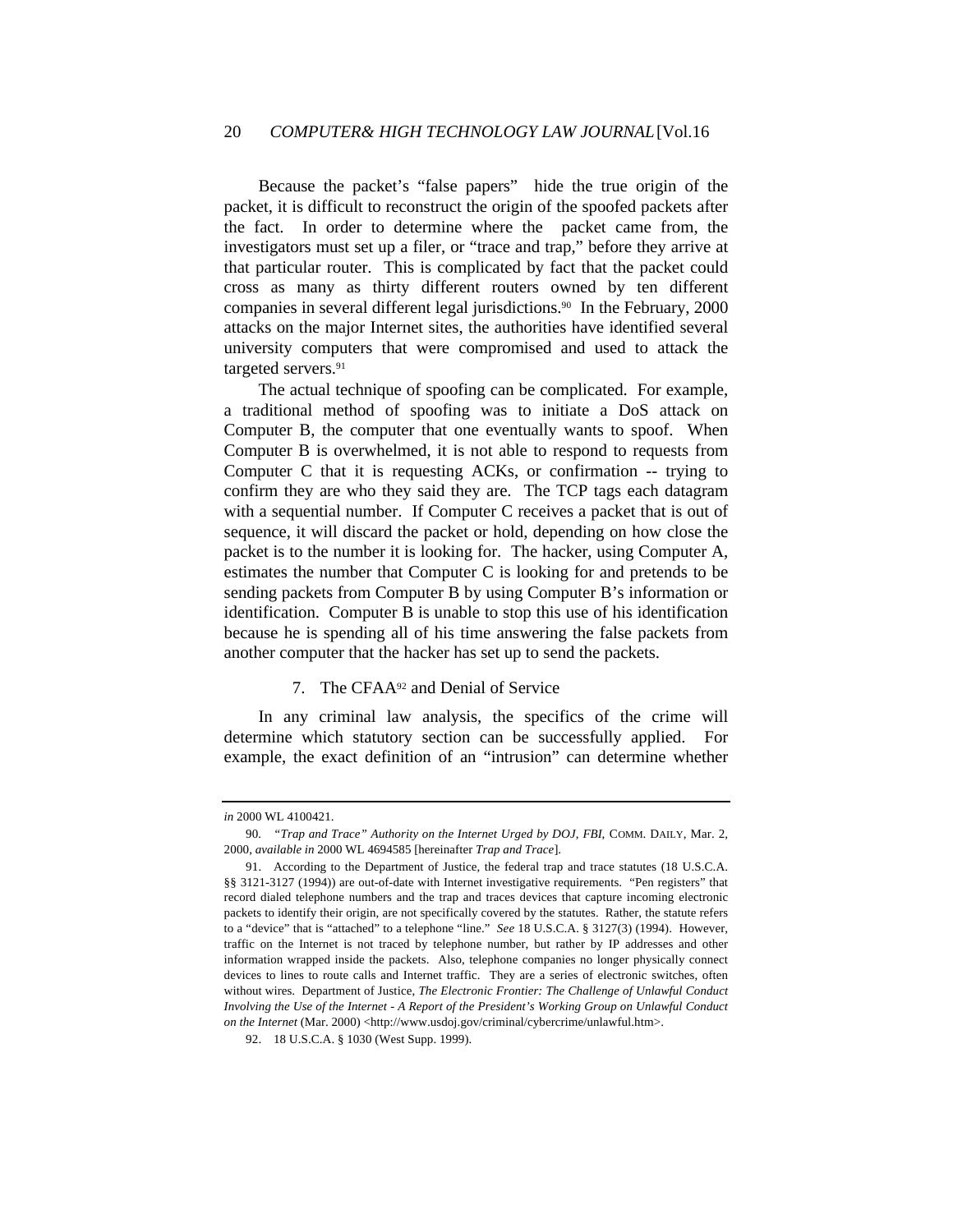Because the packet's "false papers" hide the true origin of the packet, it is difficult to reconstruct the origin of the spoofed packets after the fact. In order to determine where the packet came from, the investigators must set up a filer, or "trace and trap," before they arrive at that particular router. This is complicated by fact that the packet could cross as many as thirty different routers owned by ten different companies in several different legal jurisdictions.[90] In the February, 2000 attacks on the major Internet sites, the authorities have identified several university computers that were compromised and used to attack the targeted servers.[91]

The actual technique of spoofing can be complicated. For example, a traditional method of spoofing was to initiate a DoS attack on Computer B, the computer that one eventually wants to spoof. When Computer B is overwhelmed, it is not able to respond to requests from Computer C that it is requesting ACKs, or confirmation -- trying to confirm they are who they said they are. The TCP tags each datagram with a sequential number. If Computer C receives a packet that is out of sequence, it will discard the packet or hold, depending on how close the packet is to the number it is looking for. The hacker, using Computer A, estimates the number that Computer C is looking for and pretends to be sending packets from Computer B by using Computer B's information or identification. Computer B is unable to stop this use of his identification because he is spending all of his time answering the false packets from another computer that the hacker has set up to send the packets.

### 7. The CFAA[92] and Denial of Service

In any criminal law analysis, the specifics of the crime will determine which statutory section can be successfully applied. For example, the exact definition of an "intrusion" can determine whether

---

*in* 2000 WL 4100421.

90. *"Trap and Trace" Authority on the Internet Urged by DOJ, FBI*, COMM. DAILY, Mar. 2, 2000, *available in* 2000 WL 4694585 [hereinafter *Trap and Trace*].

91. According to the Department of Justice, the federal trap and trace statutes (18 U.S.C.A. §§ 3121-3127 (1994)) are out-of-date with Internet investigative requirements. "Pen registers" that record dialed telephone numbers and the trap and traces devices that capture incoming electronic packets to identify their origin, are not specifically covered by the statutes. Rather, the statute refers to a "device" that is "attached" to a telephone "line." *See* 18 U.S.C.A. § 3127(3) (1994). However, traffic on the Internet is not traced by telephone number, but rather by IP addresses and other information wrapped inside the packets. Also, telephone companies no longer physically connect devices to lines to route calls and Internet traffic. They are a series of electronic switches, often without wires. Department of Justice, *The Electronic Frontier: The Challenge of Unlawful Conduct Involving the Use of the Internet - A Report of the President's Working Group on Unlawful Conduct on the Internet* (Mar. 2000) <http://www.usdoj.gov/criminal/cybercrime/unlawful.htm>.

92. 18 U.S.C.A. § 1030 (West Supp. 1999).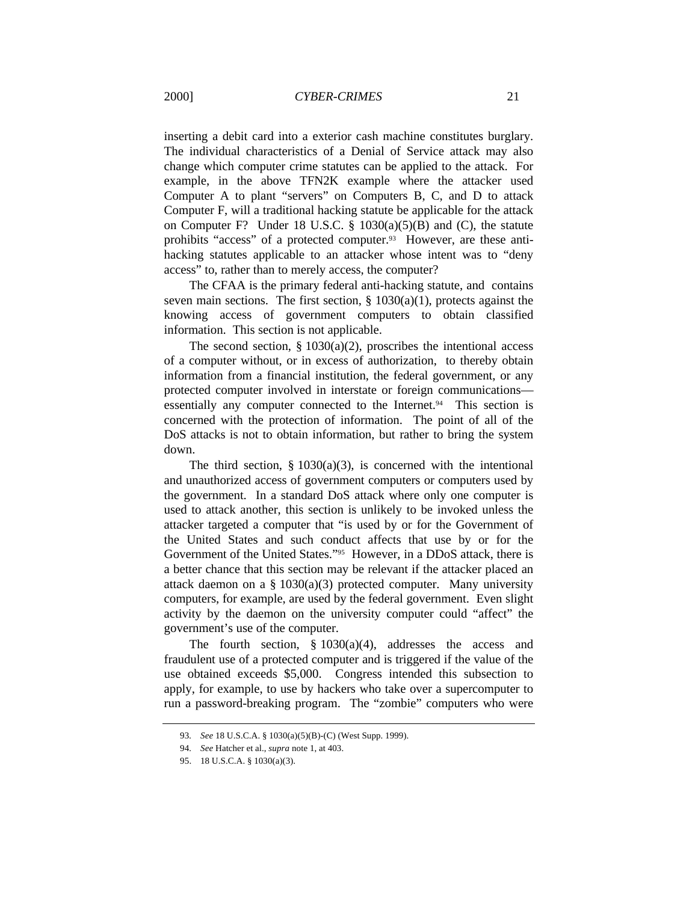inserting a debit card into a exterior cash machine constitutes burglary. The individual characteristics of a Denial of Service attack may also change which computer crime statutes can be applied to the attack. For example, in the above TFN2K example where the attacker used Computer A to plant "servers" on Computers B, C, and D to attack Computer F, will a traditional hacking statute be applicable for the attack on Computer F? Under 18 U.S.C. § 1030(a)(5)(B) and (C), the statute prohibits "access" of a protected computer.[93] However, are these anti-hacking statutes applicable to an attacker whose intent was to "deny access" to, rather than to merely access, the computer?

The CFAA is the primary federal anti-hacking statute, and contains seven main sections. The first section, § 1030(a)(1), protects against the knowing access of government computers to obtain classified information. This section is not applicable.

The second section, § 1030(a)(2), proscribes the intentional access of a computer without, or in excess of authorization, to thereby obtain information from a financial institution, the federal government, or any protected computer involved in interstate or foreign communications—essentially any computer connected to the Internet.[94] This section is concerned with the protection of information. The point of all of the DoS attacks is not to obtain information, but rather to bring the system down.

The third section, § 1030(a)(3), is concerned with the intentional and unauthorized access of government computers or computers used by the government. In a standard DoS attack where only one computer is used to attack another, this section is unlikely to be invoked unless the attacker targeted a computer that "is used by or for the Government of the United States and such conduct affects that use by or for the Government of the United States."[95] However, in a DDoS attack, there is a better chance that this section may be relevant if the attacker placed an attack daemon on a § 1030(a)(3) protected computer. Many university computers, for example, are used by the federal government. Even slight activity by the daemon on the university computer could "affect" the government's use of the computer.

The fourth section, § 1030(a)(4), addresses the access and fraudulent use of a protected computer and is triggered if the value of the use obtained exceeds $5,000. Congress intended this subsection to apply, for example, to use by hackers who take over a supercomputer to run a password-breaking program. The "zombie" computers who were

---

93. *See* 18 U.S.C.A. § 1030(a)(5)(B)-(C) (West Supp. 1999).

94. *See* Hatcher et al., *supra* note 1, at 403.

95. 18 U.S.C.A. § 1030(a)(3).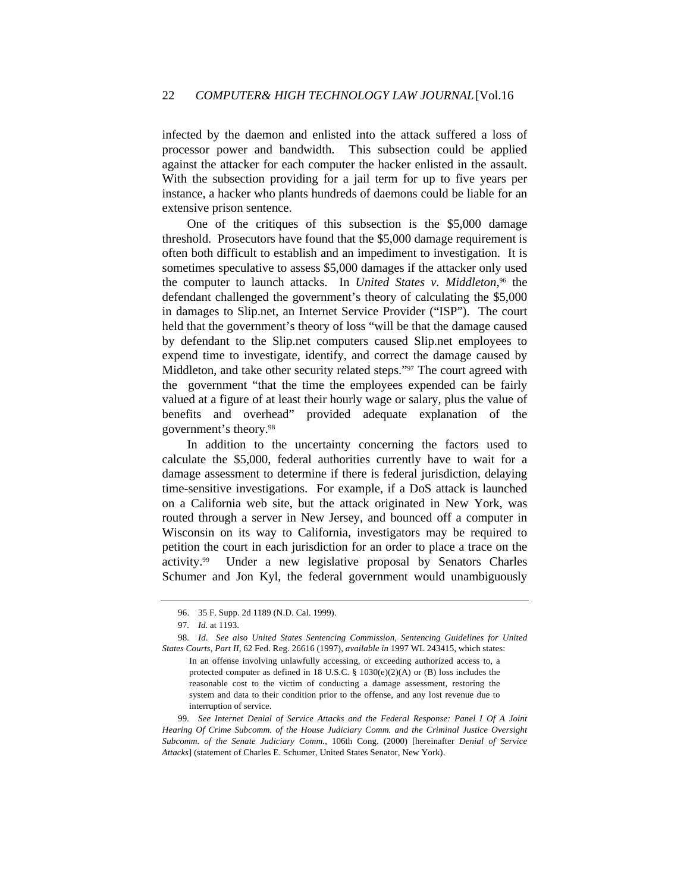infected by the daemon and enlisted into the attack suffered a loss of processor power and bandwidth. This subsection could be applied against the attacker for each computer the hacker enlisted in the assault. With the subsection providing for a jail term for up to five years per instance, a hacker who plants hundreds of daemons could be liable for an extensive prison sentence.

One of the critiques of this subsection is the $5,000 damage threshold. Prosecutors have found that the $5,000 damage requirement is often both difficult to establish and an impediment to investigation. It is sometimes speculative to assess $5,000 damages if the attacker only used the computer to launch attacks. In *United States v. Middleton*,[96] the defendant challenged the government's theory of calculating the $5,000 in damages to Slip.net, an Internet Service Provider ("ISP"). The court held that the government's theory of loss "will be that the damage caused by defendant to the Slip.net computers caused Slip.net employees to expend time to investigate, identify, and correct the damage caused by Middleton, and take other security related steps."[97] The court agreed with the government "that the time the employees expended can be fairly valued at a figure of at least their hourly wage or salary, plus the value of benefits and overhead" provided adequate explanation of the government's theory.[98]

In addition to the uncertainty concerning the factors used to calculate the $5,000, federal authorities currently have to wait for a damage assessment to determine if there is federal jurisdiction, delaying time-sensitive investigations. For example, if a DoS attack is launched on a California web site, but the attack originated in New York, was routed through a server in New Jersey, and bounced off a computer in Wisconsin on its way to California, investigators may be required to petition the court in each jurisdiction for an order to place a trace on the activity.[99] Under a new legislative proposal by Senators Charles Schumer and Jon Kyl, the federal government would unambiguously

---

96. 35 F. Supp. 2d 1189 (N.D. Cal. 1999).

97. *Id.* at 1193.

98. *Id. See also United States Sentencing Commission, Sentencing Guidelines for United States Courts, Part II*, 62 Fed. Reg. 26616 (1997), *available in* 1997 WL 243415, which states:

> In an offense involving unlawfully accessing, or exceeding authorized access to, a protected computer as defined in 18 U.S.C. § 1030(e)(2)(A) or (B) loss includes the reasonable cost to the victim of conducting a damage assessment, restoring the system and data to their condition prior to the offense, and any lost revenue due to interruption of service.

99. *See Internet Denial of Service Attacks and the Federal Response: Panel I Of A Joint Hearing Of Crime Subcomm. of the House Judiciary Comm. and the Criminal Justice Oversight Subcomm. of the Senate Judiciary Comm.*, 106th Cong. (2000) [hereinafter *Denial of Service Attacks*] (statement of Charles E. Schumer, United States Senator, New York).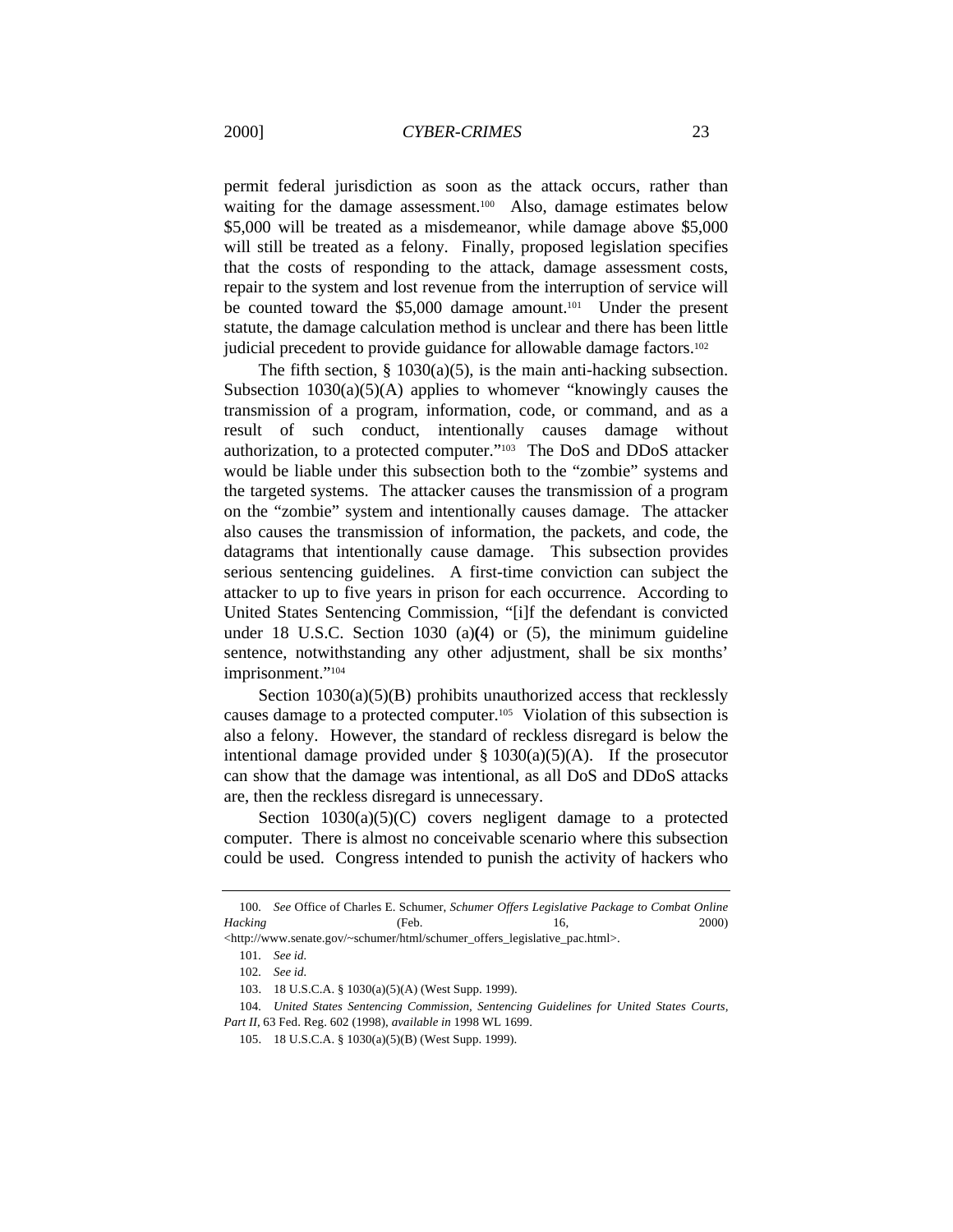permit federal jurisdiction as soon as the attack occurs, rather than waiting for the damage assessment.[100] Also, damage estimates below $5,000 will be treated as a misdemeanor, while damage above $5,000 will still be treated as a felony. Finally, proposed legislation specifies that the costs of responding to the attack, damage assessment costs, repair to the system and lost revenue from the interruption of service will be counted toward the $5,000 damage amount.[101] Under the present statute, the damage calculation method is unclear and there has been little judicial precedent to provide guidance for allowable damage factors.[102]

The fifth section, § 1030(a)(5), is the main anti-hacking subsection. Subsection 1030(a)(5)(A) applies to whomever "knowingly causes the transmission of a program, information, code, or command, and as a result of such conduct, intentionally causes damage without authorization, to a protected computer."[103] The DoS and DDoS attacker would be liable under this subsection both to the "zombie" systems and the targeted systems. The attacker causes the transmission of a program on the "zombie" system and intentionally causes damage. The attacker also causes the transmission of information, the packets, and code, the datagrams that intentionally cause damage. This subsection provides serious sentencing guidelines. A first-time conviction can subject the attacker to up to five years in prison for each occurrence. According to United States Sentencing Commission, "[i]f the defendant is convicted under 18 U.S.C. Section 1030 (a)(4) or (5), the minimum guideline sentence, notwithstanding any other adjustment, shall be six months' imprisonment."[104]

Section 1030(a)(5)(B) prohibits unauthorized access that recklessly causes damage to a protected computer.[105] Violation of this subsection is also a felony. However, the standard of reckless disregard is below the intentional damage provided under § 1030(a)(5)(A). If the prosecutor can show that the damage was intentional, as all DoS and DDoS attacks are, then the reckless disregard is unnecessary.

Section 1030(a)(5)(C) covers negligent damage to a protected computer. There is almost no conceivable scenario where this subsection could be used. Congress intended to punish the activity of hackers who

---

100. *See* Office of Charles E. Schumer, *Schumer Offers Legislative Package to Combat Online Hacking* (Feb. 16, 2000) <http://www.senate.gov/~schumer/html/schumer_offers_legislative_pac.html>.

101. *See id.*

102. *See id.*

103. 18 U.S.C.A. § 1030(a)(5)(A) (West Supp. 1999).

104. *United States Sentencing Commission, Sentencing Guidelines for United States Courts, Part II*, 63 Fed. Reg. 602 (1998), *available in* 1998 WL 1699.

105. 18 U.S.C.A. § 1030(a)(5)(B) (West Supp. 1999).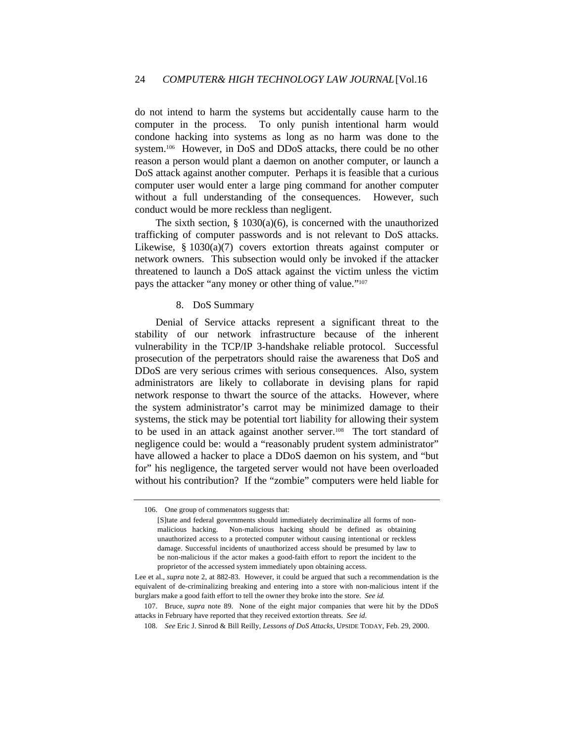do not intend to harm the systems but accidentally cause harm to the computer in the process. To only punish intentional harm would condone hacking into systems as long as no harm was done to the system.[106] However, in DoS and DDoS attacks, there could be no other reason a person would plant a daemon on another computer, or launch a DoS attack against another computer. Perhaps it is feasible that a curious computer user would enter a large ping command for another computer without a full understanding of the consequences. However, such conduct would be more reckless than negligent.

The sixth section, § 1030(a)(6), is concerned with the unauthorized trafficking of computer passwords and is not relevant to DoS attacks. Likewise, § 1030(a)(7) covers extortion threats against computer or network owners. This subsection would only be invoked if the attacker threatened to launch a DoS attack against the victim unless the victim pays the attacker "any money or other thing of value."[107]

8. DoS Summary

Denial of Service attacks represent a significant threat to the stability of our network infrastructure because of the inherent vulnerability in the TCP/IP 3-handshake reliable protocol. Successful prosecution of the perpetrators should raise the awareness that DoS and DDoS are very serious crimes with serious consequences. Also, system administrators are likely to collaborate in devising plans for rapid network response to thwart the source of the attacks. However, where the system administrator's carrot may be minimized damage to their systems, the stick may be potential tort liability for allowing their system to be used in an attack against another server.[108] The tort standard of negligence could be: would a "reasonably prudent system administrator" have allowed a hacker to place a DDoS daemon on his system, and "but for" his negligence, the targeted server would not have been overloaded without his contribution? If the "zombie" computers were held liable for

---

106. One group of commenators suggests that:

> [S]tate and federal governments should immediately decriminalize all forms of non-malicious hacking. Non-malicious hacking should be defined as obtaining unauthorized access to a protected computer without causing intentional or reckless damage. Successful incidents of unauthorized access should be presumed by law to be non-malicious if the actor makes a good-faith effort to report the incident to the proprietor of the accessed system immediately upon obtaining access.

Lee et al., *supra* note 2, at 882-83. However, it could be argued that such a recommendation is the equivalent of de-criminalizing breaking and entering into a store with non-malicious intent if the burglars make a good faith effort to tell the owner they broke into the store. *See id.*

107. Bruce, *supra* note 89. None of the eight major companies that were hit by the DDoS attacks in February have reported that they received extortion threats. *See id*.

108. *See* Eric J. Sinrod & Bill Reilly, *Lessons of DoS Attacks*, UPSIDE TODAY, Feb. 29, 2000.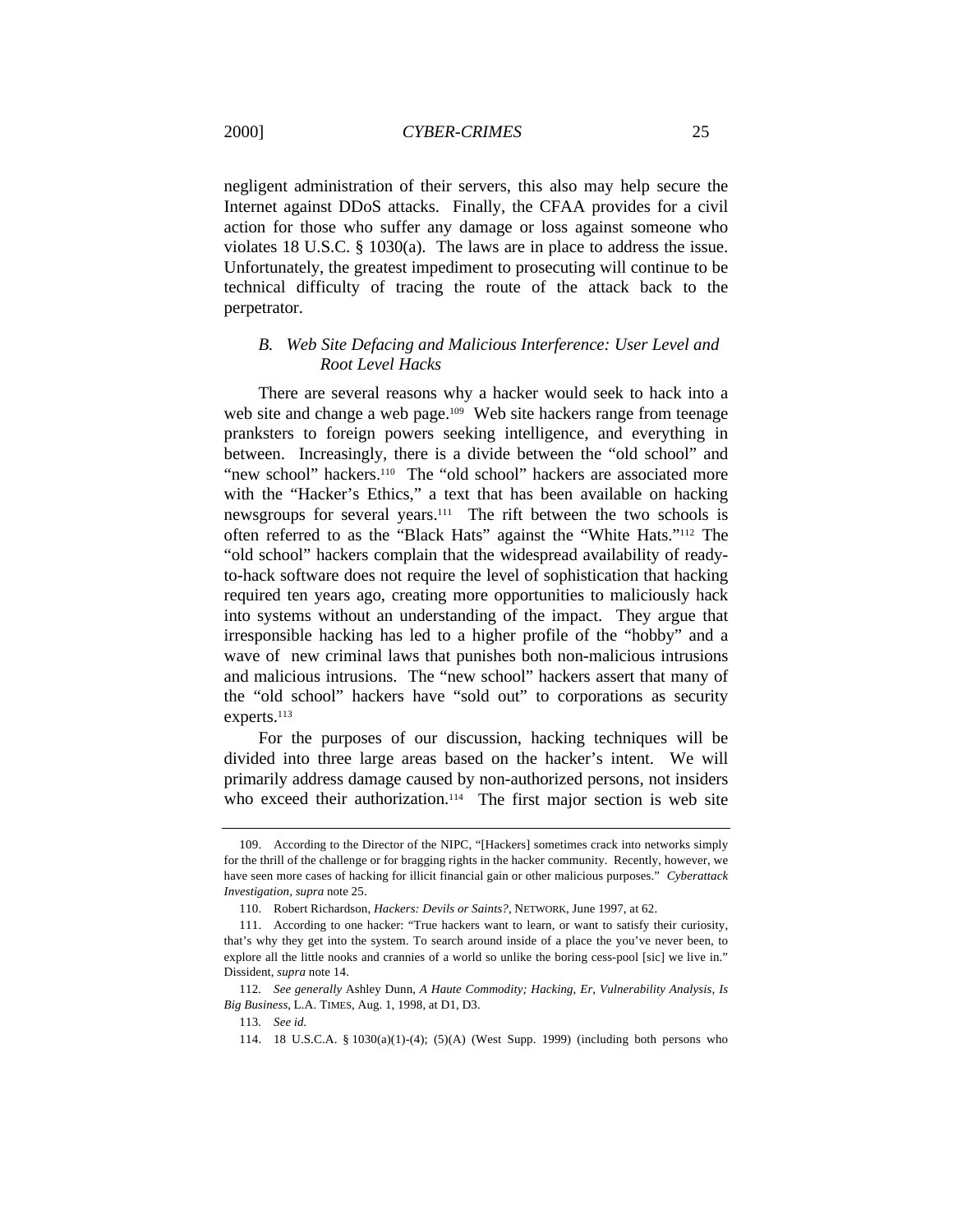negligent administration of their servers, this also may help secure the Internet against DDoS attacks. Finally, the CFAA provides for a civil action for those who suffer any damage or loss against someone who violates 18 U.S.C. § 1030(a). The laws are in place to address the issue. Unfortunately, the greatest impediment to prosecuting will continue to be technical difficulty of tracing the route of the attack back to the perpetrator.

### *B. Web Site Defacing and Malicious Interference: User Level and Root Level Hacks*

There are several reasons why a hacker would seek to hack into a web site and change a web page.[109] Web site hackers range from teenage pranksters to foreign powers seeking intelligence, and everything in between. Increasingly, there is a divide between the "old school" and "new school" hackers.[110] The "old school" hackers are associated more with the "Hacker's Ethics," a text that has been available on hacking newsgroups for several years.[111] The rift between the two schools is often referred to as the "Black Hats" against the "White Hats."[112] The "old school" hackers complain that the widespread availability of ready-to-hack software does not require the level of sophistication that hacking required ten years ago, creating more opportunities to maliciously hack into systems without an understanding of the impact. They argue that irresponsible hacking has led to a higher profile of the "hobby" and a wave of new criminal laws that punishes both non-malicious intrusions and malicious intrusions. The "new school" hackers assert that many of the "old school" hackers have "sold out" to corporations as security experts.[113]

For the purposes of our discussion, hacking techniques will be divided into three large areas based on the hacker's intent. We will primarily address damage caused by non-authorized persons, not insiders who exceed their authorization.[114] The first major section is web site

---

109. According to the Director of the NIPC, "[Hackers] sometimes crack into networks simply for the thrill of the challenge or for bragging rights in the hacker community. Recently, however, we have seen more cases of hacking for illicit financial gain or other malicious purposes." *Cyberattack Investigation*, *supra* note 25.

110. Robert Richardson, *Hackers: Devils or Saints?*, NETWORK, June 1997, at 62.

111. According to one hacker: "True hackers want to learn, or want to satisfy their curiosity, that's why they get into the system. To search around inside of a place the you've never been, to explore all the little nooks and crannies of a world so unlike the boring cess-pool [sic] we live in." Dissident, *supra* note 14.

112. *See generally* Ashley Dunn, *A Haute Commodity; Hacking, Er, Vulnerability Analysis, Is Big Business*, L.A. TIMES, Aug. 1, 1998, at D1, D3.

113. *See id.*

114. 18 U.S.C.A. § 1030(a)(1)-(4); (5)(A) (West Supp. 1999) (including both persons who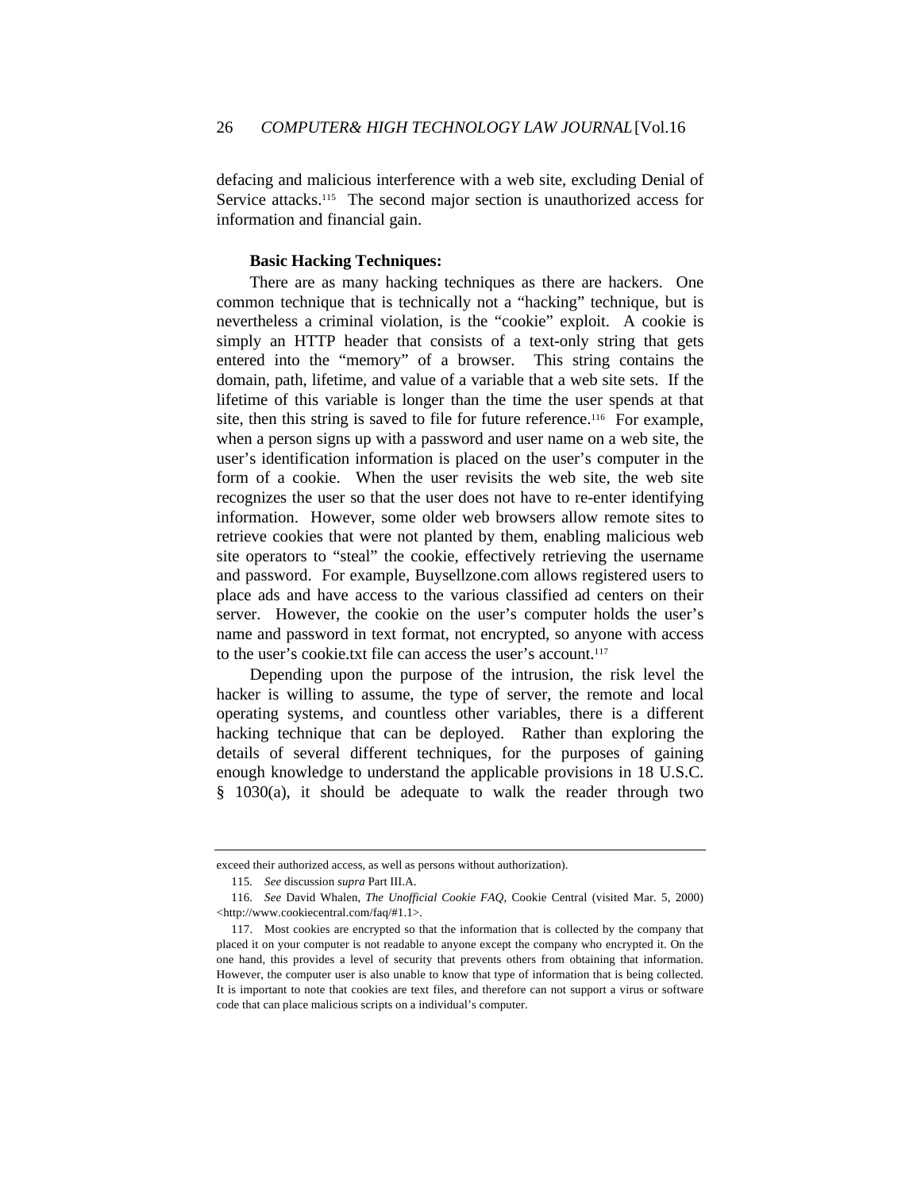defacing and malicious interference with a web site, excluding Denial of Service attacks.[115] The second major section is unauthorized access for information and financial gain.

**Basic Hacking Techniques:**

There are as many hacking techniques as there are hackers. One common technique that is technically not a "hacking" technique, but is nevertheless a criminal violation, is the "cookie" exploit. A cookie is simply an HTTP header that consists of a text-only string that gets entered into the "memory" of a browser. This string contains the domain, path, lifetime, and value of a variable that a web site sets. If the lifetime of this variable is longer than the time the user spends at that site, then this string is saved to file for future reference.[116] For example, when a person signs up with a password and user name on a web site, the user's identification information is placed on the user's computer in the form of a cookie. When the user revisits the web site, the web site recognizes the user so that the user does not have to re-enter identifying information. However, some older web browsers allow remote sites to retrieve cookies that were not planted by them, enabling malicious web site operators to "steal" the cookie, effectively retrieving the username and password. For example, Buysellzone.com allows registered users to place ads and have access to the various classified ad centers on their server. However, the cookie on the user's computer holds the user's name and password in text format, not encrypted, so anyone with access to the user's cookie.txt file can access the user's account.[117]

Depending upon the purpose of the intrusion, the risk level the hacker is willing to assume, the type of server, the remote and local operating systems, and countless other variables, there is a different hacking technique that can be deployed. Rather than exploring the details of several different techniques, for the purposes of gaining enough knowledge to understand the applicable provisions in 18 U.S.C. § 1030(a), it should be adequate to walk the reader through two

---

exceed their authorized access, as well as persons without authorization).

115. *See* discussion *supra* Part III.A.

116. *See* David Whalen, *The Unofficial Cookie FAQ*, Cookie Central (visited Mar. 5, 2000) <http://www.cookiecentral.com/faq/#1.1>.

117. Most cookies are encrypted so that the information that is collected by the company that placed it on your computer is not readable to anyone except the company who encrypted it. On the one hand, this provides a level of security that prevents others from obtaining that information. However, the computer user is also unable to know that type of information that is being collected. It is important to note that cookies are text files, and therefore can not support a virus or software code that can place malicious scripts on a individual's computer.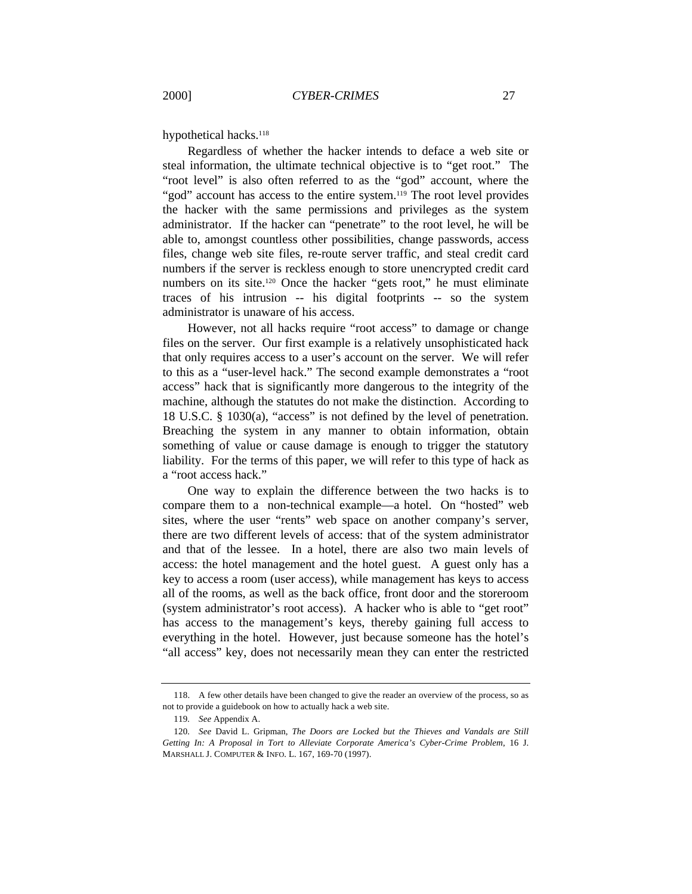hypothetical hacks.[118]

Regardless of whether the hacker intends to deface a web site or steal information, the ultimate technical objective is to "get root." The "root level" is also often referred to as the "god" account, where the "god" account has access to the entire system.[119] The root level provides the hacker with the same permissions and privileges as the system administrator. If the hacker can "penetrate" to the root level, he will be able to, amongst countless other possibilities, change passwords, access files, change web site files, re-route server traffic, and steal credit card numbers if the server is reckless enough to store unencrypted credit card numbers on its site.[120] Once the hacker "gets root," he must eliminate traces of his intrusion -- his digital footprints -- so the system administrator is unaware of his access.

However, not all hacks require "root access" to damage or change files on the server. Our first example is a relatively unsophisticated hack that only requires access to a user's account on the server. We will refer to this as a "user-level hack." The second example demonstrates a "root access" hack that is significantly more dangerous to the integrity of the machine, although the statutes do not make the distinction. According to 18 U.S.C. § 1030(a), "access" is not defined by the level of penetration. Breaching the system in any manner to obtain information, obtain something of value or cause damage is enough to trigger the statutory liability. For the terms of this paper, we will refer to this type of hack as a "root access hack."

One way to explain the difference between the two hacks is to compare them to a non-technical example—a hotel. On "hosted" web sites, where the user "rents" web space on another company's server, there are two different levels of access: that of the system administrator and that of the lessee. In a hotel, there are also two main levels of access: the hotel management and the hotel guest. A guest only has a key to access a room (user access), while management has keys to access all of the rooms, as well as the back office, front door and the storeroom (system administrator's root access). A hacker who is able to "get root" has access to the management's keys, thereby gaining full access to everything in the hotel. However, just because someone has the hotel's "all access" key, does not necessarily mean they can enter the restricted

---

118. A few other details have been changed to give the reader an overview of the process, so as not to provide a guidebook on how to actually hack a web site.

119. *See* Appendix A.

120. *See* David L. Gripman, *The Doors are Locked but the Thieves and Vandals are Still Getting In: A Proposal in Tort to Alleviate Corporate America's Cyber-Crime Problem*, 16 J. MARSHALL J. COMPUTER & INFO. L. 167, 169-70 (1997).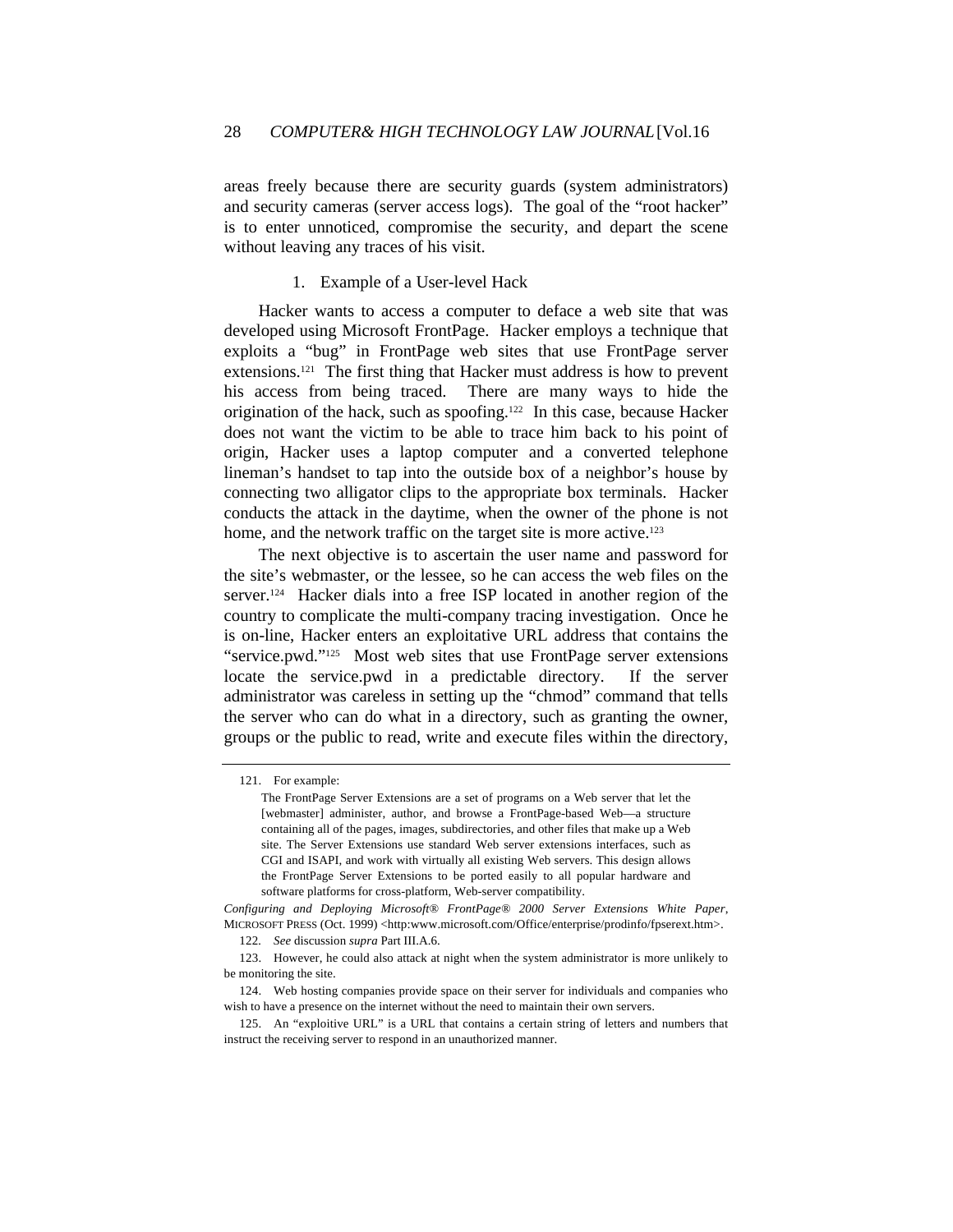areas freely because there are security guards (system administrators) and security cameras (server access logs). The goal of the "root hacker" is to enter unnoticed, compromise the security, and depart the scene without leaving any traces of his visit.

### 1. Example of a User-level Hack

Hacker wants to access a computer to deface a web site that was developed using Microsoft FrontPage. Hacker employs a technique that exploits a "bug" in FrontPage web sites that use FrontPage server extensions.[121] The first thing that Hacker must address is how to prevent his access from being traced. There are many ways to hide the origination of the hack, such as spoofing.[122] In this case, because Hacker does not want the victim to be able to trace him back to his point of origin, Hacker uses a laptop computer and a converted telephone lineman's handset to tap into the outside box of a neighbor's house by connecting two alligator clips to the appropriate box terminals. Hacker conducts the attack in the daytime, when the owner of the phone is not home, and the network traffic on the target site is more active.[123]

The next objective is to ascertain the user name and password for the site's webmaster, or the lessee, so he can access the web files on the server.[124] Hacker dials into a free ISP located in another region of the country to complicate the multi-company tracing investigation. Once he is on-line, Hacker enters an exploitative URL address that contains the "service.pwd."[125] Most web sites that use FrontPage server extensions locate the service.pwd in a predictable directory. If the server administrator was careless in setting up the "chmod" command that tells the server who can do what in a directory, such as granting the owner, groups or the public to read, write and execute files within the directory,

---

121. For example:

> The FrontPage Server Extensions are a set of programs on a Web server that let the [webmaster] administer, author, and browse a FrontPage-based Web—a structure containing all of the pages, images, subdirectories, and other files that make up a Web site. The Server Extensions use standard Web server extensions interfaces, such as CGI and ISAPI, and work with virtually all existing Web servers. This design allows the FrontPage Server Extensions to be ported easily to all popular hardware and software platforms for cross-platform, Web-server compatibility.

*Configuring and Deploying Microsoft® FrontPage® 2000 Server Extensions White Paper*, MICROSOFT PRESS (Oct. 1999) <http:www.microsoft.com/Office/enterprise/prodinfo/fpserext.htm>.

122. *See* discussion *supra* Part III.A.6.

123. However, he could also attack at night when the system administrator is more unlikely to be monitoring the site.

124. Web hosting companies provide space on their server for individuals and companies who wish to have a presence on the internet without the need to maintain their own servers.

125. An "exploitive URL" is a URL that contains a certain string of letters and numbers that instruct the receiving server to respond in an unauthorized manner.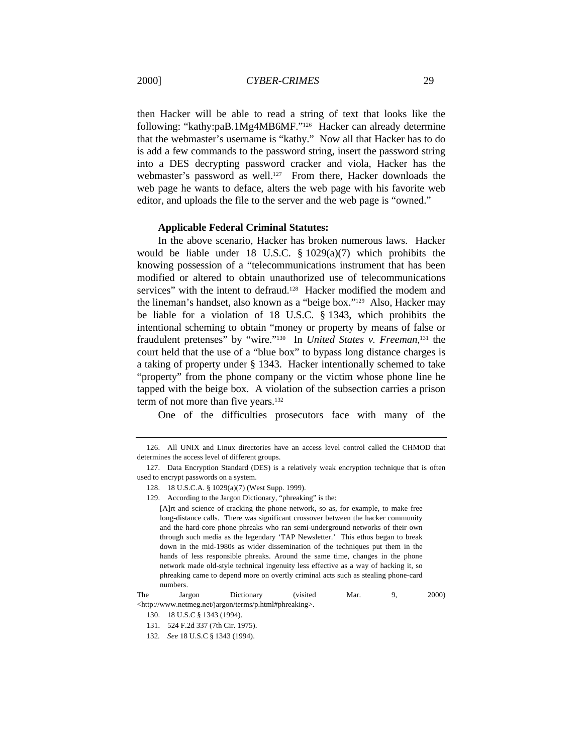then Hacker will be able to read a string of text that looks like the following: "kathy:paB.1Mg4MB6MF."[126] Hacker can already determine that the webmaster's username is "kathy." Now all that Hacker has to do is add a few commands to the password string, insert the password string into a DES decrypting password cracker and viola, Hacker has the webmaster's password as well.[127] From there, Hacker downloads the web page he wants to deface, alters the web page with his favorite web editor, and uploads the file to the server and the web page is "owned."

**Applicable Federal Criminal Statutes:**

In the above scenario, Hacker has broken numerous laws. Hacker would be liable under 18 U.S.C. § 1029(a)(7) which prohibits the knowing possession of a "telecommunications instrument that has been modified or altered to obtain unauthorized use of telecommunications services" with the intent to defraud.[128] Hacker modified the modem and the lineman's handset, also known as a "beige box."[129] Also, Hacker may be liable for a violation of 18 U.S.C. § 1343, which prohibits the intentional scheming to obtain "money or property by means of false or fraudulent pretenses" by "wire."[130] In *United States v. Freeman*,[131] the court held that the use of a "blue box" to bypass long distance charges is a taking of property under § 1343. Hacker intentionally schemed to take "property" from the phone company or the victim whose phone line he tapped with the beige box. A violation of the subsection carries a prison term of not more than five years.[132]

One of the difficulties prosecutors face with many of the

---

126. All UNIX and Linux directories have an access level control called the CHMOD that determines the access level of different groups.

127. Data Encryption Standard (DES) is a relatively weak encryption technique that is often used to encrypt passwords on a system.

128. 18 U.S.C.A. § 1029(a)(7) (West Supp. 1999).

129. According to the Jargon Dictionary, "phreaking" is the:

> [A]rt and science of cracking the phone network, so as, for example, to make free long-distance calls. There was significant crossover between the hacker community and the hard-core phone phreaks who ran semi-underground networks of their own through such media as the legendary 'TAP Newsletter.' This ethos began to break down in the mid-1980s as wider dissemination of the techniques put them in the hands of less responsible phreaks. Around the same time, changes in the phone network made old-style technical ingenuity less effective as a way of hacking it, so phreaking came to depend more on overtly criminal acts such as stealing phone-card numbers.

The Jargon Dictionary (visited Mar. 9, 2000) <http://www.netmeg.net/jargon/terms/p.html#phreaking>.

130. 18 U.S.C § 1343 (1994).

131. 524 F.2d 337 (7th Cir. 1975).

132. *See* 18 U.S.C § 1343 (1994).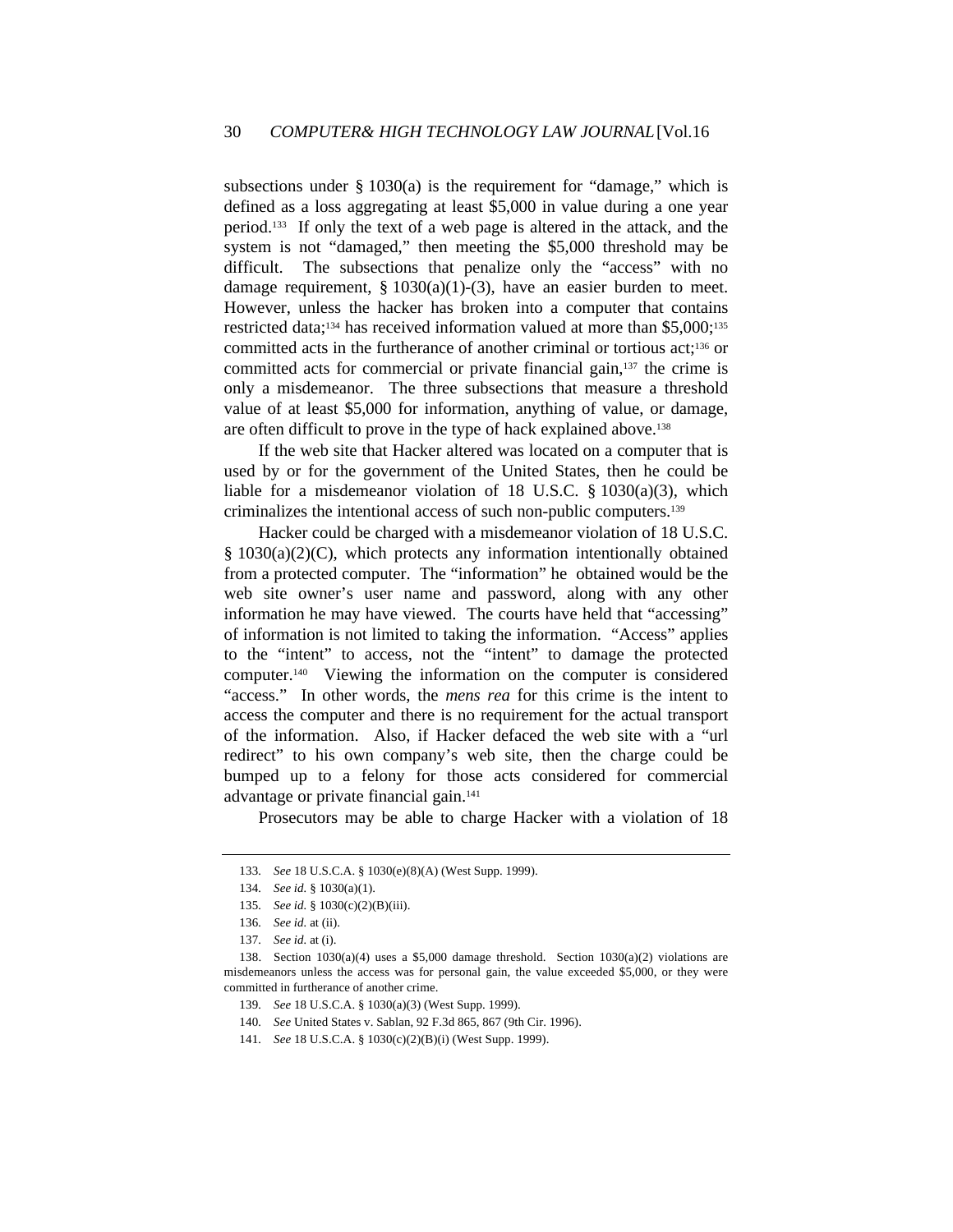subsections under § 1030(a) is the requirement for "damage," which is defined as a loss aggregating at least $5,000 in value during a one year period.[133] If only the text of a web page is altered in the attack, and the system is not "damaged," then meeting the $5,000 threshold may be difficult. The subsections that penalize only the "access" with no damage requirement, § 1030(a)(1)-(3), have an easier burden to meet. However, unless the hacker has broken into a computer that contains restricted data;[134] has received information valued at more than $5,000;[135] committed acts in the furtherance of another criminal or tortious act;[136] or committed acts for commercial or private financial gain,[137] the crime is only a misdemeanor. The three subsections that measure a threshold value of at least $5,000 for information, anything of value, or damage, are often difficult to prove in the type of hack explained above.[138]

If the web site that Hacker altered was located on a computer that is used by or for the government of the United States, then he could be liable for a misdemeanor violation of 18 U.S.C. § 1030(a)(3), which criminalizes the intentional access of such non-public computers.[139]

Hacker could be charged with a misdemeanor violation of 18 U.S.C. § 1030(a)(2)(C), which protects any information intentionally obtained from a protected computer. The "information" he obtained would be the web site owner's user name and password, along with any other information he may have viewed. The courts have held that "accessing" of information is not limited to taking the information. "Access" applies to the "intent" to access, not the "intent" to damage the protected computer.[140] Viewing the information on the computer is considered "access." In other words, the *mens rea* for this crime is the intent to access the computer and there is no requirement for the actual transport of the information. Also, if Hacker defaced the web site with a "url redirect" to his own company's web site, then the charge could be bumped up to a felony for those acts considered for commercial advantage or private financial gain.[141]

Prosecutors may be able to charge Hacker with a violation of 18

---

133. *See* 18 U.S.C.A. § 1030(e)(8)(A) (West Supp. 1999).

134. *See id.* § 1030(a)(1).

135. *See id.* § 1030(c)(2)(B)(iii).

136. *See id.* at (ii).

137. *See id.* at (i).

138. Section 1030(a)(4) uses a $5,000 damage threshold. Section 1030(a)(2) violations are misdemeanors unless the access was for personal gain, the value exceeded $5,000, or they were committed in furtherance of another crime.

139. *See* 18 U.S.C.A. § 1030(a)(3) (West Supp. 1999).

140. *See* United States v. Sablan, 92 F.3d 865, 867 (9th Cir. 1996).

141. *See* 18 U.S.C.A. § 1030(c)(2)(B)(i) (West Supp. 1999).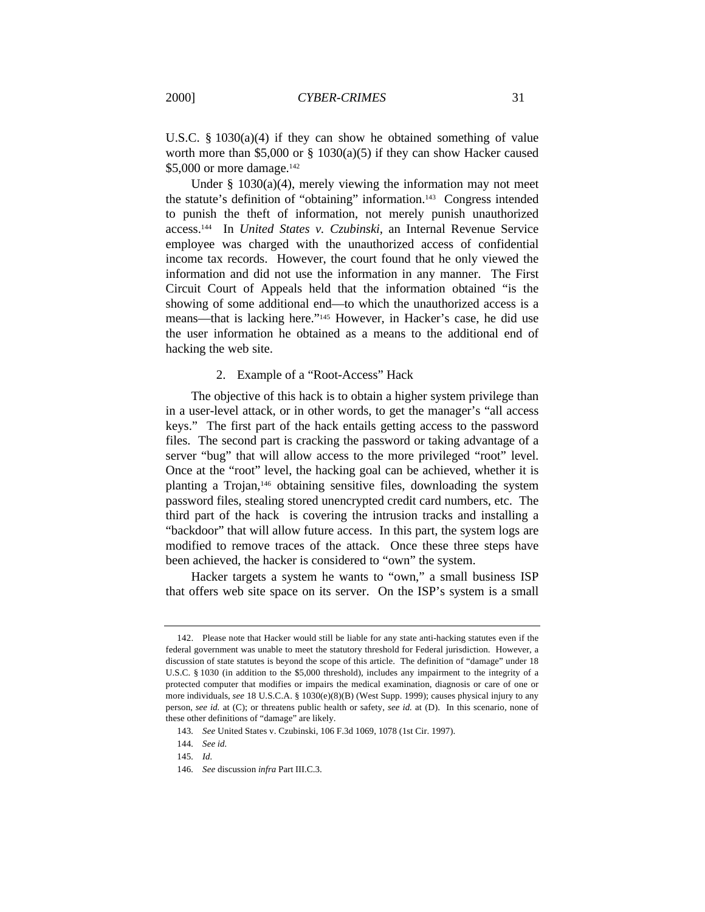U.S.C. § 1030(a)(4) if they can show he obtained something of value worth more than $5,000 or § 1030(a)(5) if they can show Hacker caused $5,000 or more damage.[142]

Under § 1030(a)(4), merely viewing the information may not meet the statute's definition of "obtaining" information.[143] Congress intended to punish the theft of information, not merely punish unauthorized access.[144] In *United States v. Czubinski*, an Internal Revenue Service employee was charged with the unauthorized access of confidential income tax records. However, the court found that he only viewed the information and did not use the information in any manner. The First Circuit Court of Appeals held that the information obtained "is the showing of some additional end—to which the unauthorized access is a means—that is lacking here."[145] However, in Hacker's case, he did use the user information he obtained as a means to the additional end of hacking the web site.

2. Example of a "Root-Access" Hack

The objective of this hack is to obtain a higher system privilege than in a user-level attack, or in other words, to get the manager's "all access keys." The first part of the hack entails getting access to the password files. The second part is cracking the password or taking advantage of a server "bug" that will allow access to the more privileged "root" level. Once at the "root" level, the hacking goal can be achieved, whether it is planting a Trojan,[146] obtaining sensitive files, downloading the system password files, stealing stored unencrypted credit card numbers, etc. The third part of the hack is covering the intrusion tracks and installing a "backdoor" that will allow future access. In this part, the system logs are modified to remove traces of the attack. Once these three steps have been achieved, the hacker is considered to "own" the system.

Hacker targets a system he wants to "own," a small business ISP that offers web site space on its server. On the ISP's system is a small

---

142. Please note that Hacker would still be liable for any state anti-hacking statutes even if the federal government was unable to meet the statutory threshold for Federal jurisdiction. However, a discussion of state statutes is beyond the scope of this article. The definition of "damage" under 18 U.S.C. § 1030 (in addition to the $5,000 threshold), includes any impairment to the integrity of a protected computer that modifies or impairs the medical examination, diagnosis or care of one or more individuals, *see* 18 U.S.C.A. § 1030(e)(8)(B) (West Supp. 1999); causes physical injury to any person, *see id.* at (C); or threatens public health or safety, *see id.* at (D). In this scenario, none of these other definitions of "damage" are likely.

143. *See* United States v. Czubinski, 106 F.3d 1069, 1078 (1st Cir. 1997).

144. *See id.*

145. *Id.*

146. *See* discussion *infra* Part III.C.3.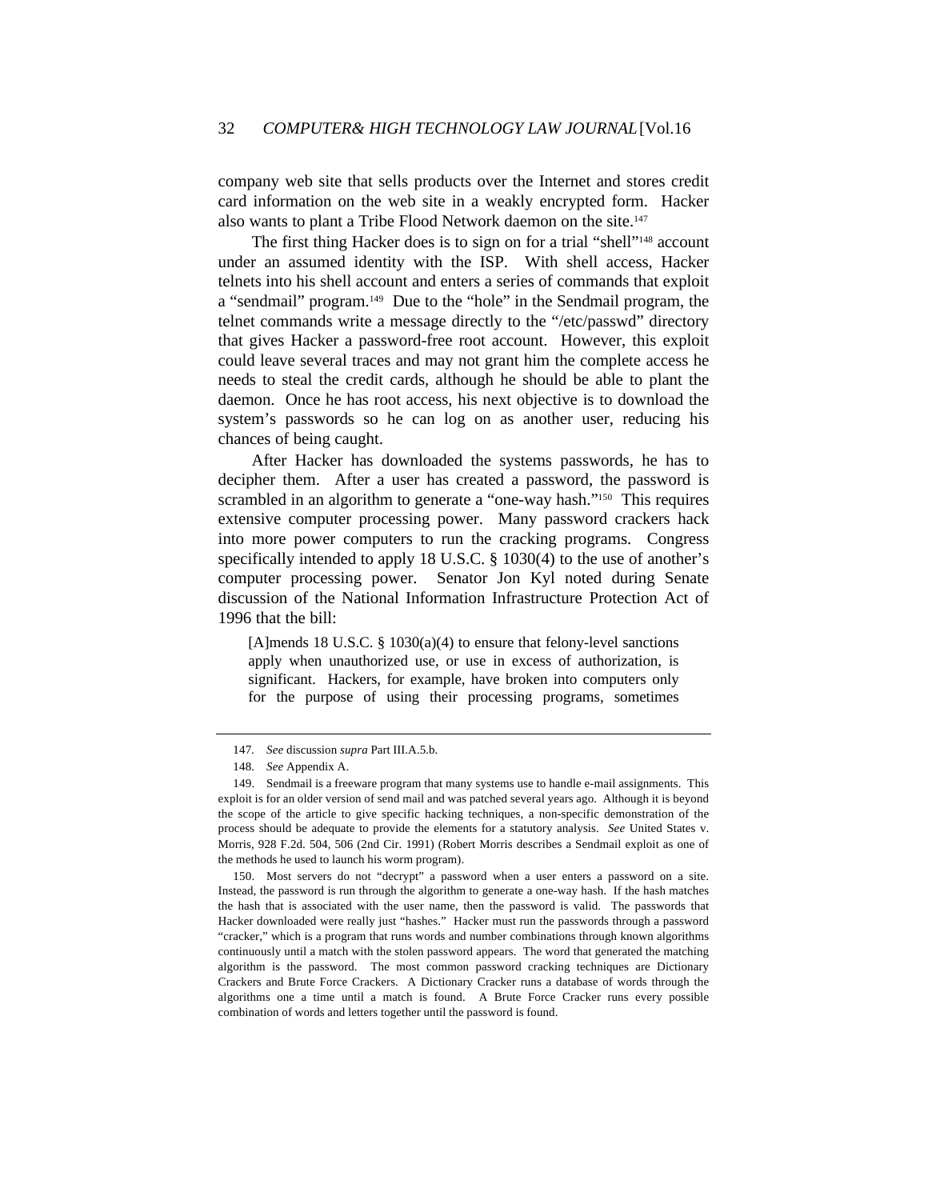company web site that sells products over the Internet and stores credit card information on the web site in a weakly encrypted form. Hacker also wants to plant a Tribe Flood Network daemon on the site.[147]

The first thing Hacker does is to sign on for a trial "shell"[148] account under an assumed identity with the ISP. With shell access, Hacker telnets into his shell account and enters a series of commands that exploit a "sendmail" program.[149] Due to the "hole" in the Sendmail program, the telnet commands write a message directly to the "/etc/passwd" directory that gives Hacker a password-free root account. However, this exploit could leave several traces and may not grant him the complete access he needs to steal the credit cards, although he should be able to plant the daemon. Once he has root access, his next objective is to download the system's passwords so he can log on as another user, reducing his chances of being caught.

After Hacker has downloaded the systems passwords, he has to decipher them. After a user has created a password, the password is scrambled in an algorithm to generate a "one-way hash."[150] This requires extensive computer processing power. Many password crackers hack into more power computers to run the cracking programs. Congress specifically intended to apply 18 U.S.C. § 1030(4) to the use of another's computer processing power. Senator Jon Kyl noted during Senate discussion of the National Information Infrastructure Protection Act of 1996 that the bill:

> [A]mends 18 U.S.C. § 1030(a)(4) to ensure that felony-level sanctions apply when unauthorized use, or use in excess of authorization, is significant. Hackers, for example, have broken into computers only for the purpose of using their processing programs, sometimes

---

147. *See* discussion *supra* Part III.A.5.b.

148. *See* Appendix A.

149. Sendmail is a freeware program that many systems use to handle e-mail assignments. This exploit is for an older version of send mail and was patched several years ago. Although it is beyond the scope of the article to give specific hacking techniques, a non-specific demonstration of the process should be adequate to provide the elements for a statutory analysis. *See* United States v. Morris, 928 F.2d. 504, 506 (2nd Cir. 1991) (Robert Morris describes a Sendmail exploit as one of the methods he used to launch his worm program).

150. Most servers do not "decrypt" a password when a user enters a password on a site. Instead, the password is run through the algorithm to generate a one-way hash. If the hash matches the hash that is associated with the user name, then the password is valid. The passwords that Hacker downloaded were really just "hashes." Hacker must run the passwords through a password "cracker," which is a program that runs words and number combinations through known algorithms continuously until a match with the stolen password appears. The word that generated the matching algorithm is the password. The most common password cracking techniques are Dictionary Crackers and Brute Force Crackers. A Dictionary Cracker runs a database of words through the algorithms one a time until a match is found. A Brute Force Cracker runs every possible combination of words and letters together until the password is found.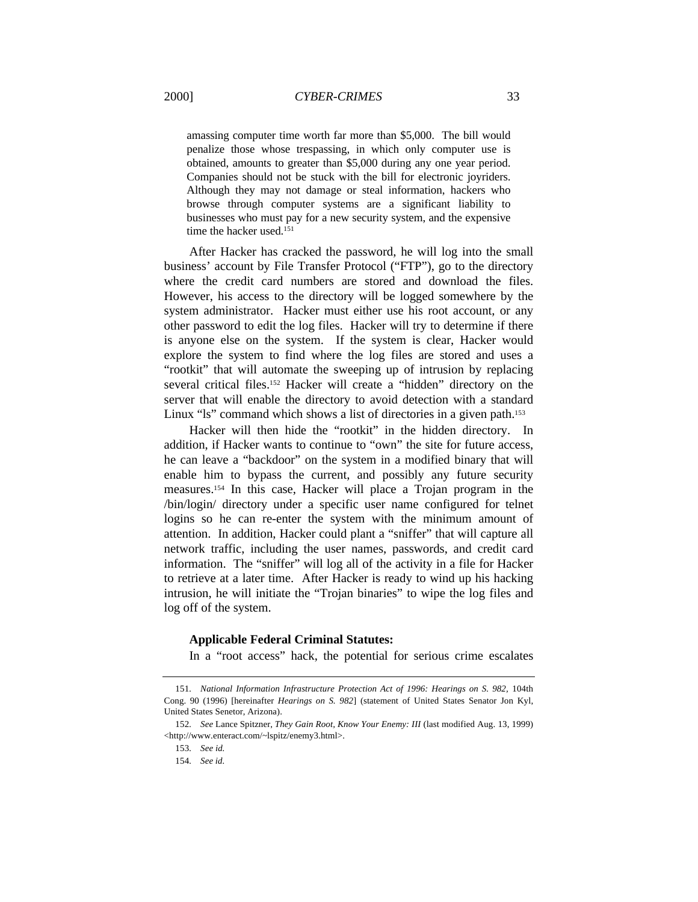amassing computer time worth far more than $5,000. The bill would penalize those whose trespassing, in which only computer use is obtained, amounts to greater than $5,000 during any one year period. Companies should not be stuck with the bill for electronic joyriders. Although they may not damage or steal information, hackers who browse through computer systems are a significant liability to businesses who must pay for a new security system, and the expensive time the hacker used.[151]

After Hacker has cracked the password, he will log into the small business' account by File Transfer Protocol ("FTP"), go to the directory where the credit card numbers are stored and download the files. However, his access to the directory will be logged somewhere by the system administrator. Hacker must either use his root account, or any other password to edit the log files. Hacker will try to determine if there is anyone else on the system. If the system is clear, Hacker would explore the system to find where the log files are stored and uses a "rootkit" that will automate the sweeping up of intrusion by replacing several critical files.[152] Hacker will create a "hidden" directory on the server that will enable the directory to avoid detection with a standard Linux "ls" command which shows a list of directories in a given path.[153]

Hacker will then hide the "rootkit" in the hidden directory. In addition, if Hacker wants to continue to "own" the site for future access, he can leave a "backdoor" on the system in a modified binary that will enable him to bypass the current, and possibly any future security measures.[154] In this case, Hacker will place a Trojan program in the /bin/login/ directory under a specific user name configured for telnet logins so he can re-enter the system with the minimum amount of attention. In addition, Hacker could plant a "sniffer" that will capture all network traffic, including the user names, passwords, and credit card information. The "sniffer" will log all of the activity in a file for Hacker to retrieve at a later time. After Hacker is ready to wind up his hacking intrusion, he will initiate the "Trojan binaries" to wipe the log files and log off of the system.

**Applicable Federal Criminal Statutes:**

In a "root access" hack, the potential for serious crime escalates

---

151. *National Information Infrastructure Protection Act of 1996: Hearings on S. 982*, 104th Cong. 90 (1996) [hereinafter *Hearings on S. 982*] (statement of United States Senator Jon Kyl, United States Senetor, Arizona).

152. *See* Lance Spitzner, *They Gain Root, Know Your Enemy: III* (last modified Aug. 13, 1999) <http://www.enteract.com/~lspitz/enemy3.html>.

153. *See id.*

154. *See id.*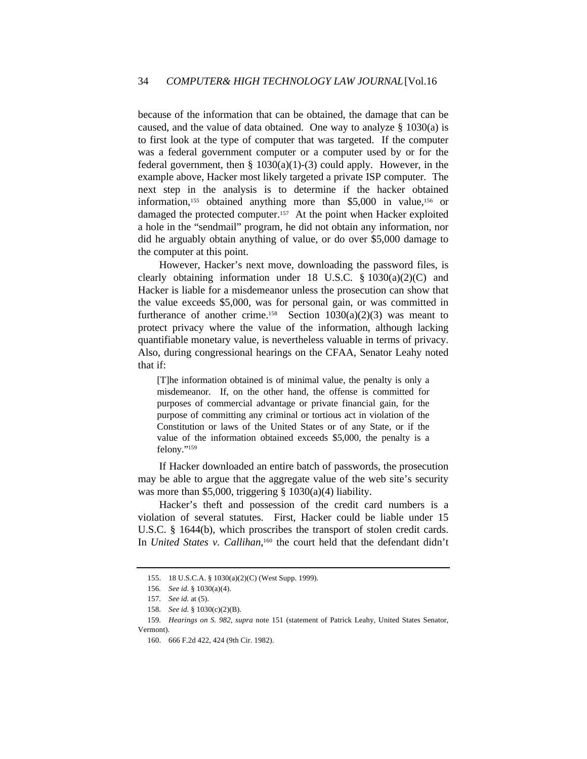because of the information that can be obtained, the damage that can be caused, and the value of data obtained. One way to analyze § 1030(a) is to first look at the type of computer that was targeted. If the computer was a federal government computer or a computer used by or for the federal government, then § 1030(a)(1)-(3) could apply. However, in the example above, Hacker most likely targeted a private ISP computer. The next step in the analysis is to determine if the hacker obtained information,[155] obtained anything more than $5,000 in value,[156] or damaged the protected computer.[157] At the point when Hacker exploited a hole in the "sendmail" program, he did not obtain any information, nor did he arguably obtain anything of value, or do over $5,000 damage to the computer at this point.

However, Hacker's next move, downloading the password files, is clearly obtaining information under 18 U.S.C. § 1030(a)(2)(C) and Hacker is liable for a misdemeanor unless the prosecution can show that the value exceeds $5,000, was for personal gain, or was committed in furtherance of another crime.[158] Section 1030(a)(2)(3) was meant to protect privacy where the value of the information, although lacking quantifiable monetary value, is nevertheless valuable in terms of privacy. Also, during congressional hearings on the CFAA, Senator Leahy noted that if:

> [T]he information obtained is of minimal value, the penalty is only a misdemeanor. If, on the other hand, the offense is committed for purposes of commercial advantage or private financial gain, for the purpose of committing any criminal or tortious act in violation of the Constitution or laws of the United States or of any State, or if the value of the information obtained exceeds $5,000, the penalty is a felony."[159]

If Hacker downloaded an entire batch of passwords, the prosecution may be able to argue that the aggregate value of the web site's security was more than $5,000, triggering § 1030(a)(4) liability.

Hacker's theft and possession of the credit card numbers is a violation of several statutes. First, Hacker could be liable under 15 U.S.C. § 1644(b), which proscribes the transport of stolen credit cards. In *United States v. Callihan*,[160] the court held that the defendant didn't

---

155. 18 U.S.C.A. § 1030(a)(2)(C) (West Supp. 1999).

156. *See id.* § 1030(a)(4).

157. *See id.* at (5).

158. *See id.* § 1030(c)(2)(B).

159. *Hearings on S. 982*, *supra* note 151 (statement of Patrick Leahy, United States Senator, Vermont).

160. 666 F.2d 422, 424 (9th Cir. 1982).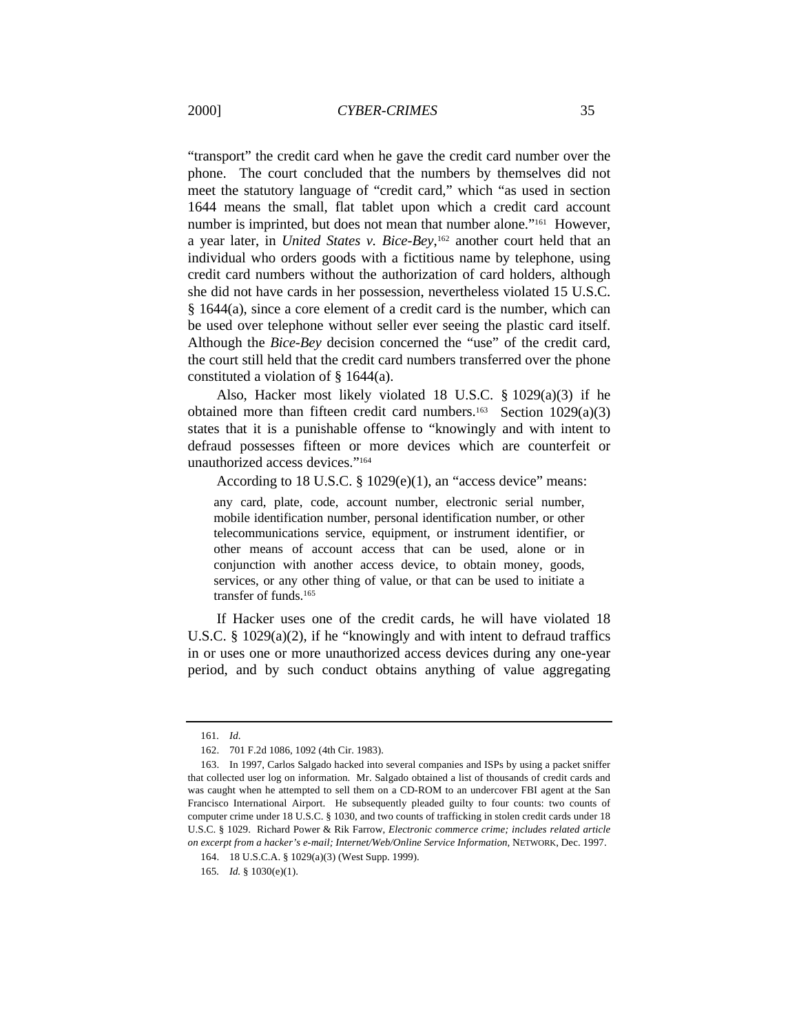"transport" the credit card when he gave the credit card number over the phone. The court concluded that the numbers by themselves did not meet the statutory language of "credit card," which "as used in section 1644 means the small, flat tablet upon which a credit card account number is imprinted, but does not mean that number alone."[161] However, a year later, in *United States v. Bice-Bey*,[162] another court held that an individual who orders goods with a fictitious name by telephone, using credit card numbers without the authorization of card holders, although she did not have cards in her possession, nevertheless violated 15 U.S.C. § 1644(a), since a core element of a credit card is the number, which can be used over telephone without seller ever seeing the plastic card itself. Although the *Bice-Bey* decision concerned the "use" of the credit card, the court still held that the credit card numbers transferred over the phone constituted a violation of § 1644(a).

Also, Hacker most likely violated 18 U.S.C. § 1029(a)(3) if he obtained more than fifteen credit card numbers.[163] Section 1029(a)(3) states that it is a punishable offense to "knowingly and with intent to defraud possesses fifteen or more devices which are counterfeit or unauthorized access devices."[164]

According to 18 U.S.C. § 1029(e)(1), an "access device" means:

> any card, plate, code, account number, electronic serial number, mobile identification number, personal identification number, or other telecommunications service, equipment, or instrument identifier, or other means of account access that can be used, alone or in conjunction with another access device, to obtain money, goods, services, or any other thing of value, or that can be used to initiate a transfer of funds.[165]

If Hacker uses one of the credit cards, he will have violated 18 U.S.C. § 1029(a)(2), if he "knowingly and with intent to defraud traffics in or uses one or more unauthorized access devices during any one-year period, and by such conduct obtains anything of value aggregating

---

161. *Id.*

162. 701 F.2d 1086, 1092 (4th Cir. 1983).

163. In 1997, Carlos Salgado hacked into several companies and ISPs by using a packet sniffer that collected user log on information. Mr. Salgado obtained a list of thousands of credit cards and was caught when he attempted to sell them on a CD-ROM to an undercover FBI agent at the San Francisco International Airport. He subsequently pleaded guilty to four counts: two counts of computer crime under 18 U.S.C. § 1030, and two counts of trafficking in stolen credit cards under 18 U.S.C. § 1029. Richard Power & Rik Farrow, *Electronic commerce crime; includes related article on excerpt from a hacker's e-mail; Internet/Web/Online Service Information*, NETWORK, Dec. 1997.

164. 18 U.S.C.A. § 1029(a)(3) (West Supp. 1999).

165. *Id.* § 1030(e)(1).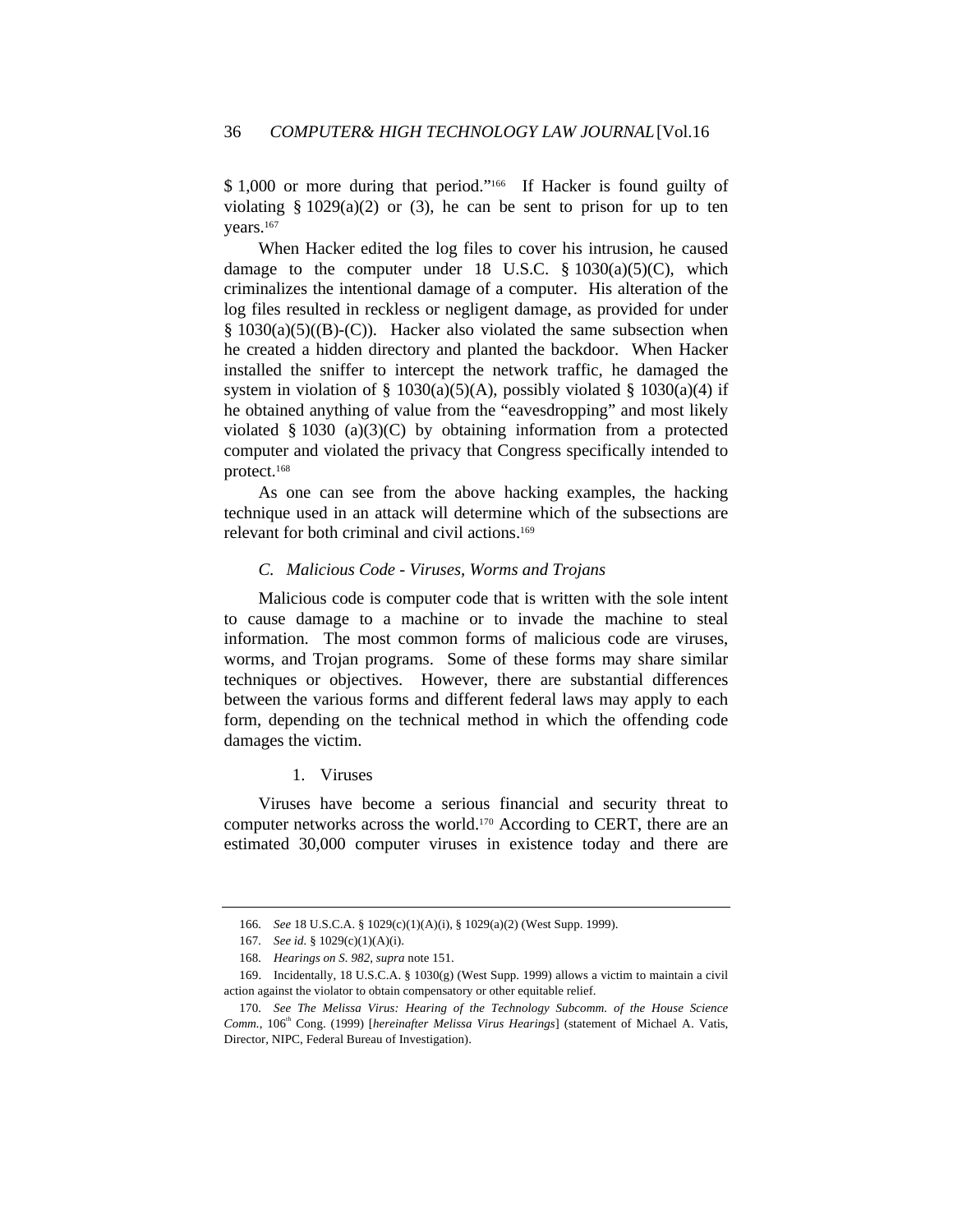$ 1,000 or more during that period."[166] If Hacker is found guilty of violating § 1029(a)(2) or (3), he can be sent to prison for up to ten years.[167]

When Hacker edited the log files to cover his intrusion, he caused damage to the computer under 18 U.S.C. § 1030(a)(5)(C), which criminalizes the intentional damage of a computer. His alteration of the log files resulted in reckless or negligent damage, as provided for under § 1030(a)(5)((B)-(C)). Hacker also violated the same subsection when he created a hidden directory and planted the backdoor. When Hacker installed the sniffer to intercept the network traffic, he damaged the system in violation of § 1030(a)(5)(A), possibly violated § 1030(a)(4) if he obtained anything of value from the "eavesdropping" and most likely violated § 1030 (a)(3)(C) by obtaining information from a protected computer and violated the privacy that Congress specifically intended to protect.[168]

As one can see from the above hacking examples, the hacking technique used in an attack will determine which of the subsections are relevant for both criminal and civil actions.[169]

### *C. Malicious Code - Viruses, Worms and Trojans*

Malicious code is computer code that is written with the sole intent to cause damage to a machine or to invade the machine to steal information. The most common forms of malicious code are viruses, worms, and Trojan programs. Some of these forms may share similar techniques or objectives. However, there are substantial differences between the various forms and different federal laws may apply to each form, depending on the technical method in which the offending code damages the victim.

#### 1. Viruses

Viruses have become a serious financial and security threat to computer networks across the world.[170] According to CERT, there are an estimated 30,000 computer viruses in existence today and there are

---

166. *See* 18 U.S.C.A. § 1029(c)(1)(A)(i), § 1029(a)(2) (West Supp. 1999).

167. *See id.* § 1029(c)(1)(A)(i).

168. *Hearings on S. 982*, *supra* note 151.

169. Incidentally, 18 U.S.C.A. § 1030(g) (West Supp. 1999) allows a victim to maintain a civil action against the violator to obtain compensatory or other equitable relief.

170. *See The Melissa Virus: Hearing of the Technology Subcomm. of the House Science Comm.*, 106th Cong. (1999) [*hereinafter Melissa Virus Hearings*] (statement of Michael A. Vatis, Director, NIPC, Federal Bureau of Investigation).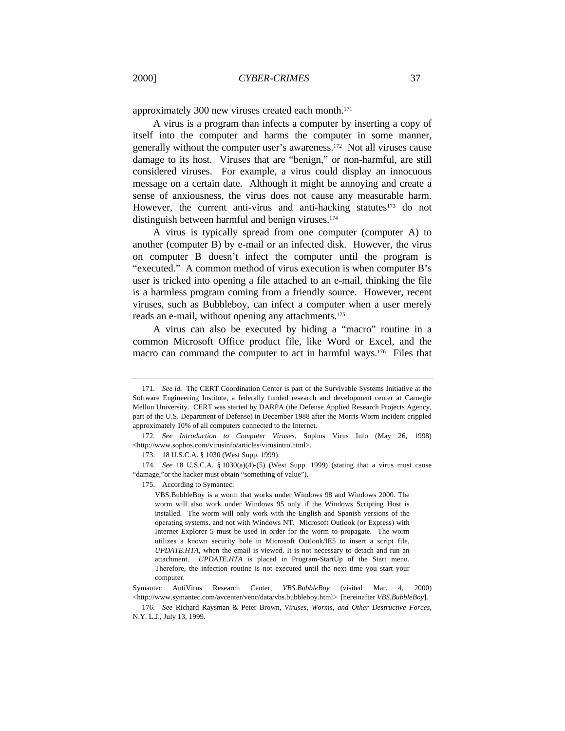approximately 300 new viruses created each month.[171]

A virus is a program than infects a computer by inserting a copy of itself into the computer and harms the computer in some manner, generally without the computer user's awareness.[172] Not all viruses cause damage to its host. Viruses that are "benign," or non-harmful, are still considered viruses. For example, a virus could display an innocuous message on a certain date. Although it might be annoying and create a sense of anxiousness, the virus does not cause any measurable harm. However, the current anti-virus and anti-hacking statutes[173] do not distinguish between harmful and benign viruses.[174]

A virus is typically spread from one computer (computer A) to another (computer B) by e-mail or an infected disk. However, the virus on computer B doesn't infect the computer until the program is "executed." A common method of virus execution is when computer B's user is tricked into opening a file attached to an e-mail, thinking the file is a harmless program coming from a friendly source. However, recent viruses, such as Bubbleboy, can infect a computer when a user merely reads an e-mail, without opening any attachments.[175]

A virus can also be executed by hiding a "macro" routine in a common Microsoft Office product file, like Word or Excel, and the macro can command the computer to act in harmful ways.[176] Files that

---

171. *See id.* The CERT Coordination Center is part of the Survivable Systems Initiative at the Software Engineering Institute, a federally funded research and development center at Carnegie Mellon University. CERT was started by DARPA (the Defense Applied Research Projects Agency, part of the U.S. Department of Defense) in December 1988 after the Morris Worm incident crippled approximately 10% of all computers connected to the Internet.

172. *See Introduction to Computer Viruses*, Sophos Virus Info (May 26, 1998) <http://www.sophos.com/virusinfo/articles/virusintro.html>.

173. 18 U.S.C.A. § 1030 (West Supp. 1999).

174. *See* 18 U.S.C.A. § 1030(a)(4)-(5) (West Supp. 1999) (stating that a virus must cause "damage,"or the hacker must obtain "something of value").

175. According to Symantec:

> VBS.BubbleBoy is a worm that works under Windows 98 and Windows 2000. The worm will also work under Windows 95 only if the Windows Scripting Host is installed. The worm will only work with the English and Spanish versions of the operating systems, and not with Windows NT. Microsoft Outlook (or Express) with Internet Explorer 5 must be used in order for the worm to propagate. The worm utilizes a known security hole in Microsoft Outlook/IE5 to insert a script file, *UPDATE.HTA*, when the email is viewed. It is not necessary to detach and run an attachment. *UPDATE.HTA* is placed in Program-StartUp of the Start menu. Therefore, the infection routine is not executed until the next time you start your computer.

Symantec AntiVirus Research Center, *VBS.BubbleBoy* (visited Mar. 4, 2000) <http://www.symantec.com/avcenter/venc/data/vbs.bubbleboy.html> [hereinafter *VBS.BubbleBoy*].

176. *See* Richard Raysman & Peter Brown, *Viruses, Worms, and Other Destructive Forces*, N.Y. L.J., July 13, 1999.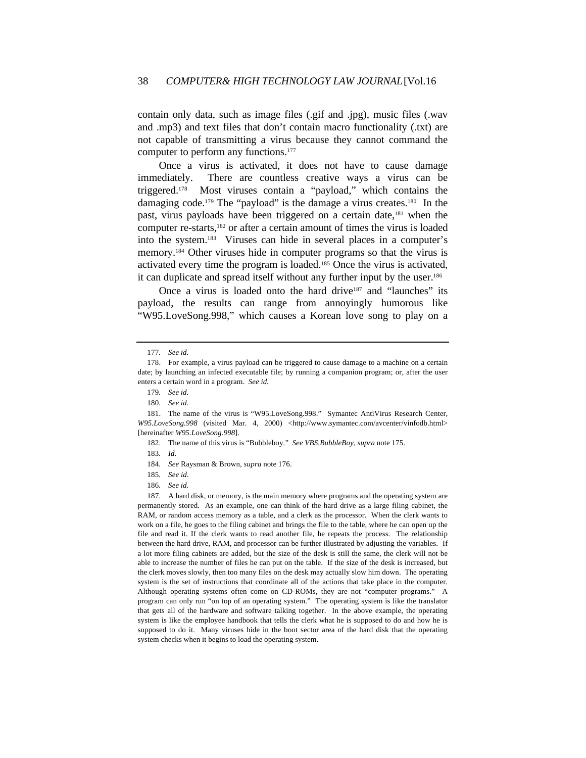contain only data, such as image files (.gif and .jpg), music files (.wav and .mp3) and text files that don't contain macro functionality (.txt) are not capable of transmitting a virus because they cannot command the computer to perform any functions.[177]

Once a virus is activated, it does not have to cause damage immediately. There are countless creative ways a virus can be triggered.[178] Most viruses contain a "payload," which contains the damaging code.[179] The "payload" is the damage a virus creates.[180] In the past, virus payloads have been triggered on a certain date,[181] when the computer re-starts,[182] or after a certain amount of times the virus is loaded into the system.[183] Viruses can hide in several places in a computer's memory.[184] Other viruses hide in computer programs so that the virus is activated every time the program is loaded.[185] Once the virus is activated, it can duplicate and spread itself without any further input by the user.[186]

Once a virus is loaded onto the hard drive[187] and "launches" its payload, the results can range from annoyingly humorous like "W95.LoveSong.998," which causes a Korean love song to play on a

---

177. *See id.*

178. For example, a virus payload can be triggered to cause damage to a machine on a certain date; by launching an infected executable file; by running a companion program; or, after the user enters a certain word in a program. *See id.*

179. *See id.*

180. *See id.*

181. The name of the virus is "W95.LoveSong.998." Symantec AntiVirus Research Center, *W95.LoveSong.998* (visited Mar. 4, 2000) <http://www.symantec.com/avcenter/vinfodb.html> [hereinafter *W95.LoveSong.998*].

182. The name of this virus is "Bubbleboy." *See VBS.BubbleBoy*, *supra* note 175.

183. *Id.*

184. *See* Raysman & Brown, *supra* note 176.

185. *See id*.

186. *See id.*

187. A hard disk, or memory, is the main memory where programs and the operating system are permanently stored. As an example, one can think of the hard drive as a large filing cabinet, the RAM, or random access memory as a table, and a clerk as the processor. When the clerk wants to work on a file, he goes to the filing cabinet and brings the file to the table, where he can open up the file and read it. If the clerk wants to read another file, he repeats the process. The relationship between the hard drive, RAM, and processor can be further illustrated by adjusting the variables. If a lot more filing cabinets are added, but the size of the desk is still the same, the clerk will not be able to increase the number of files he can put on the table. If the size of the desk is increased, but the clerk moves slowly, then too many files on the desk may actually slow him down. The operating system is the set of instructions that coordinate all of the actions that take place in the computer. Although operating systems often come on CD-ROMs, they are not "computer programs." A program can only run "on top of an operating system." The operating system is like the translator that gets all of the hardware and software talking together. In the above example, the operating system is like the employee handbook that tells the clerk what he is supposed to do and how he is supposed to do it. Many viruses hide in the boot sector area of the hard disk that the operating system checks when it begins to load the operating system.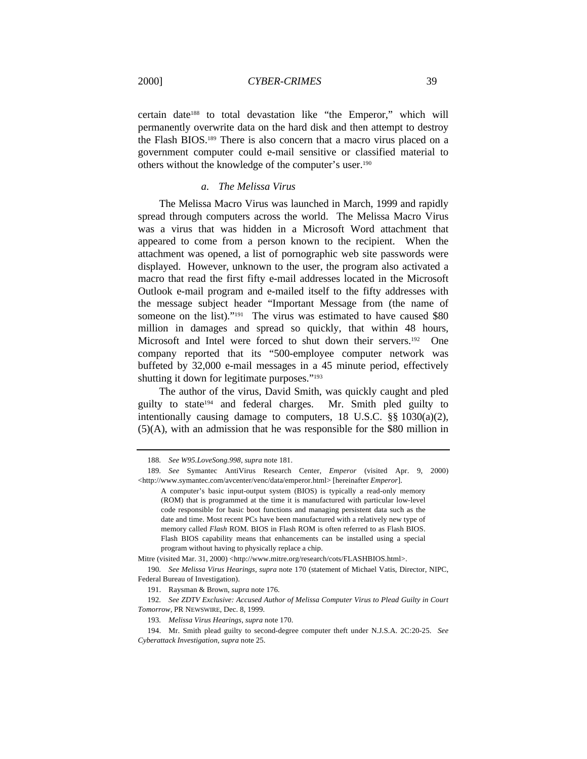certain date[188] to total devastation like "the Emperor," which will permanently overwrite data on the hard disk and then attempt to destroy the Flash BIOS.[189] There is also concern that a macro virus placed on a government computer could e-mail sensitive or classified material to others without the knowledge of the computer's user.[190]

#### *a. The Melissa Virus*

The Melissa Macro Virus was launched in March, 1999 and rapidly spread through computers across the world. The Melissa Macro Virus was a virus that was hidden in a Microsoft Word attachment that appeared to come from a person known to the recipient. When the attachment was opened, a list of pornographic web site passwords were displayed. However, unknown to the user, the program also activated a macro that read the first fifty e-mail addresses located in the Microsoft Outlook e-mail program and e-mailed itself to the fifty addresses with the message subject header "Important Message from (the name of someone on the list)."[191] The virus was estimated to have caused $80 million in damages and spread so quickly, that within 48 hours, Microsoft and Intel were forced to shut down their servers.[192] One company reported that its "500-employee computer network was buffeted by 32,000 e-mail messages in a 45 minute period, effectively shutting it down for legitimate purposes."[193]

The author of the virus, David Smith, was quickly caught and pled guilty to state[194] and federal charges. Mr. Smith pled guilty to intentionally causing damage to computers, 18 U.S.C. §§ 1030(a)(2), (5)(A), with an admission that he was responsible for the $80 million in

---

188. *See W95.LoveSong.998*, *supra* note 181.

189. *See* Symantec AntiVirus Research Center, *Emperor* (visited Apr. 9, 2000) <http://www.symantec.com/avcenter/venc/data/emperor.html> [hereinafter *Emperor*].

> A computer's basic input-output system (BIOS) is typically a read-only memory (ROM) that is programmed at the time it is manufactured with particular low-level code responsible for basic boot functions and managing persistent data such as the date and time. Most recent PCs have been manufactured with a relatively new type of memory called *Flash* ROM. BIOS in Flash ROM is often referred to as Flash BIOS. Flash BIOS capability means that enhancements can be installed using a special program without having to physically replace a chip.

Mitre (visited Mar. 31, 2000) <http://www.mitre.org/research/cots/FLASHBIOS.html>.

190. *See Melissa Virus Hearings*, *supra* note 170 (statement of Michael Vatis, Director, NIPC, Federal Bureau of Investigation).

191. Raysman & Brown, *supra* note 176.

192. *See ZDTV Exclusive: Accused Author of Melissa Computer Virus to Plead Guilty in Court Tomorrow*, PR NEWSWIRE, Dec. 8, 1999.

193. *Melissa Virus Hearings*, *supra* note 170.

194. Mr. Smith plead guilty to second-degree computer theft under N.J.S.A. 2C:20-25. *See Cyberattack Investigation*, *supra* note 25.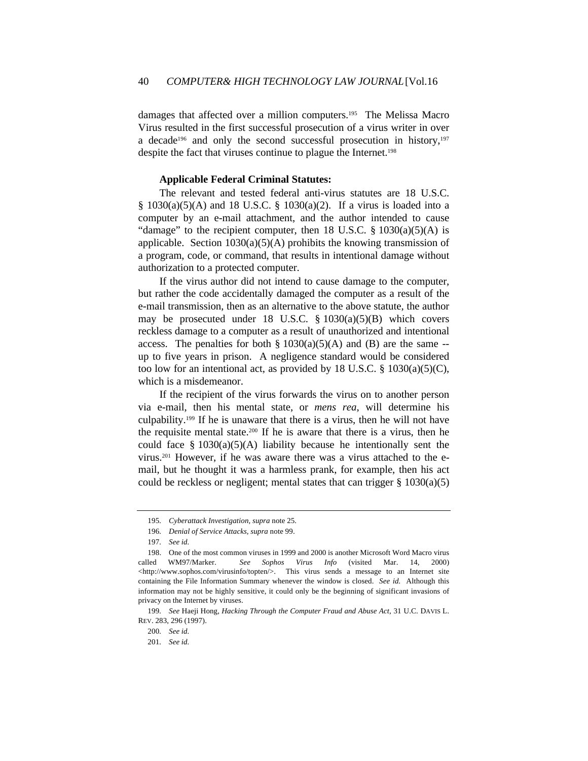damages that affected over a million computers.[195] The Melissa Macro Virus resulted in the first successful prosecution of a virus writer in over a decade[196] and only the second successful prosecution in history,[197] despite the fact that viruses continue to plague the Internet.[198]

**Applicable Federal Criminal Statutes:**

The relevant and tested federal anti-virus statutes are 18 U.S.C. § 1030(a)(5)(A) and 18 U.S.C. § 1030(a)(2). If a virus is loaded into a computer by an e-mail attachment, and the author intended to cause "damage" to the recipient computer, then 18 U.S.C. § 1030(a)(5)(A) is applicable. Section 1030(a)(5)(A) prohibits the knowing transmission of a program, code, or command, that results in intentional damage without authorization to a protected computer.

If the virus author did not intend to cause damage to the computer, but rather the code accidentally damaged the computer as a result of the e-mail transmission, then as an alternative to the above statute, the author may be prosecuted under 18 U.S.C. § 1030(a)(5)(B) which covers reckless damage to a computer as a result of unauthorized and intentional access. The penalties for both § 1030(a)(5)(A) and (B) are the same -- up to five years in prison. A negligence standard would be considered too low for an intentional act, as provided by 18 U.S.C. § 1030(a)(5)(C), which is a misdemeanor.

If the recipient of the virus forwards the virus on to another person via e-mail, then his mental state, or *mens rea*, will determine his culpability.[199] If he is unaware that there is a virus, then he will not have the requisite mental state.[200] If he is aware that there is a virus, then he could face § 1030(a)(5)(A) liability because he intentionally sent the virus.[201] However, if he was aware there was a virus attached to the e-mail, but he thought it was a harmless prank, for example, then his act could be reckless or negligent; mental states that can trigger § 1030(a)(5)

---

195. *Cyberattack Investigation, supra* note 25.

196. *Denial of Service Attacks, supra* note 99.

197. *See id.*

198. One of the most common viruses in 1999 and 2000 is another Microsoft Word Macro virus called WM97/Marker. *See Sophos Virus Info* (visited Mar. 14, 2000) <http://www.sophos.com/virusinfo/topten/>. This virus sends a message to an Internet site containing the File Information Summary whenever the window is closed. *See id.* Although this information may not be highly sensitive, it could only be the beginning of significant invasions of privacy on the Internet by viruses.

199. *See* Haeji Hong, *Hacking Through the Computer Fraud and Abuse Act*, 31 U.C. DAVIS L. REV. 283, 296 (1997).

200. *See id.*

201. *See id.*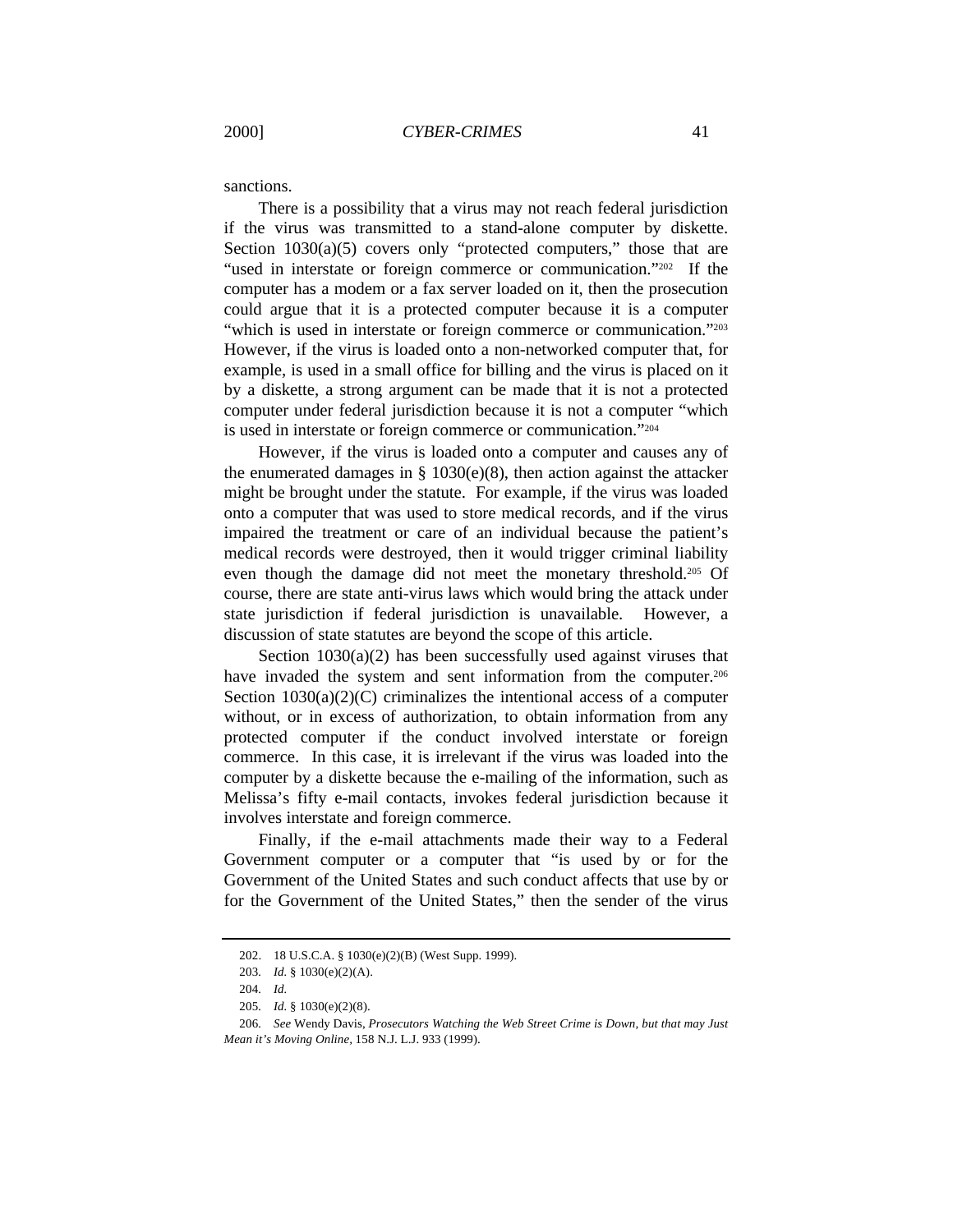sanctions.

There is a possibility that a virus may not reach federal jurisdiction if the virus was transmitted to a stand-alone computer by diskette. Section 1030(a)(5) covers only "protected computers," those that are "used in interstate or foreign commerce or communication."[202] If the computer has a modem or a fax server loaded on it, then the prosecution could argue that it is a protected computer because it is a computer "which is used in interstate or foreign commerce or communication."[203] However, if the virus is loaded onto a non-networked computer that, for example, is used in a small office for billing and the virus is placed on it by a diskette, a strong argument can be made that it is not a protected computer under federal jurisdiction because it is not a computer "which is used in interstate or foreign commerce or communication."[204]

However, if the virus is loaded onto a computer and causes any of the enumerated damages in § 1030(e)(8), then action against the attacker might be brought under the statute. For example, if the virus was loaded onto a computer that was used to store medical records, and if the virus impaired the treatment or care of an individual because the patient's medical records were destroyed, then it would trigger criminal liability even though the damage did not meet the monetary threshold.[205] Of course, there are state anti-virus laws which would bring the attack under state jurisdiction if federal jurisdiction is unavailable. However, a discussion of state statutes are beyond the scope of this article.

Section 1030(a)(2) has been successfully used against viruses that have invaded the system and sent information from the computer.[206] Section 1030(a)(2)(C) criminalizes the intentional access of a computer without, or in excess of authorization, to obtain information from any protected computer if the conduct involved interstate or foreign commerce. In this case, it is irrelevant if the virus was loaded into the computer by a diskette because the e-mailing of the information, such as Melissa's fifty e-mail contacts, invokes federal jurisdiction because it involves interstate and foreign commerce.

Finally, if the e-mail attachments made their way to a Federal Government computer or a computer that "is used by or for the Government of the United States and such conduct affects that use by or for the Government of the United States," then the sender of the virus

---

202. 18 U.S.C.A. § 1030(e)(2)(B) (West Supp. 1999).

203. *Id.* § 1030(e)(2)(A).

204. *Id.*

205. *Id.* § 1030(e)(2)(8).

206. *See* Wendy Davis, *Prosecutors Watching the Web Street Crime is Down, but that may Just Mean it's Moving Online*, 158 N.J. L.J. 933 (1999).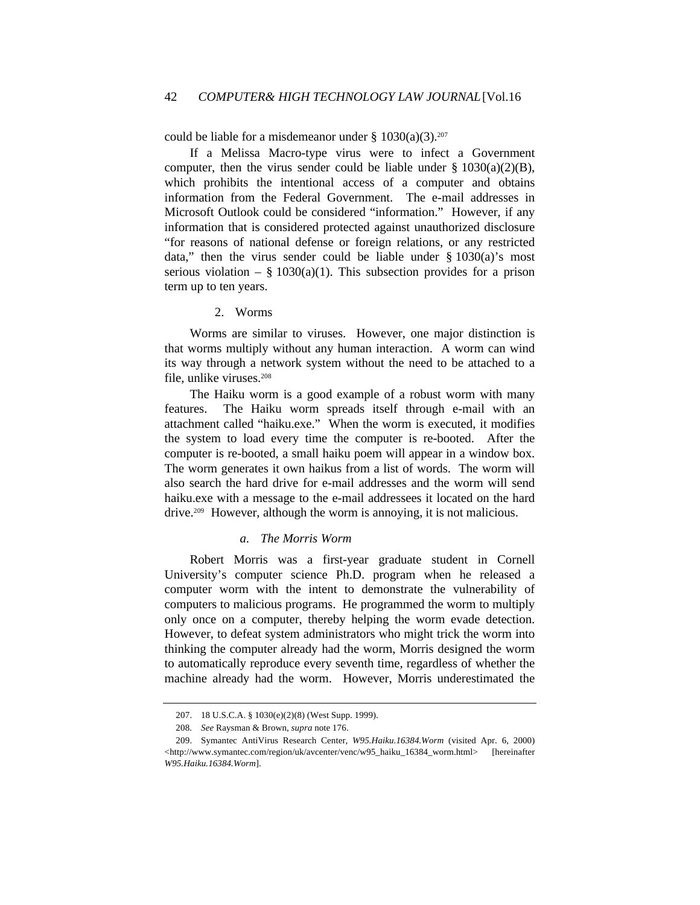could be liable for a misdemeanor under § 1030(a)(3).[207]

If a Melissa Macro-type virus were to infect a Government computer, then the virus sender could be liable under § 1030(a)(2)(B), which prohibits the intentional access of a computer and obtains information from the Federal Government. The e-mail addresses in Microsoft Outlook could be considered "information." However, if any information that is considered protected against unauthorized disclosure "for reasons of national defense or foreign relations, or any restricted data," then the virus sender could be liable under § 1030(a)'s most serious violation – § 1030(a)(1). This subsection provides for a prison term up to ten years.

### 2. Worms

Worms are similar to viruses. However, one major distinction is that worms multiply without any human interaction. A worm can wind its way through a network system without the need to be attached to a file, unlike viruses.[208]

The Haiku worm is a good example of a robust worm with many features. The Haiku worm spreads itself through e-mail with an attachment called "haiku.exe." When the worm is executed, it modifies the system to load every time the computer is re-booted. After the computer is re-booted, a small haiku poem will appear in a window box. The worm generates it own haikus from a list of words. The worm will also search the hard drive for e-mail addresses and the worm will send haiku.exe with a message to the e-mail addressees it located on the hard drive.[209] However, although the worm is annoying, it is not malicious.

#### *a. The Morris Worm*

Robert Morris was a first-year graduate student in Cornell University's computer science Ph.D. program when he released a computer worm with the intent to demonstrate the vulnerability of computers to malicious programs. He programmed the worm to multiply only once on a computer, thereby helping the worm evade detection. However, to defeat system administrators who might trick the worm into thinking the computer already had the worm, Morris designed the worm to automatically reproduce every seventh time, regardless of whether the machine already had the worm. However, Morris underestimated the

---

207. 18 U.S.C.A. § 1030(e)(2)(8) (West Supp. 1999).

208. *See* Raysman & Brown, *supra* note 176.

209. Symantec AntiVirus Research Center, *W95.Haiku.16384.Worm* (visited Apr. 6, 2000) <http://www.symantec.com/region/uk/avcenter/venc/w95_haiku_16384_worm.html> [hereinafter *W95.Haiku.16384.Worm*].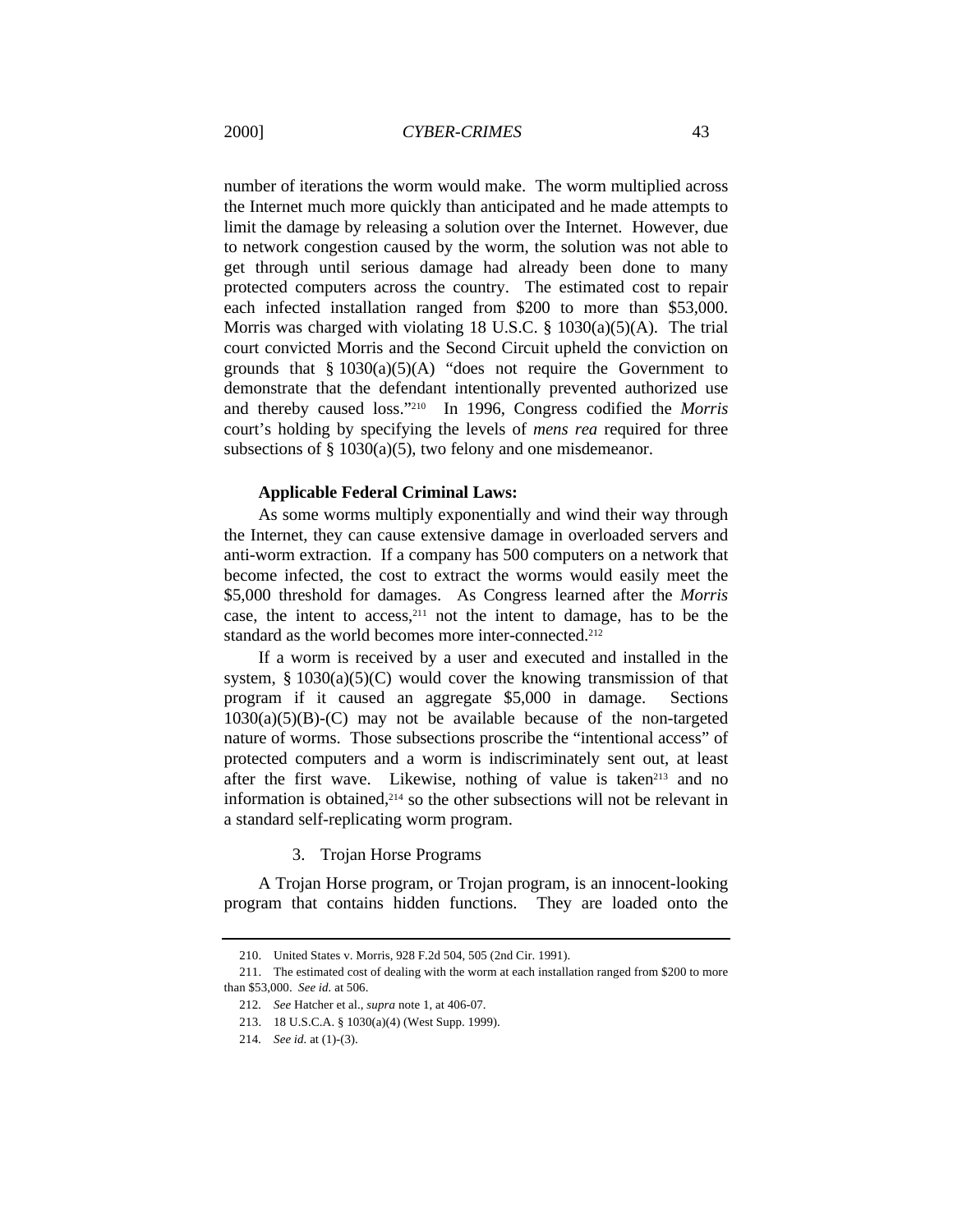number of iterations the worm would make. The worm multiplied across the Internet much more quickly than anticipated and he made attempts to limit the damage by releasing a solution over the Internet. However, due to network congestion caused by the worm, the solution was not able to get through until serious damage had already been done to many protected computers across the country. The estimated cost to repair each infected installation ranged from $200 to more than $53,000. Morris was charged with violating 18 U.S.C. § 1030(a)(5)(A). The trial court convicted Morris and the Second Circuit upheld the conviction on grounds that § 1030(a)(5)(A) "does not require the Government to demonstrate that the defendant intentionally prevented authorized use and thereby caused loss."[210] In 1996, Congress codified the *Morris* court's holding by specifying the levels of *mens rea* required for three subsections of § 1030(a)(5), two felony and one misdemeanor.

**Applicable Federal Criminal Laws:**

As some worms multiply exponentially and wind their way through the Internet, they can cause extensive damage in overloaded servers and anti-worm extraction. If a company has 500 computers on a network that become infected, the cost to extract the worms would easily meet the $5,000 threshold for damages. As Congress learned after the *Morris* case, the intent to access,[211] not the intent to damage, has to be the standard as the world becomes more inter-connected.[212]

If a worm is received by a user and executed and installed in the system, § 1030(a)(5)(C) would cover the knowing transmission of that program if it caused an aggregate $5,000 in damage. Sections 1030(a)(5)(B)-(C) may not be available because of the non-targeted nature of worms. Those subsections proscribe the "intentional access" of protected computers and a worm is indiscriminately sent out, at least after the first wave. Likewise, nothing of value is taken[213] and no information is obtained,[214] so the other subsections will not be relevant in a standard self-replicating worm program.

3. Trojan Horse Programs

A Trojan Horse program, or Trojan program, is an innocent-looking program that contains hidden functions. They are loaded onto the

---

210. United States v. Morris, 928 F.2d 504, 505 (2nd Cir. 1991).

211. The estimated cost of dealing with the worm at each installation ranged from $200 to more than $53,000. *See id.* at 506.

212. *See* Hatcher et al., *supra* note 1, at 406-07.

213. 18 U.S.C.A. § 1030(a)(4) (West Supp. 1999).

214. *See id.* at (1)-(3).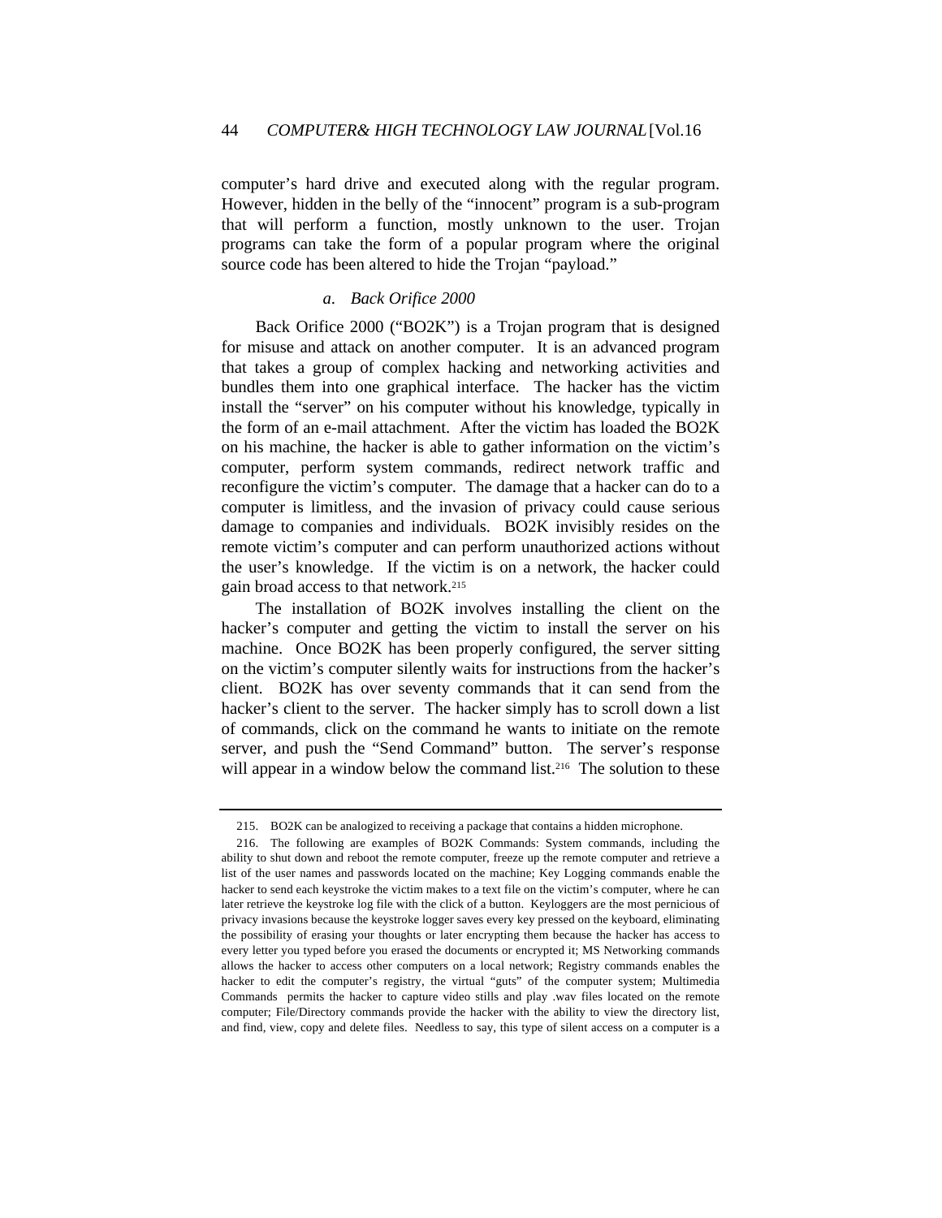computer's hard drive and executed along with the regular program. However, hidden in the belly of the "innocent" program is a sub-program that will perform a function, mostly unknown to the user. Trojan programs can take the form of a popular program where the original source code has been altered to hide the Trojan "payload."

#### *a. Back Orifice 2000*

Back Orifice 2000 ("BO2K") is a Trojan program that is designed for misuse and attack on another computer. It is an advanced program that takes a group of complex hacking and networking activities and bundles them into one graphical interface. The hacker has the victim install the "server" on his computer without his knowledge, typically in the form of an e-mail attachment. After the victim has loaded the BO2K on his machine, the hacker is able to gather information on the victim's computer, perform system commands, redirect network traffic and reconfigure the victim's computer. The damage that a hacker can do to a computer is limitless, and the invasion of privacy could cause serious damage to companies and individuals. BO2K invisibly resides on the remote victim's computer and can perform unauthorized actions without the user's knowledge. If the victim is on a network, the hacker could gain broad access to that network.[215]

The installation of BO2K involves installing the client on the hacker's computer and getting the victim to install the server on his machine. Once BO2K has been properly configured, the server sitting on the victim's computer silently waits for instructions from the hacker's client. BO2K has over seventy commands that it can send from the hacker's client to the server. The hacker simply has to scroll down a list of commands, click on the command he wants to initiate on the remote server, and push the "Send Command" button. The server's response will appear in a window below the command list.[216] The solution to these

---

215. BO2K can be analogized to receiving a package that contains a hidden microphone.

216. The following are examples of BO2K Commands: System commands, including the ability to shut down and reboot the remote computer, freeze up the remote computer and retrieve a list of the user names and passwords located on the machine; Key Logging commands enable the hacker to send each keystroke the victim makes to a text file on the victim's computer, where he can later retrieve the keystroke log file with the click of a button. Keyloggers are the most pernicious of privacy invasions because the keystroke logger saves every key pressed on the keyboard, eliminating the possibility of erasing your thoughts or later encrypting them because the hacker has access to every letter you typed before you erased the documents or encrypted it; MS Networking commands allows the hacker to access other computers on a local network; Registry commands enables the hacker to edit the computer's registry, the virtual "guts" of the computer system; Multimedia Commands permits the hacker to capture video stills and play .wav files located on the remote computer; File/Directory commands provide the hacker with the ability to view the directory list, and find, view, copy and delete files. Needless to say, this type of silent access on a computer is a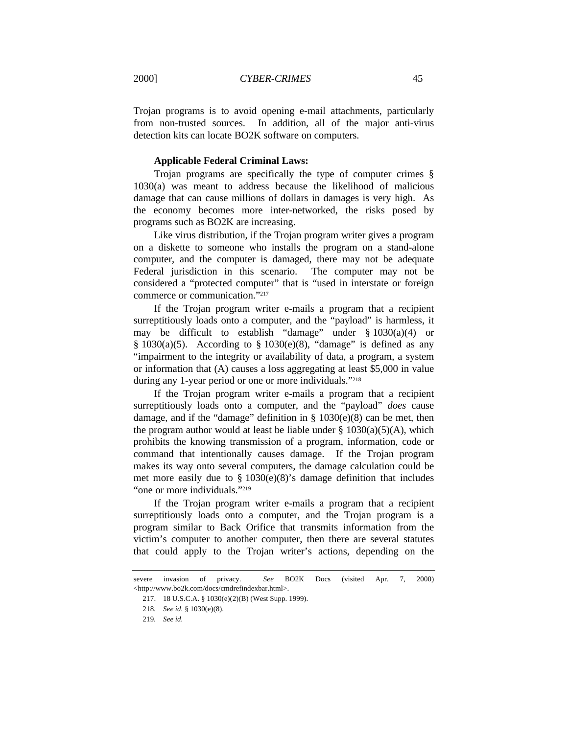Trojan programs is to avoid opening e-mail attachments, particularly from non-trusted sources. In addition, all of the major anti-virus detection kits can locate BO2K software on computers.

**Applicable Federal Criminal Laws:**

Trojan programs are specifically the type of computer crimes § 1030(a) was meant to address because the likelihood of malicious damage that can cause millions of dollars in damages is very high. As the economy becomes more inter-networked, the risks posed by programs such as BO2K are increasing.

Like virus distribution, if the Trojan program writer gives a program on a diskette to someone who installs the program on a stand-alone computer, and the computer is damaged, there may not be adequate Federal jurisdiction in this scenario. The computer may not be considered a "protected computer" that is "used in interstate or foreign commerce or communication."[217]

If the Trojan program writer e-mails a program that a recipient surreptitiously loads onto a computer, and the "payload" is harmless, it may be difficult to establish "damage" under § 1030(a)(4) or § 1030(a)(5). According to § 1030(e)(8), "damage" is defined as any "impairment to the integrity or availability of data, a program, a system or information that (A) causes a loss aggregating at least $5,000 in value during any 1-year period or one or more individuals."[218]

If the Trojan program writer e-mails a program that a recipient surreptitiously loads onto a computer, and the "payload" *does* cause damage, and if the "damage" definition in § 1030(e)(8) can be met, then the program author would at least be liable under § 1030(a)(5)(A), which prohibits the knowing transmission of a program, information, code or command that intentionally causes damage. If the Trojan program makes its way onto several computers, the damage calculation could be met more easily due to § 1030(e)(8)'s damage definition that includes "one or more individuals."[219]

If the Trojan program writer e-mails a program that a recipient surreptitiously loads onto a computer, and the Trojan program is a program similar to Back Orifice that transmits information from the victim's computer to another computer, then there are several statutes that could apply to the Trojan writer's actions, depending on the

---

severe invasion of privacy. *See* BO2K Docs (visited Apr. 7, 2000) <http://www.bo2k.com/docs/cmdrefindexbar.html>.

217. 18 U.S.C.A. § 1030(e)(2)(B) (West Supp. 1999).

218. *See id.* § 1030(e)(8).

219. *See id.*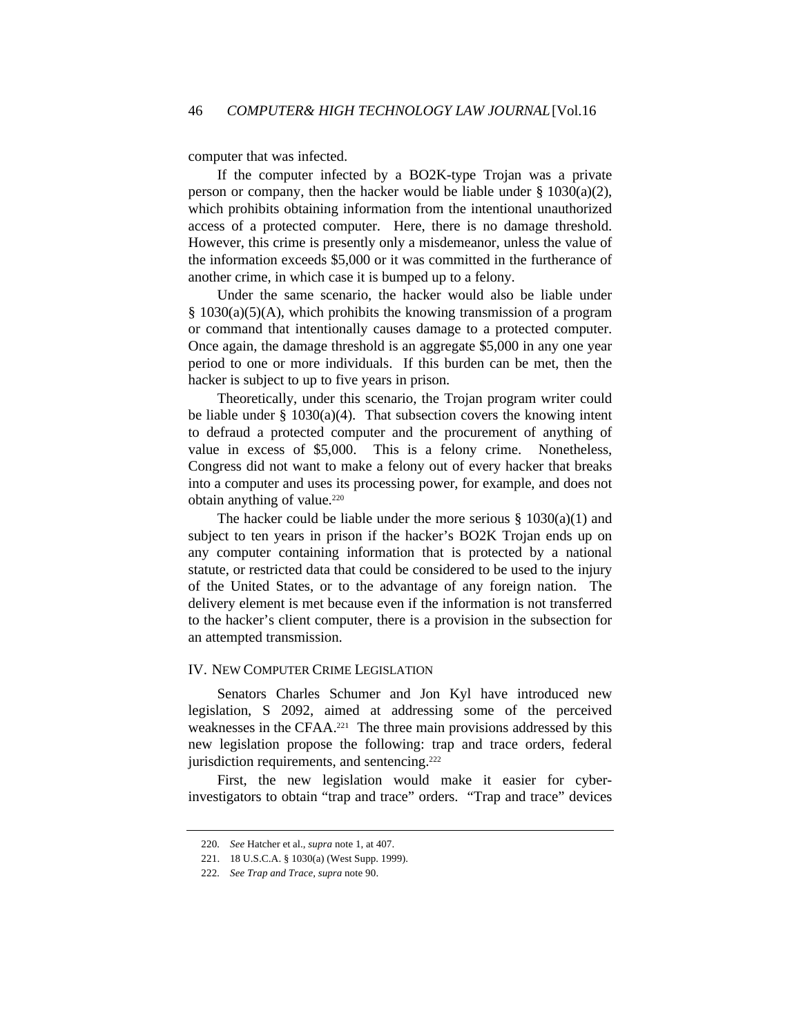computer that was infected.

If the computer infected by a BO2K-type Trojan was a private person or company, then the hacker would be liable under § 1030(a)(2), which prohibits obtaining information from the intentional unauthorized access of a protected computer. Here, there is no damage threshold. However, this crime is presently only a misdemeanor, unless the value of the information exceeds $5,000 or it was committed in the furtherance of another crime, in which case it is bumped up to a felony.

Under the same scenario, the hacker would also be liable under § 1030(a)(5)(A), which prohibits the knowing transmission of a program or command that intentionally causes damage to a protected computer. Once again, the damage threshold is an aggregate $5,000 in any one year period to one or more individuals. If this burden can be met, then the hacker is subject to up to five years in prison.

Theoretically, under this scenario, the Trojan program writer could be liable under § 1030(a)(4). That subsection covers the knowing intent to defraud a protected computer and the procurement of anything of value in excess of $5,000. This is a felony crime. Nonetheless, Congress did not want to make a felony out of every hacker that breaks into a computer and uses its processing power, for example, and does not obtain anything of value.[220]

The hacker could be liable under the more serious § 1030(a)(1) and subject to ten years in prison if the hacker's BO2K Trojan ends up on any computer containing information that is protected by a national statute, or restricted data that could be considered to be used to the injury of the United States, or to the advantage of any foreign nation. The delivery element is met because even if the information is not transferred to the hacker's client computer, there is a provision in the subsection for an attempted transmission.

## IV. NEW COMPUTER CRIME LEGISLATION

Senators Charles Schumer and Jon Kyl have introduced new legislation, S 2092, aimed at addressing some of the perceived weaknesses in the CFAA.[221] The three main provisions addressed by this new legislation propose the following: trap and trace orders, federal jurisdiction requirements, and sentencing.[222]

First, the new legislation would make it easier for cyber-investigators to obtain "trap and trace" orders. "Trap and trace" devices

---

220. *See* Hatcher et al., *supra* note 1, at 407.

221. 18 U.S.C.A. § 1030(a) (West Supp. 1999).

222. *See Trap and Trace*, *supra* note 90.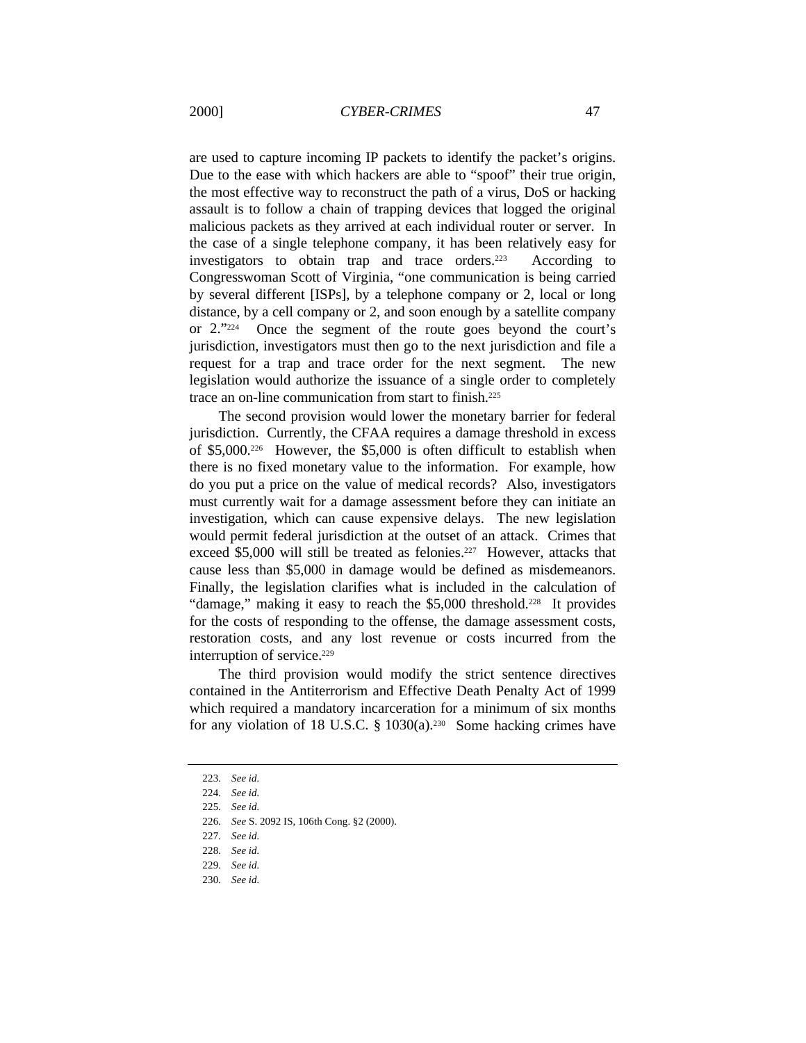are used to capture incoming IP packets to identify the packet's origins. Due to the ease with which hackers are able to "spoof" their true origin, the most effective way to reconstruct the path of a virus, DoS or hacking assault is to follow a chain of trapping devices that logged the original malicious packets as they arrived at each individual router or server. In the case of a single telephone company, it has been relatively easy for investigators to obtain trap and trace orders.[223] According to Congresswoman Scott of Virginia, "one communication is being carried by several different [ISPs], by a telephone company or 2, local or long distance, by a cell company or 2, and soon enough by a satellite company or 2."[224] Once the segment of the route goes beyond the court's jurisdiction, investigators must then go to the next jurisdiction and file a request for a trap and trace order for the next segment. The new legislation would authorize the issuance of a single order to completely trace an on-line communication from start to finish.[225]

The second provision would lower the monetary barrier for federal jurisdiction. Currently, the CFAA requires a damage threshold in excess of $5,000.[226] However, the $5,000 is often difficult to establish when there is no fixed monetary value to the information. For example, how do you put a price on the value of medical records? Also, investigators must currently wait for a damage assessment before they can initiate an investigation, which can cause expensive delays. The new legislation would permit federal jurisdiction at the outset of an attack. Crimes that exceed $5,000 will still be treated as felonies.[227] However, attacks that cause less than $5,000 in damage would be defined as misdemeanors. Finally, the legislation clarifies what is included in the calculation of "damage," making it easy to reach the $5,000 threshold.[228] It provides for the costs of responding to the offense, the damage assessment costs, restoration costs, and any lost revenue or costs incurred from the interruption of service.[229]

The third provision would modify the strict sentence directives contained in the Antiterrorism and Effective Death Penalty Act of 1999 which required a mandatory incarceration for a minimum of six months for any violation of 18 U.S.C. § 1030(a).[230] Some hacking crimes have

---

223. *See id.*

224. *See id.*

225. *See id.*

226. *See* S. 2092 IS, 106th Cong. §2 (2000).

227. *See id.*

228. *See id.*

229. *See id.*

230. *See id.*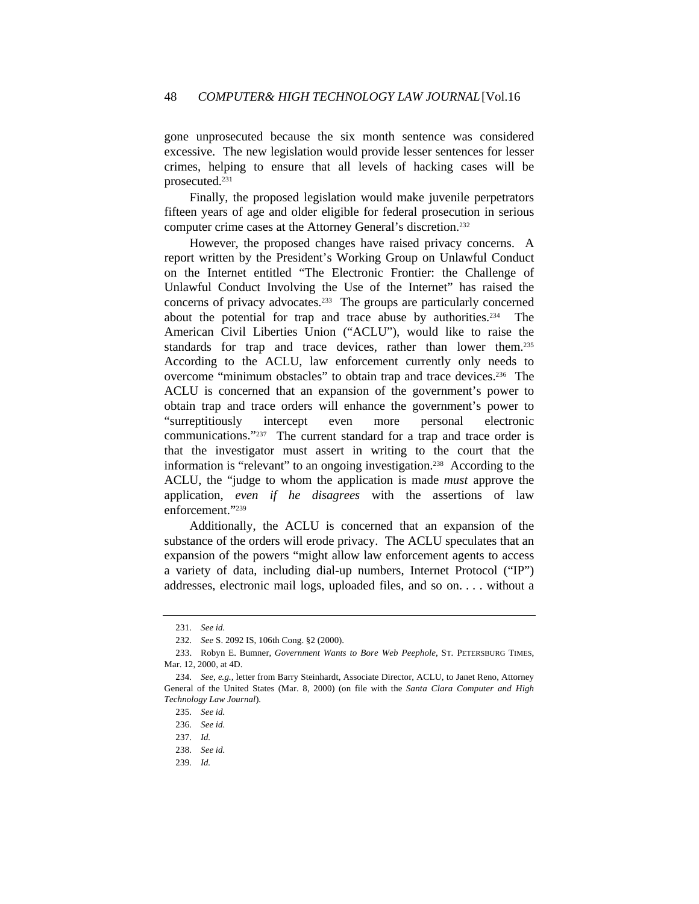gone unprosecuted because the six month sentence was considered excessive. The new legislation would provide lesser sentences for lesser crimes, helping to ensure that all levels of hacking cases will be prosecuted.[231]

Finally, the proposed legislation would make juvenile perpetrators fifteen years of age and older eligible for federal prosecution in serious computer crime cases at the Attorney General's discretion.[232]

However, the proposed changes have raised privacy concerns. A report written by the President's Working Group on Unlawful Conduct on the Internet entitled "The Electronic Frontier: the Challenge of Unlawful Conduct Involving the Use of the Internet" has raised the concerns of privacy advocates.[233] The groups are particularly concerned about the potential for trap and trace abuse by authorities.[234] The American Civil Liberties Union ("ACLU"), would like to raise the standards for trap and trace devices, rather than lower them.[235] According to the ACLU, law enforcement currently only needs to overcome "minimum obstacles" to obtain trap and trace devices.[236] The ACLU is concerned that an expansion of the government's power to obtain trap and trace orders will enhance the government's power to "surreptitiously intercept even more personal electronic communications."[237] The current standard for a trap and trace order is that the investigator must assert in writing to the court that the information is "relevant" to an ongoing investigation.[238] According to the ACLU, the "judge to whom the application is made *must* approve the application, *even if he disagrees* with the assertions of law enforcement."[239]

Additionally, the ACLU is concerned that an expansion of the substance of the orders will erode privacy. The ACLU speculates that an expansion of the powers "might allow law enforcement agents to access a variety of data, including dial-up numbers, Internet Protocol ("IP") addresses, electronic mail logs, uploaded files, and so on. . . . without a

---

231. *See id.*

232. *See* S. 2092 IS, 106th Cong. §2 (2000).

233. Robyn E. Bumner, *Government Wants to Bore Web Peephole*, ST. PETERSBURG TIMES, Mar. 12, 2000, at 4D.

234. *See, e.g.*, letter from Barry Steinhardt, Associate Director, ACLU, to Janet Reno, Attorney General of the United States (Mar. 8, 2000) (on file with the *Santa Clara Computer and High Technology Law Journal*).

235. *See id.*

236. *See id.*

237. *Id.*

238. *See id.*

239. *Id.*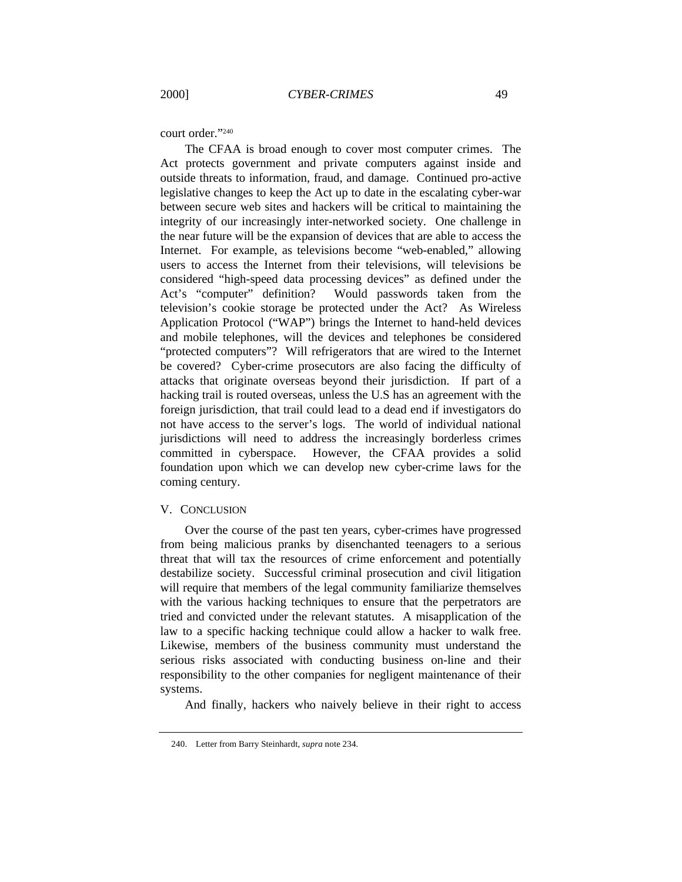court order."[240]

The CFAA is broad enough to cover most computer crimes. The Act protects government and private computers against inside and outside threats to information, fraud, and damage. Continued pro-active legislative changes to keep the Act up to date in the escalating cyber-war between secure web sites and hackers will be critical to maintaining the integrity of our increasingly inter-networked society. One challenge in the near future will be the expansion of devices that are able to access the Internet. For example, as televisions become "web-enabled," allowing users to access the Internet from their televisions, will televisions be considered "high-speed data processing devices" as defined under the Act's "computer" definition? Would passwords taken from the television's cookie storage be protected under the Act? As Wireless Application Protocol ("WAP") brings the Internet to hand-held devices and mobile telephones, will the devices and telephones be considered "protected computers"? Will refrigerators that are wired to the Internet be covered? Cyber-crime prosecutors are also facing the difficulty of attacks that originate overseas beyond their jurisdiction. If part of a hacking trail is routed overseas, unless the U.S has an agreement with the foreign jurisdiction, that trail could lead to a dead end if investigators do not have access to the server's logs. The world of individual national jurisdictions will need to address the increasingly borderless crimes committed in cyberspace. However, the CFAA provides a solid foundation upon which we can develop new cyber-crime laws for the coming century.

## V. CONCLUSION

Over the course of the past ten years, cyber-crimes have progressed from being malicious pranks by disenchanted teenagers to a serious threat that will tax the resources of crime enforcement and potentially destabilize society. Successful criminal prosecution and civil litigation will require that members of the legal community familiarize themselves with the various hacking techniques to ensure that the perpetrators are tried and convicted under the relevant statutes. A misapplication of the law to a specific hacking technique could allow a hacker to walk free. Likewise, members of the business community must understand the serious risks associated with conducting business on-line and their responsibility to the other companies for negligent maintenance of their systems.

And finally, hackers who naively believe in their right to access

240. Letter from Barry Steinhardt, *supra* note 234.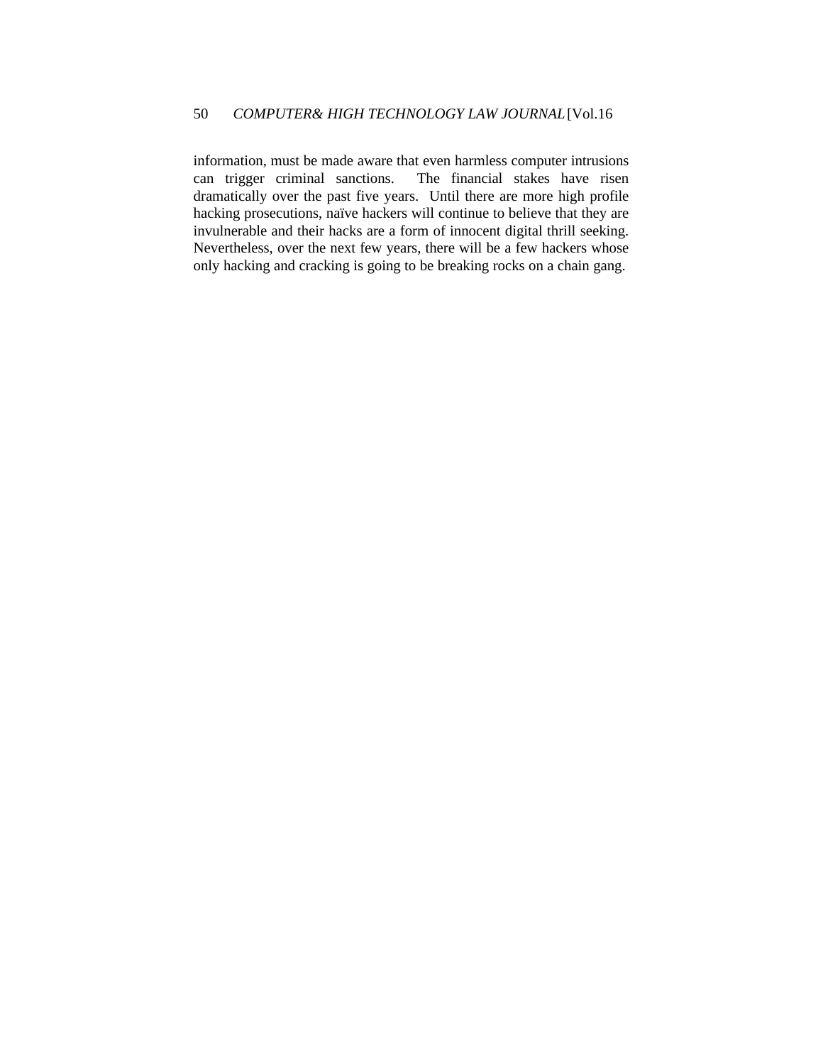information, must be made aware that even harmless computer intrusions can trigger criminal sanctions. The financial stakes have risen dramatically over the past five years. Until there are more high profile hacking prosecutions, naïve hackers will continue to believe that they are invulnerable and their hacks are a form of innocent digital thrill seeking. Nevertheless, over the next few years, there will be a few hackers whose only hacking and cracking is going to be breaking rocks on a chain gang.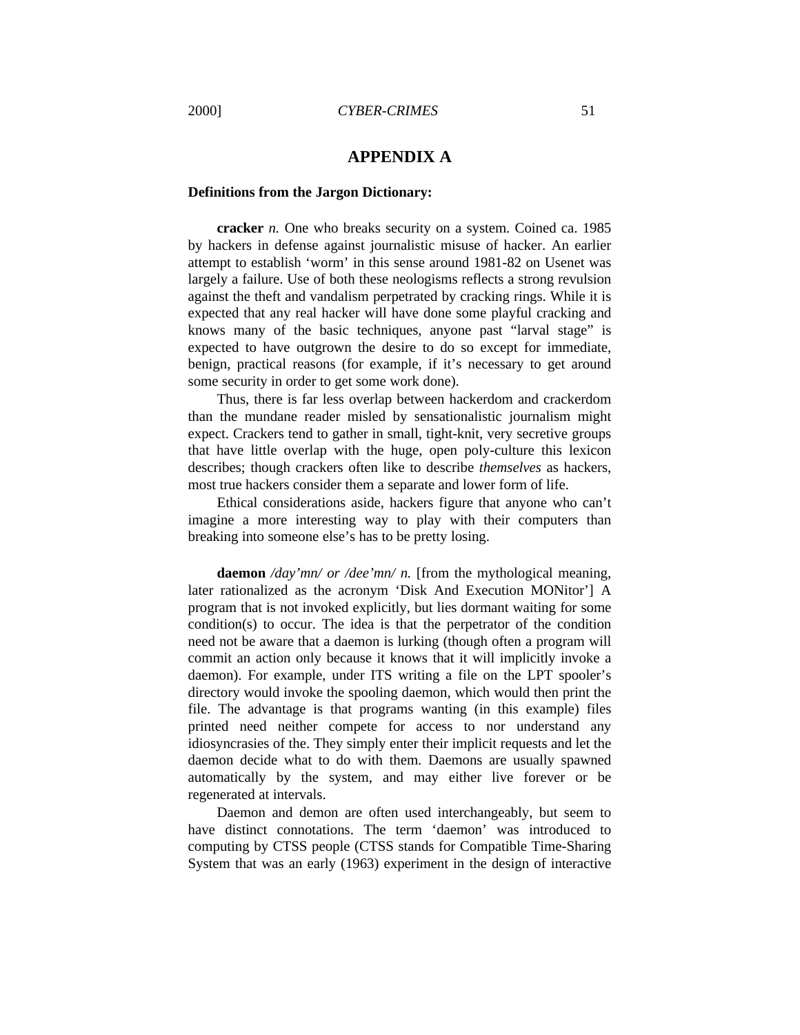## APPENDIX A

**Definitions from the Jargon Dictionary:**

**cracker** *n.* One who breaks security on a system. Coined ca. 1985 by hackers in defense against journalistic misuse of hacker. An earlier attempt to establish 'worm' in this sense around 1981-82 on Usenet was largely a failure. Use of both these neologisms reflects a strong revulsion against the theft and vandalism perpetrated by cracking rings. While it is expected that any real hacker will have done some playful cracking and knows many of the basic techniques, anyone past "larval stage" is expected to have outgrown the desire to do so except for immediate, benign, practical reasons (for example, if it's necessary to get around some security in order to get some work done).

Thus, there is far less overlap between hackerdom and crackerdom than the mundane reader misled by sensationalistic journalism might expect. Crackers tend to gather in small, tight-knit, very secretive groups that have little overlap with the huge, open poly-culture this lexicon describes; though crackers often like to describe *themselves* as hackers, most true hackers consider them a separate and lower form of life.

Ethical considerations aside, hackers figure that anyone who can't imagine a more interesting way to play with their computers than breaking into someone else's has to be pretty losing.

**daemon** */day'mn/ or /dee'mn/ n.* [from the mythological meaning, later rationalized as the acronym 'Disk And Execution MONitor'] A program that is not invoked explicitly, but lies dormant waiting for some condition(s) to occur. The idea is that the perpetrator of the condition need not be aware that a daemon is lurking (though often a program will commit an action only because it knows that it will implicitly invoke a daemon). For example, under ITS writing a file on the LPT spooler's directory would invoke the spooling daemon, which would then print the file. The advantage is that programs wanting (in this example) files printed need neither compete for access to nor understand any idiosyncrasies of the. They simply enter their implicit requests and let the daemon decide what to do with them. Daemons are usually spawned automatically by the system, and may either live forever or be regenerated at intervals.

Daemon and demon are often used interchangeably, but seem to have distinct connotations. The term 'daemon' was introduced to computing by CTSS people (CTSS stands for Compatible Time-Sharing System that was an early (1963) experiment in the design of interactive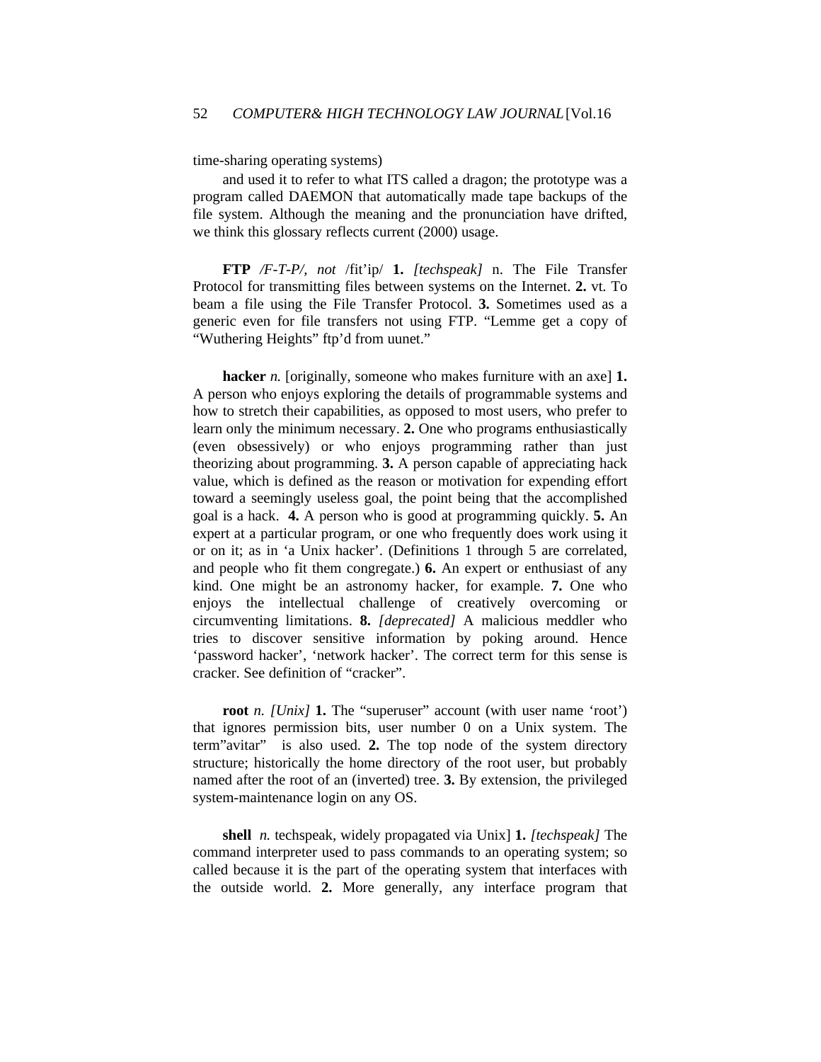time-sharing operating systems)

and used it to refer to what ITS called a dragon; the prototype was a program called DAEMON that automatically made tape backups of the file system. Although the meaning and the pronunciation have drifted, we think this glossary reflects current (2000) usage.

**FTP** */F-T-P/, not* /fit'ip/ **1.** *[techspeak]* n. The File Transfer Protocol for transmitting files between systems on the Internet. **2.** vt. To beam a file using the File Transfer Protocol. **3.** Sometimes used as a generic even for file transfers not using FTP. "Lemme get a copy of "Wuthering Heights" ftp'd from uunet."

**hacker** *n.* [originally, someone who makes furniture with an axe] **1.** A person who enjoys exploring the details of programmable systems and how to stretch their capabilities, as opposed to most users, who prefer to learn only the minimum necessary. **2.** One who programs enthusiastically (even obsessively) or who enjoys programming rather than just theorizing about programming. **3.** A person capable of appreciating hack value, which is defined as the reason or motivation for expending effort toward a seemingly useless goal, the point being that the accomplished goal is a hack. **4.** A person who is good at programming quickly. **5.** An expert at a particular program, or one who frequently does work using it or on it; as in 'a Unix hacker'. (Definitions 1 through 5 are correlated, and people who fit them congregate.) **6.** An expert or enthusiast of any kind. One might be an astronomy hacker, for example. **7.** One who enjoys the intellectual challenge of creatively overcoming or circumventing limitations. **8.** *[deprecated]* A malicious meddler who tries to discover sensitive information by poking around. Hence 'password hacker', 'network hacker'. The correct term for this sense is cracker. See definition of "cracker".

**root** *n. [Unix]* **1.** The "superuser" account (with user name 'root') that ignores permission bits, user number 0 on a Unix system. The term"avitar" is also used. **2.** The top node of the system directory structure; historically the home directory of the root user, but probably named after the root of an (inverted) tree. **3.** By extension, the privileged system-maintenance login on any OS.

**shell** *n.* techspeak, widely propagated via Unix] **1.** *[techspeak]* The command interpreter used to pass commands to an operating system; so called because it is the part of the operating system that interfaces with the outside world. **2.** More generally, any interface program that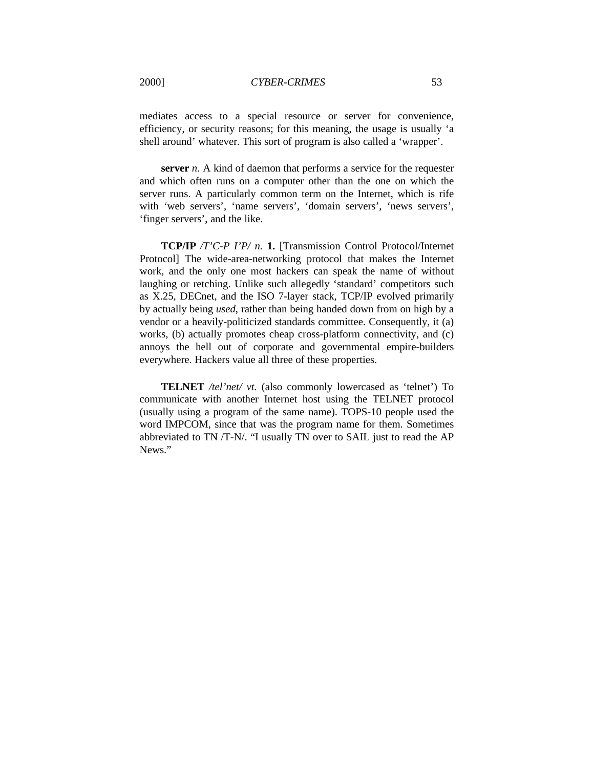mediates access to a special resource or server for convenience, efficiency, or security reasons; for this meaning, the usage is usually 'a shell around' whatever. This sort of program is also called a 'wrapper'.

**server** *n*. A kind of daemon that performs a service for the requester and which often runs on a computer other than the one on which the server runs. A particularly common term on the Internet, which is rife with 'web servers', 'name servers', 'domain servers', 'news servers', 'finger servers', and the like.

**TCP/IP** */T'C-P I'P/ n.* **1.** [Transmission Control Protocol/Internet Protocol] The wide-area-networking protocol that makes the Internet work, and the only one most hackers can speak the name of without laughing or retching. Unlike such allegedly 'standard' competitors such as X.25, DECnet, and the ISO 7-layer stack, TCP/IP evolved primarily by actually being *used*, rather than being handed down from on high by a vendor or a heavily-politicized standards committee. Consequently, it (a) works, (b) actually promotes cheap cross-platform connectivity, and (c) annoys the hell out of corporate and governmental empire-builders everywhere. Hackers value all three of these properties.

**TELNET** */tel'net/ vt.* (also commonly lowercased as 'telnet') To communicate with another Internet host using the TELNET protocol (usually using a program of the same name). TOPS-10 people used the word IMPCOM, since that was the program name for them. Sometimes abbreviated to TN /T-N/. "I usually TN over to SAIL just to read the AP News."